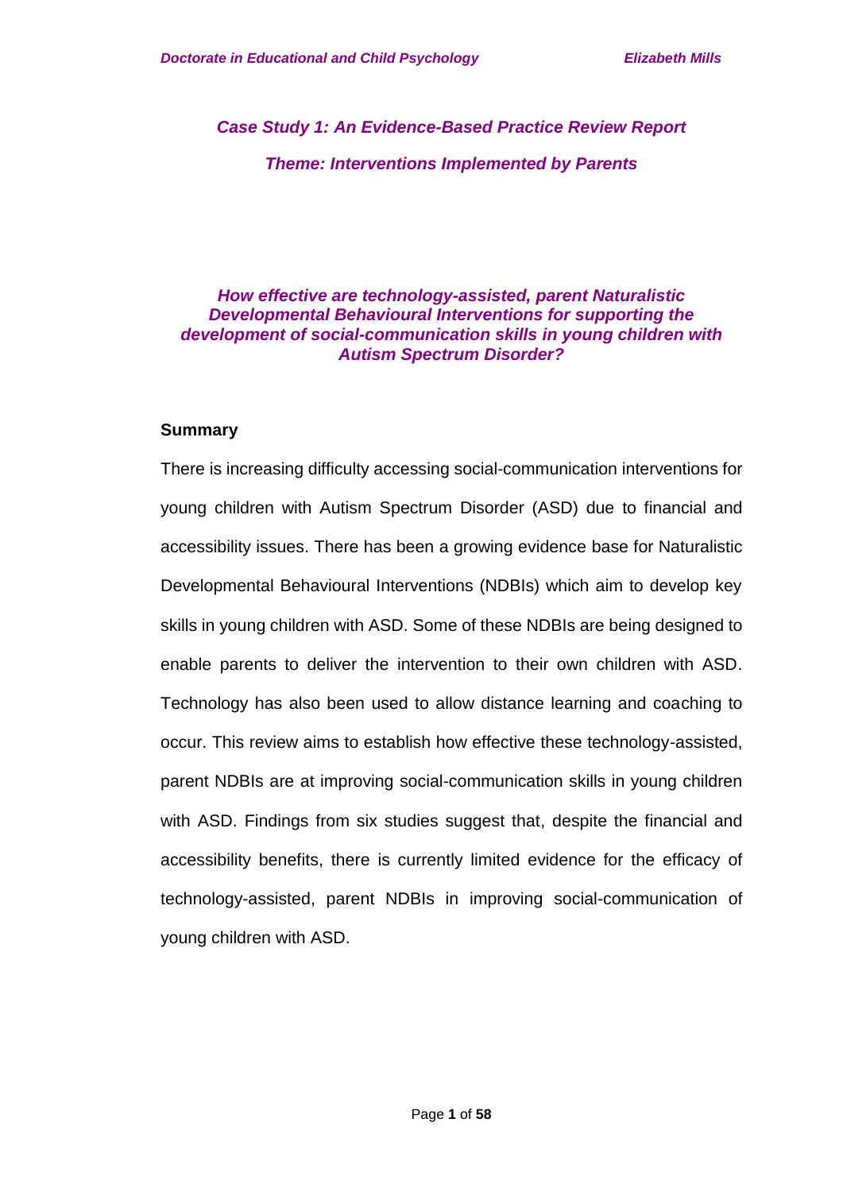*Case Study 1: An Evidence-Based Practice Review Report*

*Theme: Interventions Implemented by Parents*

# *How effective are technology-assisted, parent Naturalistic Developmental Behavioural Interventions for supporting the development of social-communication skills in young children with Autism Spectrum Disorder?*

## Summary

There is increasing difficulty accessing social-communication interventions for young children with Autism Spectrum Disorder (ASD) due to financial and accessibility issues. There has been a growing evidence base for Naturalistic Developmental Behavioural Interventions (NDBIs) which aim to develop key skills in young children with ASD. Some of these NDBIs are being designed to enable parents to deliver the intervention to their own children with ASD. Technology has also been used to allow distance learning and coaching to occur. This review aims to establish how effective these technology-assisted, parent NDBIs are at improving social-communication skills in young children with ASD. Findings from six studies suggest that, despite the financial and accessibility benefits, there is currently limited evidence for the efficacy of technology-assisted, parent NDBIs in improving social-communication of young children with ASD.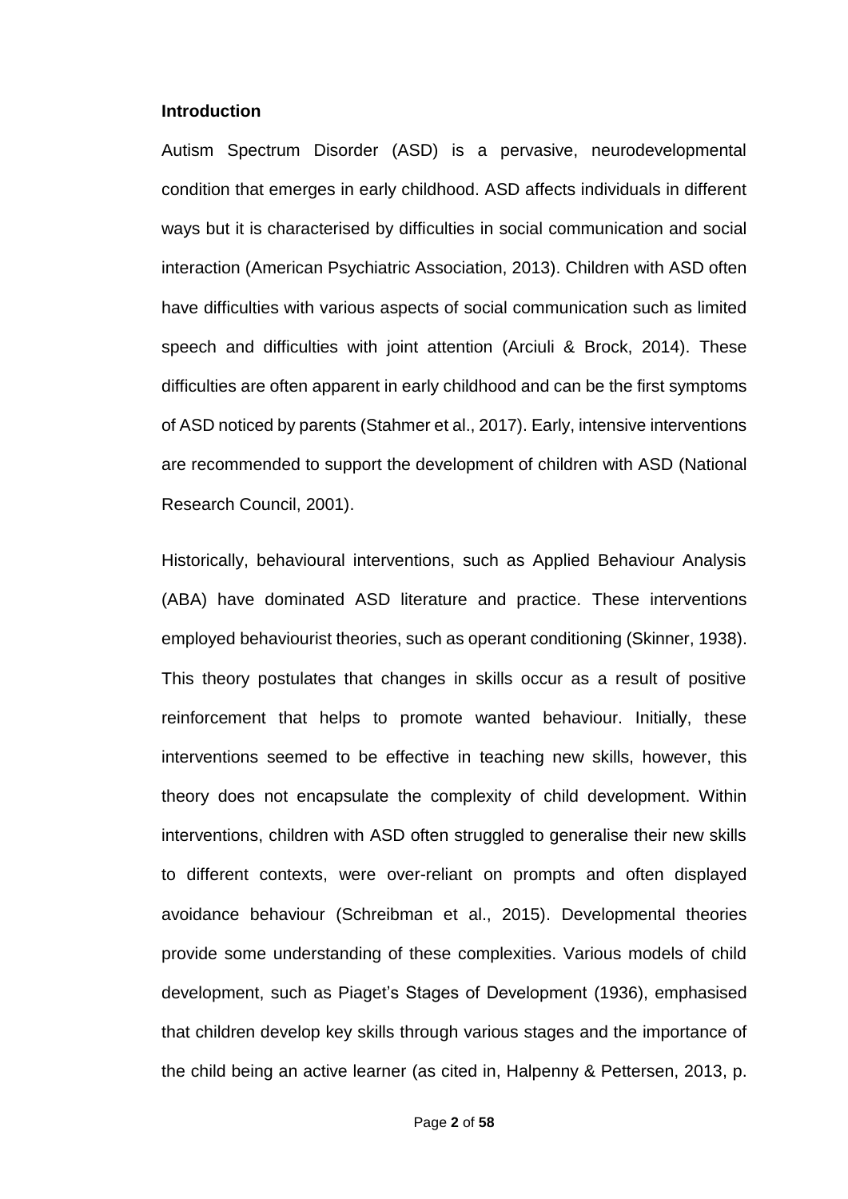**Introduction**

Autism Spectrum Disorder (ASD) is a pervasive, neurodevelopmental condition that emerges in early childhood. ASD affects individuals in different ways but it is characterised by difficulties in social communication and social interaction (American Psychiatric Association, 2013). Children with ASD often have difficulties with various aspects of social communication such as limited speech and difficulties with joint attention (Arciuli & Brock, 2014). These difficulties are often apparent in early childhood and can be the first symptoms of ASD noticed by parents (Stahmer et al., 2017). Early, intensive interventions are recommended to support the development of children with ASD (National Research Council, 2001).

Historically, behavioural interventions, such as Applied Behaviour Analysis (ABA) have dominated ASD literature and practice. These interventions employed behaviourist theories, such as operant conditioning (Skinner, 1938). This theory postulates that changes in skills occur as a result of positive reinforcement that helps to promote wanted behaviour. Initially, these interventions seemed to be effective in teaching new skills, however, this theory does not encapsulate the complexity of child development. Within interventions, children with ASD often struggled to generalise their new skills to different contexts, were over-reliant on prompts and often displayed avoidance behaviour (Schreibman et al., 2015). Developmental theories provide some understanding of these complexities. Various models of child development, such as Piaget's Stages of Development (1936), emphasised that children develop key skills through various stages and the importance of the child being an active learner (as cited in, Halpenny & Pettersen, 2013, p.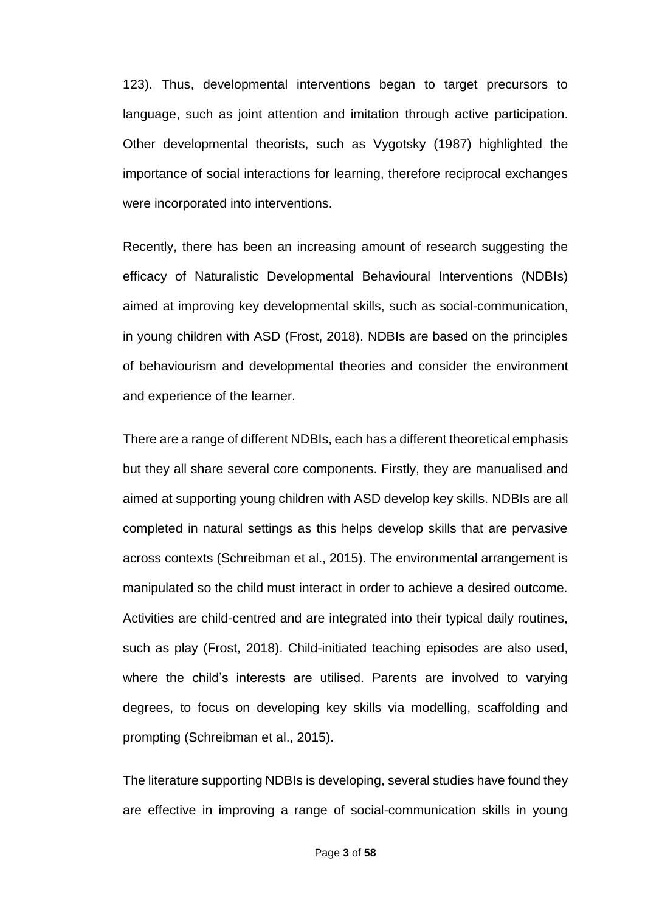123). Thus, developmental interventions began to target precursors to language, such as joint attention and imitation through active participation. Other developmental theorists, such as Vygotsky (1987) highlighted the importance of social interactions for learning, therefore reciprocal exchanges were incorporated into interventions.

Recently, there has been an increasing amount of research suggesting the efficacy of Naturalistic Developmental Behavioural Interventions (NDBIs) aimed at improving key developmental skills, such as social-communication, in young children with ASD (Frost, 2018). NDBIs are based on the principles of behaviourism and developmental theories and consider the environment and experience of the learner.

There are a range of different NDBIs, each has a different theoretical emphasis but they all share several core components. Firstly, they are manualised and aimed at supporting young children with ASD develop key skills. NDBIs are all completed in natural settings as this helps develop skills that are pervasive across contexts (Schreibman et al., 2015). The environmental arrangement is manipulated so the child must interact in order to achieve a desired outcome. Activities are child-centred and are integrated into their typical daily routines, such as play (Frost, 2018). Child-initiated teaching episodes are also used, where the child's interests are utilised. Parents are involved to varying degrees, to focus on developing key skills via modelling, scaffolding and prompting (Schreibman et al., 2015).

The literature supporting NDBIs is developing, several studies have found they are effective in improving a range of social-communication skills in young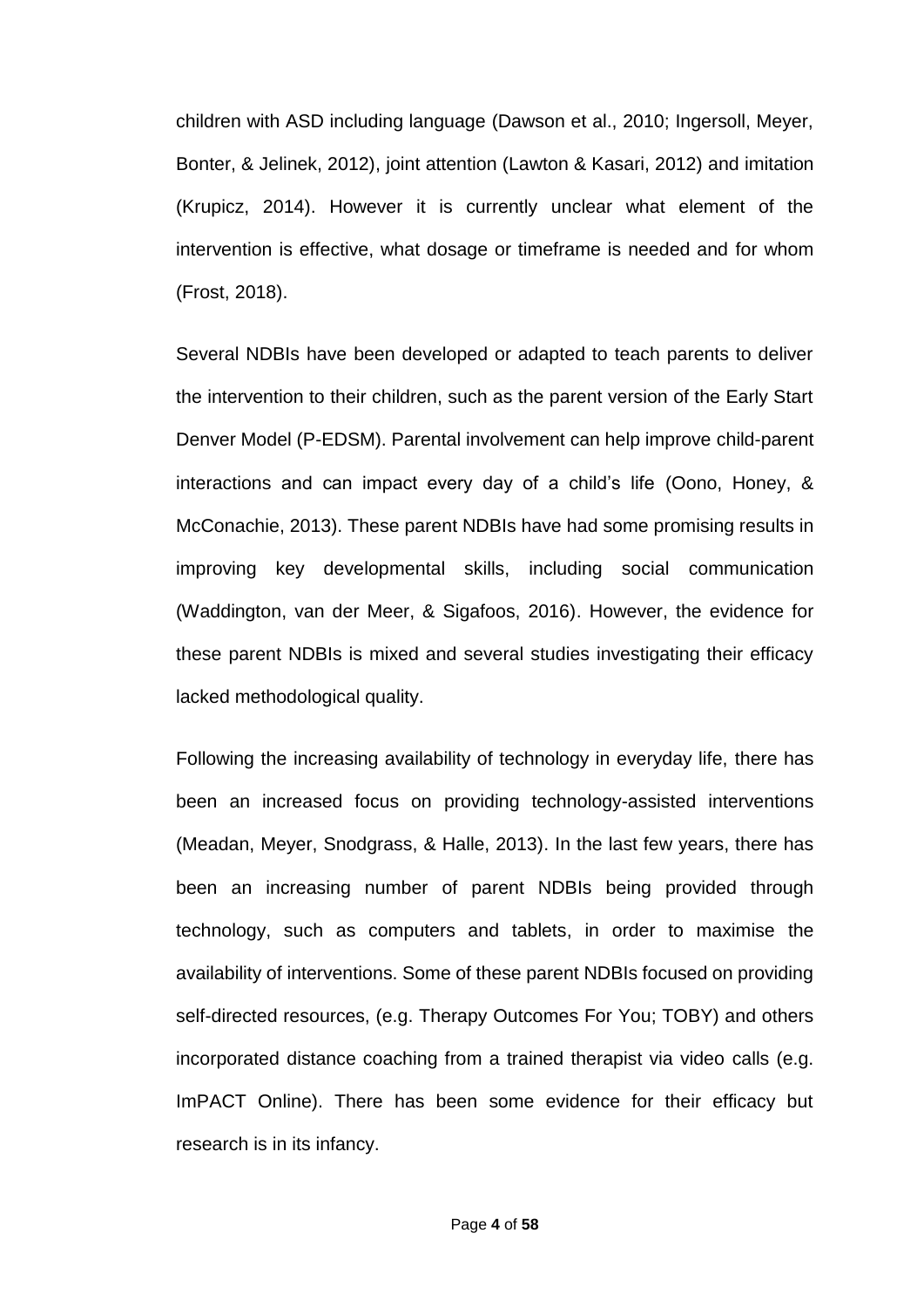children with ASD including language (Dawson et al., 2010; Ingersoll, Meyer, Bonter, & Jelinek, 2012), joint attention (Lawton & Kasari, 2012) and imitation (Krupicz, 2014). However it is currently unclear what element of the intervention is effective, what dosage or timeframe is needed and for whom (Frost, 2018).

Several NDBIs have been developed or adapted to teach parents to deliver the intervention to their children, such as the parent version of the Early Start Denver Model (P-EDSM). Parental involvement can help improve child-parent interactions and can impact every day of a child's life (Oono, Honey, & McConachie, 2013). These parent NDBIs have had some promising results in improving key developmental skills, including social communication (Waddington, van der Meer, & Sigafoos, 2016). However, the evidence for these parent NDBIs is mixed and several studies investigating their efficacy lacked methodological quality.

Following the increasing availability of technology in everyday life, there has been an increased focus on providing technology-assisted interventions (Meadan, Meyer, Snodgrass, & Halle, 2013). In the last few years, there has been an increasing number of parent NDBIs being provided through technology, such as computers and tablets, in order to maximise the availability of interventions. Some of these parent NDBIs focused on providing self-directed resources, (e.g. Therapy Outcomes For You; TOBY) and others incorporated distance coaching from a trained therapist via video calls (e.g. ImPACT Online). There has been some evidence for their efficacy but research is in its infancy.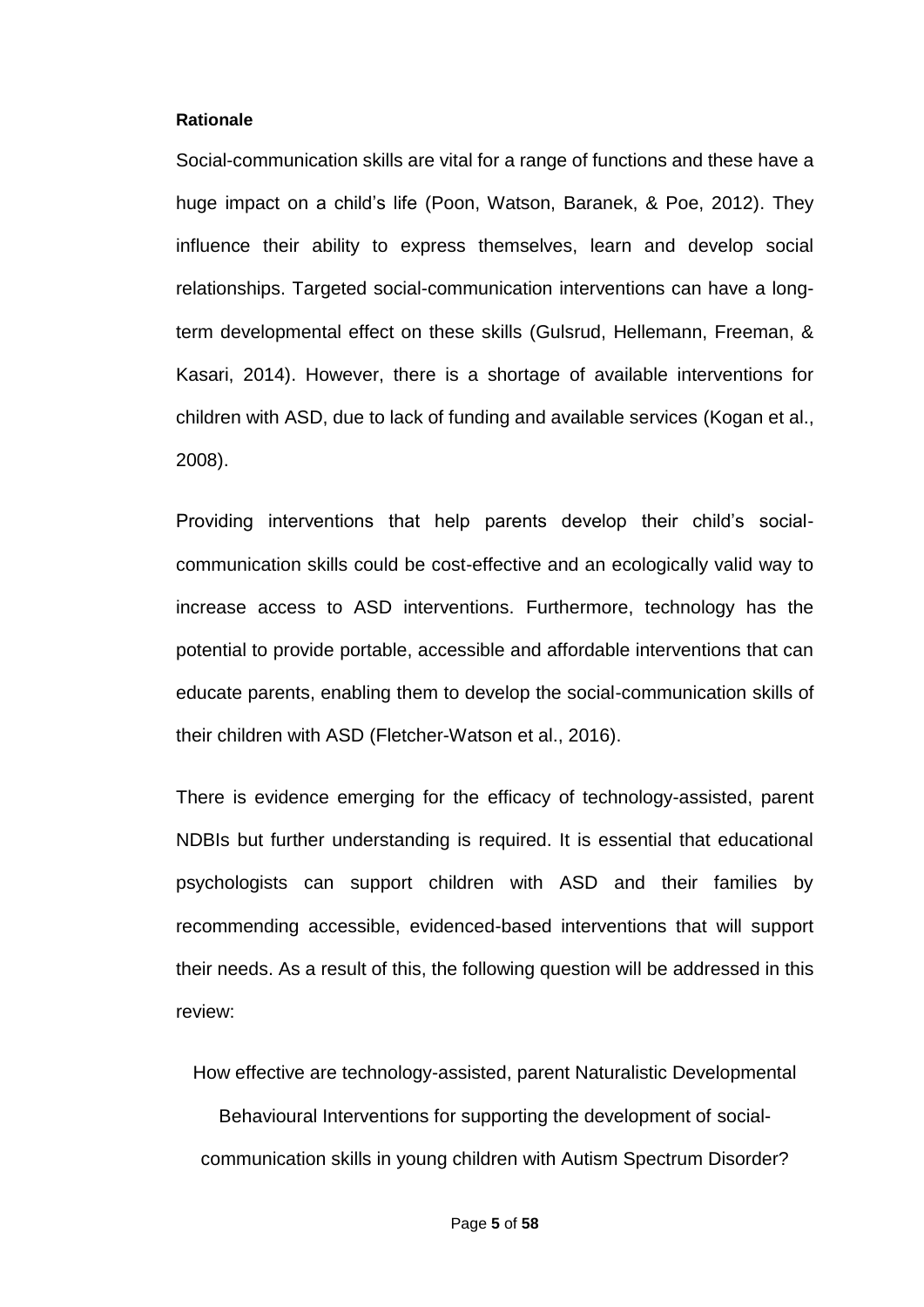**Rationale**

Social-communication skills are vital for a range of functions and these have a huge impact on a child's life (Poon, Watson, Baranek, & Poe, 2012). They influence their ability to express themselves, learn and develop social relationships. Targeted social-communication interventions can have a long-term developmental effect on these skills (Gulsrud, Hellemann, Freeman, & Kasari, 2014). However, there is a shortage of available interventions for children with ASD, due to lack of funding and available services (Kogan et al., 2008).

Providing interventions that help parents develop their child's social-communication skills could be cost-effective and an ecologically valid way to increase access to ASD interventions. Furthermore, technology has the potential to provide portable, accessible and affordable interventions that can educate parents, enabling them to develop the social-communication skills of their children with ASD (Fletcher-Watson et al., 2016).

There is evidence emerging for the efficacy of technology-assisted, parent NDBIs but further understanding is required. It is essential that educational psychologists can support children with ASD and their families by recommending accessible, evidenced-based interventions that will support their needs. As a result of this, the following question will be addressed in this review:

How effective are technology-assisted, parent Naturalistic Developmental Behavioural Interventions for supporting the development of social-communication skills in young children with Autism Spectrum Disorder?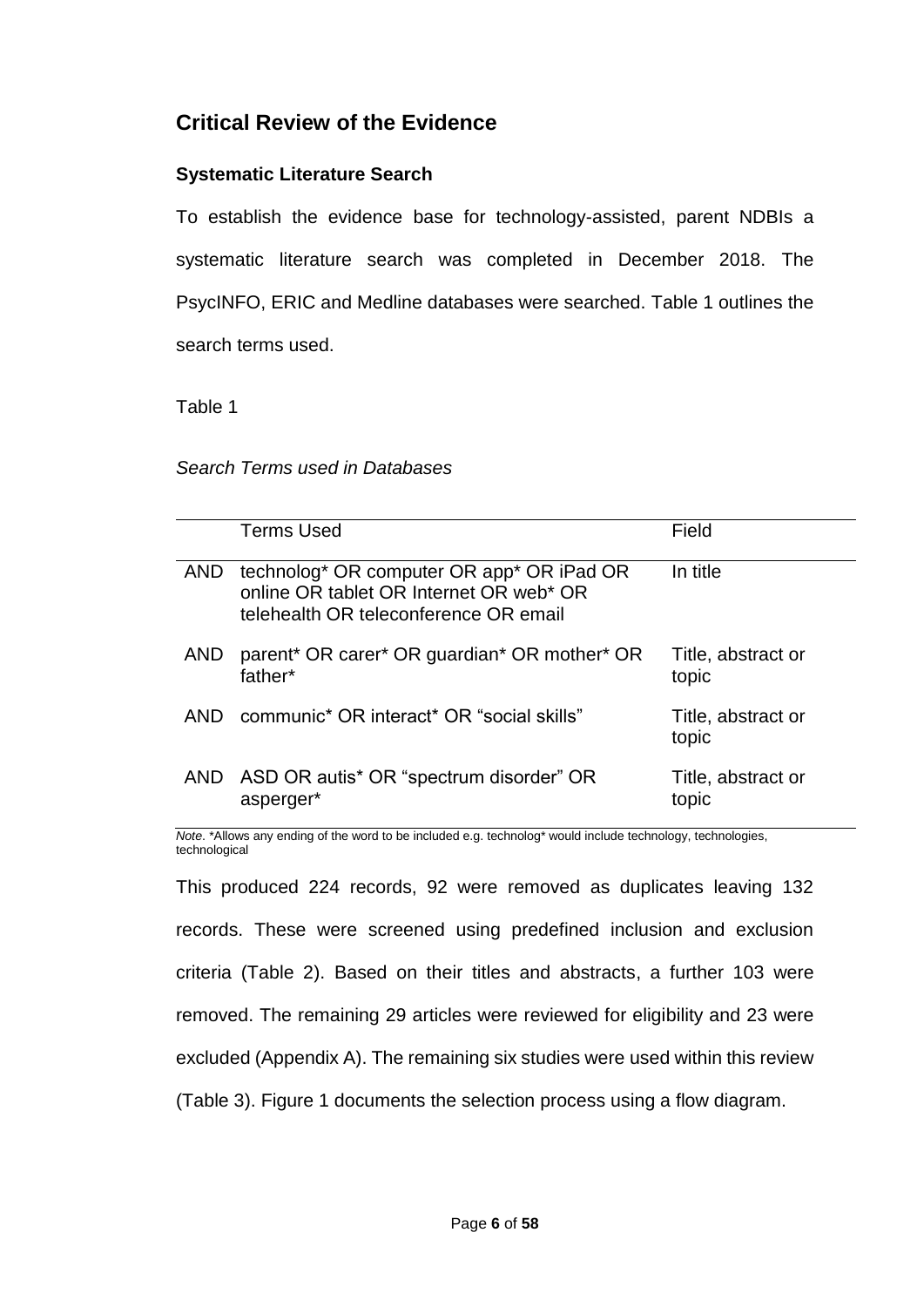## Critical Review of the Evidence

### Systematic Literature Search

To establish the evidence base for technology-assisted, parent NDBIs a systematic literature search was completed in December 2018. The PsycINFO, ERIC and Medline databases were searched. Table 1 outlines the search terms used.

Table 1

*Search Terms used in Databases*

| | Terms Used | Field |
|---|---|---|
| AND | technolog* OR computer OR app* OR iPad OR online OR tablet OR Internet OR web* OR telehealth OR teleconference OR email | In title |
| AND | parent* OR carer* OR guardian* OR mother* OR father* | Title, abstract or topic |
| AND | communic* OR interact* OR "social skills" | Title, abstract or topic |
| AND | ASD OR autis* OR "spectrum disorder" OR asperger* | Title, abstract or topic |

*Note*. *Allows any ending of the word to be included e.g. technolog* would include technology, technologies, technological

This produced 224 records, 92 were removed as duplicates leaving 132 records. These were screened using predefined inclusion and exclusion criteria (Table 2). Based on their titles and abstracts, a further 103 were removed. The remaining 29 articles were reviewed for eligibility and 23 were excluded (Appendix A). The remaining six studies were used within this review (Table 3). Figure 1 documents the selection process using a flow diagram.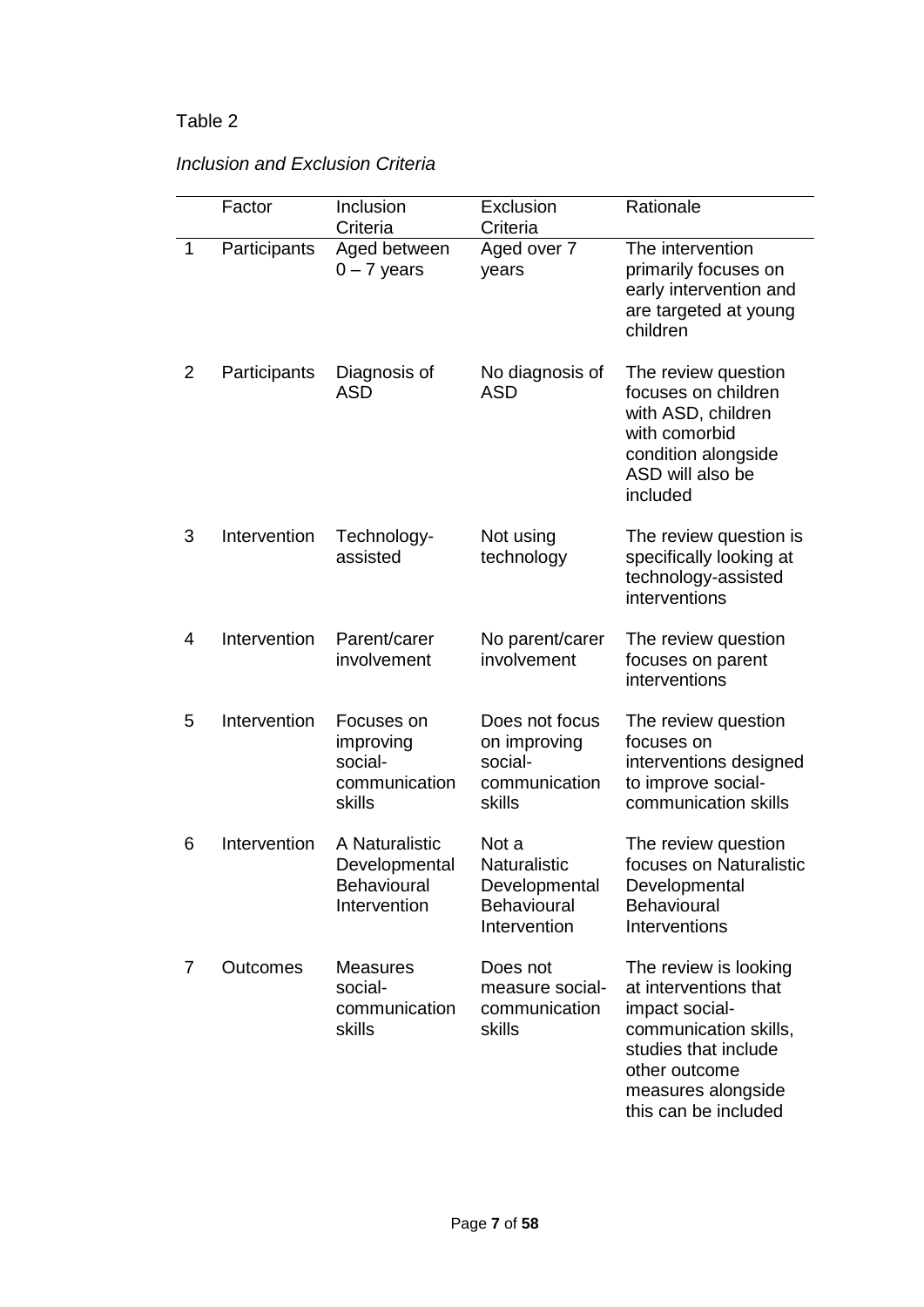Table 2

*Inclusion and Exclusion Criteria*

| | Factor | Inclusion Criteria | Exclusion Criteria | Rationale |
|---|---|---|---|---|
| 1 | Participants | Aged between 0 – 7 years | Aged over 7 years | The intervention primarily focuses on early intervention and are targeted at young children |
| 2 | Participants | Diagnosis of ASD | No diagnosis of ASD | The review question focuses on children with ASD, children with comorbid condition alongside ASD will also be included |
| 3 | Intervention | Technology-assisted | Not using technology | The review question is specifically looking at technology-assisted interventions |
| 4 | Intervention | Parent/carer involvement | No parent/carer involvement | The review question focuses on parent interventions |
| 5 | Intervention | Focuses on improving social-communication skills | Does not focus on improving social-communication skills | The review question focuses on interventions designed to improve social-communication skills |
| 6 | Intervention | A Naturalistic Developmental Behavioural Intervention | Not a Naturalistic Developmental Behavioural Intervention | The review question focuses on Naturalistic Developmental Behavioural Interventions |
| 7 | Outcomes | Measures social-communication skills | Does not measure social-communication skills | The review is looking at interventions that impact social-communication skills, studies that include other outcome measures alongside this can be included |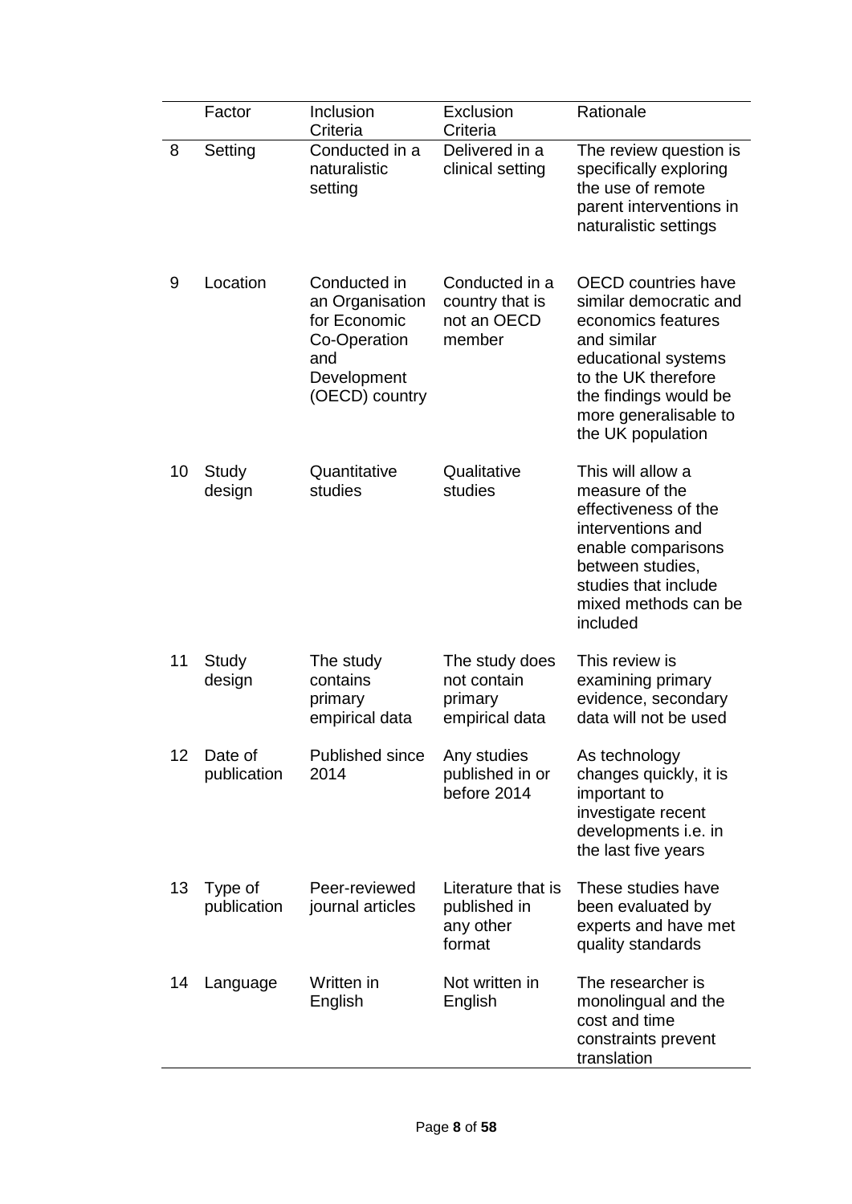| | Factor | Inclusion Criteria | Exclusion Criteria | Rationale |
|---|---|---|---|---|
| 8 | Setting | Conducted in a naturalistic setting | Delivered in a clinical setting | The review question is specifically exploring the use of remote parent interventions in naturalistic settings |
| 9 | Location | Conducted in an Organisation for Economic Co-Operation and Development (OECD) country | Conducted in a country that is not an OECD member | OECD countries have similar democratic and economics features and similar educational systems to the UK therefore the findings would be more generalisable to the UK population |
| 10 | Study design | Quantitative studies | Qualitative studies | This will allow a measure of the effectiveness of the interventions and enable comparisons between studies, studies that include mixed methods can be included |
| 11 | Study design | The study contains primary empirical data | The study does not contain primary empirical data | This review is examining primary evidence, secondary data will not be used |
| 12 | Date of publication | Published since 2014 | Any studies published in or before 2014 | As technology changes quickly, it is important to investigate recent developments i.e. in the last five years |
| 13 | Type of publication | Peer-reviewed journal articles | Literature that is published in any other format | These studies have been evaluated by experts and have met quality standards |
| 14 | Language | Written in English | Not written in English | The researcher is monolingual and the cost and time constraints prevent translation |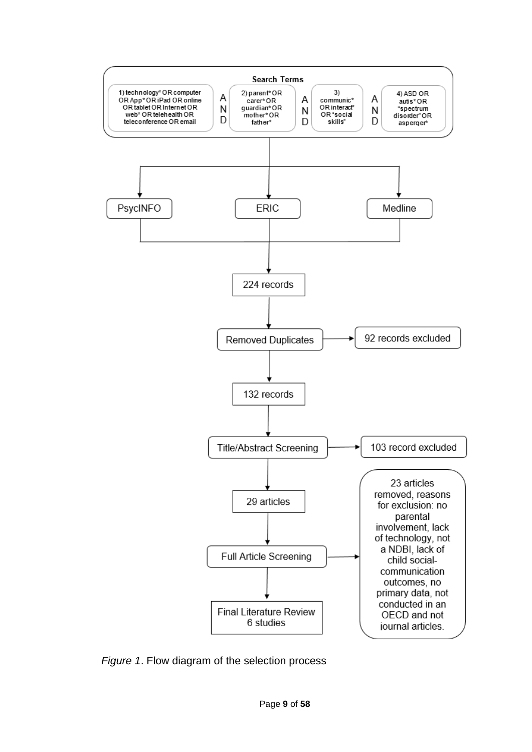**Search Terms**

1) technology* OR computer OR App* OR iPad OR online OR tablet OR Internet OR web* OR telehealth OR teleconference OR email

AND

2) parent* OR carer* OR guardian* OR mother* OR father*

AND

3) communic* OR interact* OR "social skills"

AND

4) ASD OR autis* OR "spectrum disorder" OR asperger*

PsycINFO | ERIC | Medline

224 records

Removed Duplicates → 92 records excluded

132 records

Title/Abstract Screening → 103 record excluded

29 articles

Full Article Screening → 23 articles removed, reasons for exclusion: no parental involvement, lack of technology, not a NDBI, lack of child social-communication outcomes, no primary data, not conducted in an OECD and not journal articles.

Final Literature Review 6 studies

*Figure 1*. Flow diagram of the selection process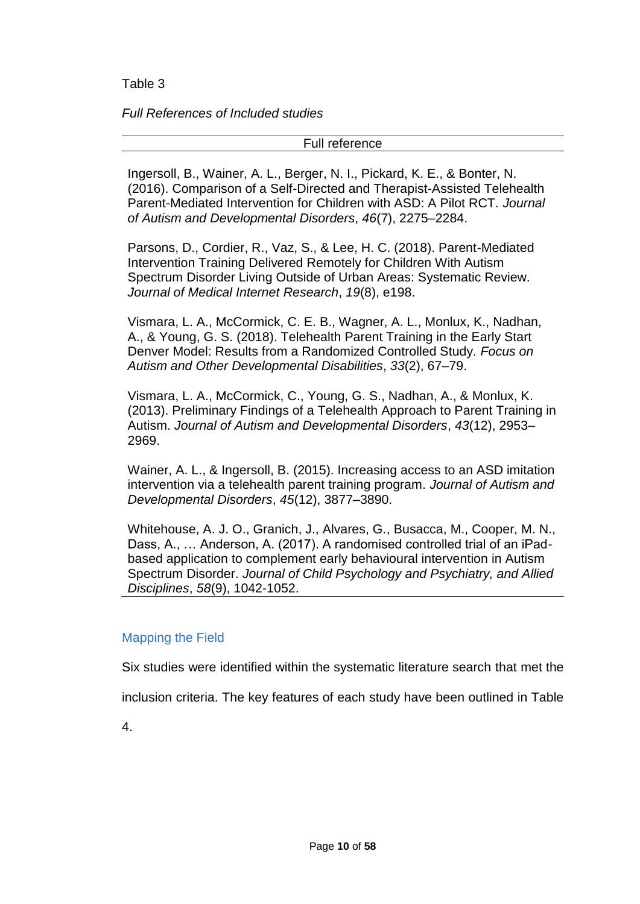Table 3

*Full References of Included studies*

| Full reference |
|---|
| Ingersoll, B., Wainer, A. L., Berger, N. I., Pickard, K. E., & Bonter, N. (2016). Comparison of a Self-Directed and Therapist-Assisted Telehealth Parent-Mediated Intervention for Children with ASD: A Pilot RCT. *Journal of Autism and Developmental Disorders*, *46*(7), 2275–2284. |
| Parsons, D., Cordier, R., Vaz, S., & Lee, H. C. (2018). Parent-Mediated Intervention Training Delivered Remotely for Children With Autism Spectrum Disorder Living Outside of Urban Areas: Systematic Review. *Journal of Medical Internet Research*, *19*(8), e198. |
| Vismara, L. A., McCormick, C. E. B., Wagner, A. L., Monlux, K., Nadhan, A., & Young, G. S. (2018). Telehealth Parent Training in the Early Start Denver Model: Results from a Randomized Controlled Study. *Focus on Autism and Other Developmental Disabilities*, *33*(2), 67–79. |
| Vismara, L. A., McCormick, C., Young, G. S., Nadhan, A., & Monlux, K. (2013). Preliminary Findings of a Telehealth Approach to Parent Training in Autism. *Journal of Autism and Developmental Disorders*, *43*(12), 2953–2969. |
| Wainer, A. L., & Ingersoll, B. (2015). Increasing access to an ASD imitation intervention via a telehealth parent training program. *Journal of Autism and Developmental Disorders*, *45*(12), 3877–3890. |
| Whitehouse, A. J. O., Granich, J., Alvares, G., Busacca, M., Cooper, M. N., Dass, A., … Anderson, A. (2017). A randomised controlled trial of an iPad-based application to complement early behavioural intervention in Autism Spectrum Disorder. *Journal of Child Psychology and Psychiatry, and Allied Disciplines*, *58*(9), 1042-1052. |

## Mapping the Field

Six studies were identified within the systematic literature search that met the inclusion criteria. The key features of each study have been outlined in Table 4.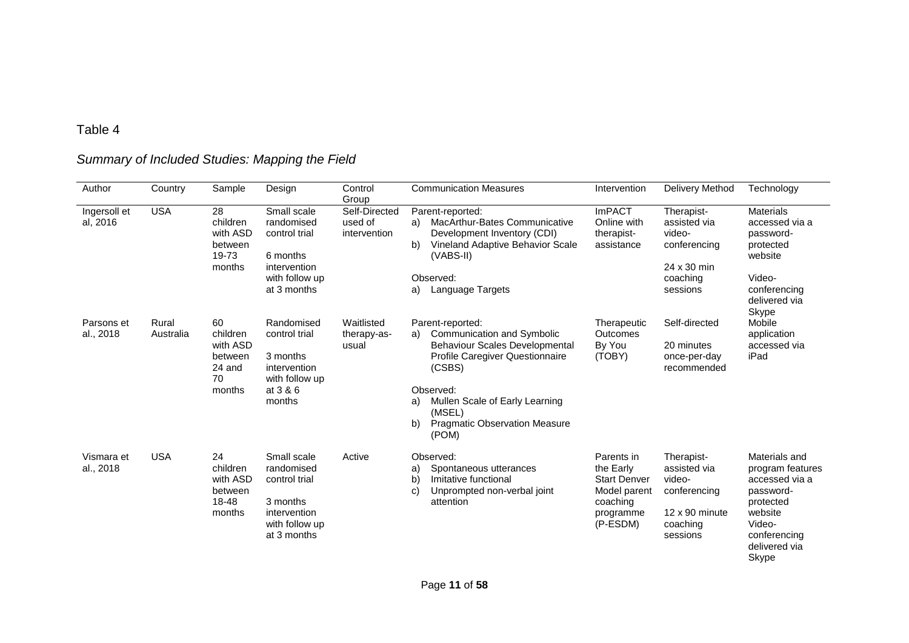Table 4

*Summary of Included Studies: Mapping the Field*

| Author | Country | Sample | Design | Control Group | Communication Measures | Intervention | Delivery Method | Technology |
|---|---|---|---|---|---|---|---|---|
| Ingersoll et al, 2016 | USA | 28 children with ASD between 19-73 months | Small scale randomised control trial<br><br>6 months intervention with follow up at 3 months | Self-Directed used of intervention | Parent-reported:<br>a) MacArthur-Bates Communicative Development Inventory (CDI)<br>b) Vineland Adaptive Behavior Scale (VABS-II)<br><br>Observed:<br>a) Language Targets | ImPACT Online with therapist-assistance | Therapist-assisted via video-conferencing<br><br>24 x 30 min coaching sessions | Materials accessed via a password-protected website<br><br>Video-conferencing delivered via Skype |
| Parsons et al., 2018 | Rural Australia | 60 children with ASD between 24 and 70 months | Randomised control trial<br><br>3 months intervention with follow up at 3 & 6 months | Waitlisted therapy-as-usual | Parent-reported:<br>a) Communication and Symbolic Behaviour Scales Developmental Profile Caregiver Questionnaire (CSBS)<br><br>Observed:<br>a) Mullen Scale of Early Learning (MSEL)<br>b) Pragmatic Observation Measure (POM) | Therapeutic Outcomes By You (TOBY) | Self-directed<br><br>20 minutes once-per-day recommended | Mobile application accessed via iPad |
| Vismara et al., 2018 | USA | 24 children with ASD between 18-48 months | Small scale randomised control trial<br><br>3 months intervention with follow up at 3 months | Active | Observed:<br>a) Spontaneous utterances<br>b) Imitative functional<br>c) Unprompted non-verbal joint attention | Parents in the Early Start Denver Model parent coaching programme (P-ESDM) | Therapist-assisted via video-conferencing<br><br>12 x 90 minute coaching sessions | Materials and program features accessed via a password-protected website<br>Video-conferencing delivered via Skype |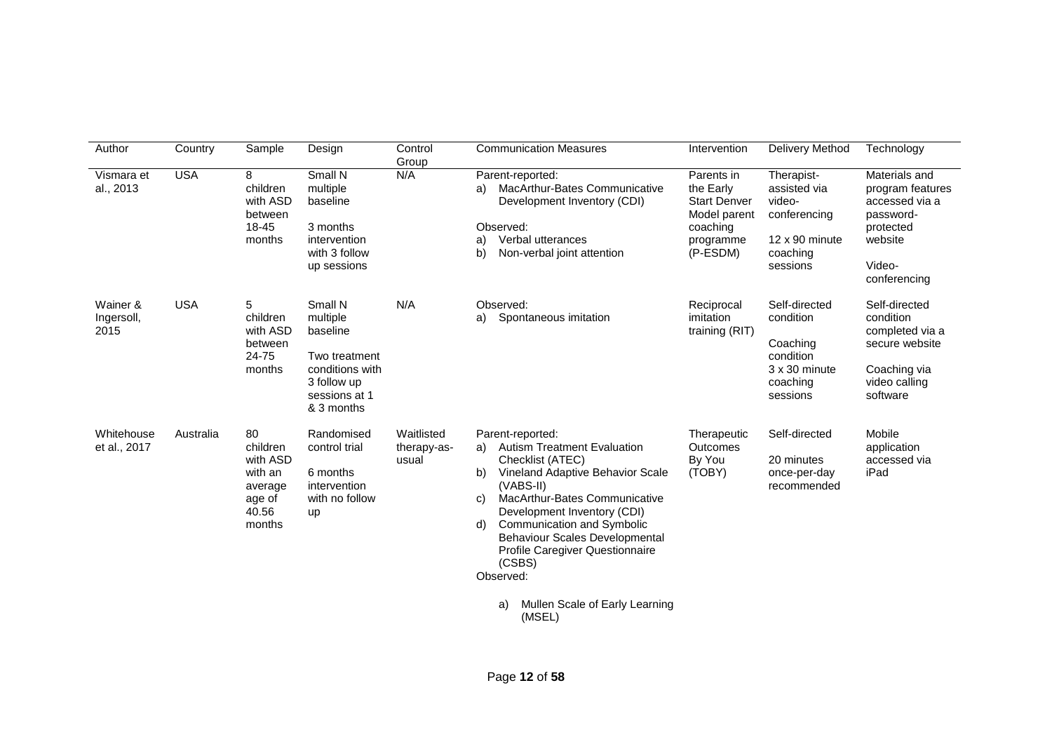| Author | Country | Sample | Design | Control Group | Communication Measures | Intervention | Delivery Method | Technology |
|---|---|---|---|---|---|---|---|---|
| Vismara et al., 2013 | USA | 8 children with ASD between 18-45 months | Small N multiple baseline<br><br>3 months intervention with 3 follow up sessions | N/A | Parent-reported:<br>a) MacArthur-Bates Communicative Development Inventory (CDI)<br><br>Observed:<br>a) Verbal utterances<br>b) Non-verbal joint attention | Parents in the Early Start Denver Model parent coaching programme (P-ESDM) | Therapist-assisted via video-conferencing<br><br>12 x 90 minute coaching sessions | Materials and program features accessed via a password-protected website<br><br>Video-conferencing |
| Wainer & Ingersoll, 2015 | USA | 5 children with ASD between 24-75 months | Small N multiple baseline<br><br>Two treatment conditions with 3 follow up sessions at 1 & 3 months | N/A | Observed:<br>a) Spontaneous imitation | Reciprocal imitation training (RIT) | Self-directed condition<br><br>Coaching condition<br>3 x 30 minute coaching sessions | Self-directed condition completed via a secure website<br><br>Coaching via video calling software |
| Whitehouse et al., 2017 | Australia | 80 children with ASD with an average age of 40.56 months | Randomised control trial<br><br>6 months intervention with no follow up | Waitlisted therapy-as-usual | Parent-reported:<br>a) Autism Treatment Evaluation Checklist (ATEC)<br>b) Vineland Adaptive Behavior Scale (VABS-II)<br>c) MacArthur-Bates Communicative Development Inventory (CDI)<br>d) Communication and Symbolic Behaviour Scales Developmental Profile Caregiver Questionnaire (CSBS)<br><br>Observed:<br>a) Mullen Scale of Early Learning (MSEL) | Therapeutic Outcomes By You (TOBY) | Self-directed<br><br>20 minutes once-per-day recommended | Mobile application accessed via iPad |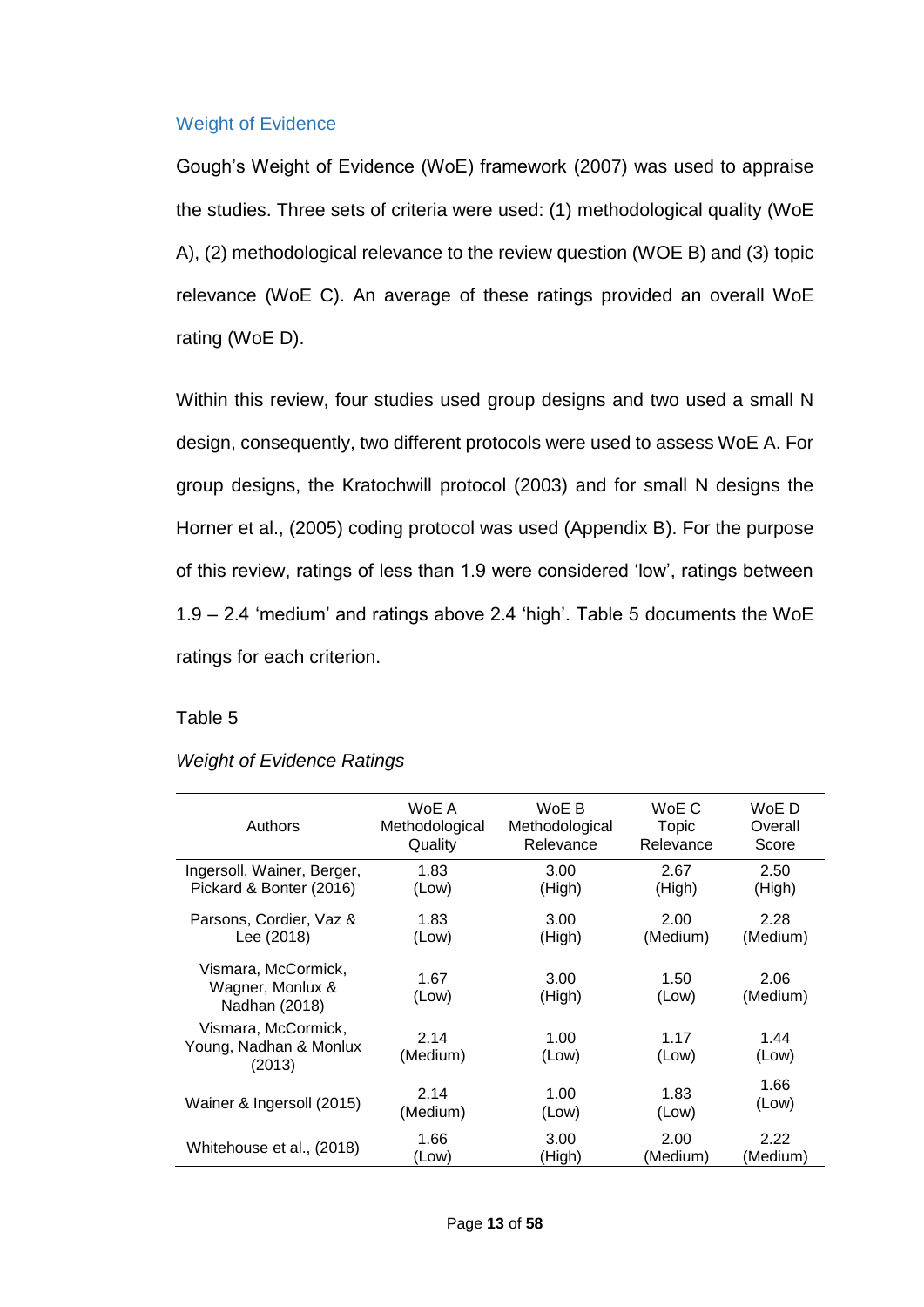## Weight of Evidence

Gough's Weight of Evidence (WoE) framework (2007) was used to appraise the studies. Three sets of criteria were used: (1) methodological quality (WoE A), (2) methodological relevance to the review question (WOE B) and (3) topic relevance (WoE C). An average of these ratings provided an overall WoE rating (WoE D).

Within this review, four studies used group designs and two used a small N design, consequently, two different protocols were used to assess WoE A. For group designs, the Kratochwill protocol (2003) and for small N designs the Horner et al., (2005) coding protocol was used (Appendix B). For the purpose of this review, ratings of less than 1.9 were considered 'low', ratings between 1.9 – 2.4 'medium' and ratings above 2.4 'high'. Table 5 documents the WoE ratings for each criterion.

Table 5

*Weight of Evidence Ratings*

| Authors | WoE A Methodological Quality | WoE B Methodological Relevance | WoE C Topic Relevance | WoE D Overall Score |
|---|---|---|---|---|
| Ingersoll, Wainer, Berger, Pickard & Bonter (2016) | 1.83 (Low) | 3.00 (High) | 2.67 (High) | 2.50 (High) |
| Parsons, Cordier, Vaz & Lee (2018) | 1.83 (Low) | 3.00 (High) | 2.00 (Medium) | 2.28 (Medium) |
| Vismara, McCormick, Wagner, Monlux & Nadhan (2018) | 1.67 (Low) | 3.00 (High) | 1.50 (Low) | 2.06 (Medium) |
| Vismara, McCormick, Young, Nadhan & Monlux (2013) | 2.14 (Medium) | 1.00 (Low) | 1.17 (Low) | 1.44 (Low) |
| Wainer & Ingersoll (2015) | 2.14 (Medium) | 1.00 (Low) | 1.83 (Low) | 1.66 (Low) |
| Whitehouse et al., (2018) | 1.66 (Low) | 3.00 (High) | 2.00 (Medium) | 2.22 (Medium) |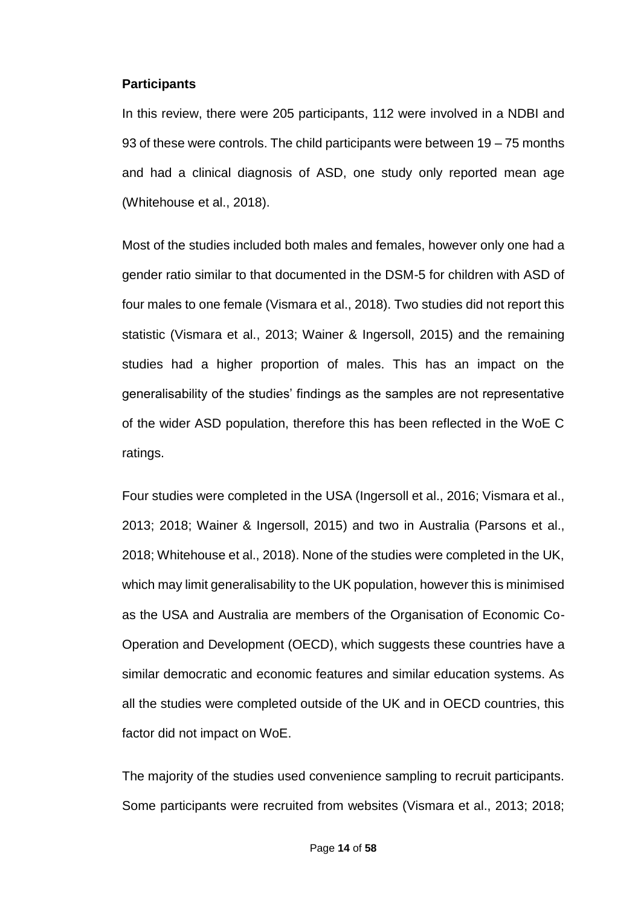**Participants**

In this review, there were 205 participants, 112 were involved in a NDBI and 93 of these were controls. The child participants were between 19 – 75 months and had a clinical diagnosis of ASD, one study only reported mean age (Whitehouse et al., 2018).

Most of the studies included both males and females, however only one had a gender ratio similar to that documented in the DSM-5 for children with ASD of four males to one female (Vismara et al., 2018). Two studies did not report this statistic (Vismara et al., 2013; Wainer & Ingersoll, 2015) and the remaining studies had a higher proportion of males. This has an impact on the generalisability of the studies' findings as the samples are not representative of the wider ASD population, therefore this has been reflected in the WoE C ratings.

Four studies were completed in the USA (Ingersoll et al., 2016; Vismara et al., 2013; 2018; Wainer & Ingersoll, 2015) and two in Australia (Parsons et al., 2018; Whitehouse et al., 2018). None of the studies were completed in the UK, which may limit generalisability to the UK population, however this is minimised as the USA and Australia are members of the Organisation of Economic Co-Operation and Development (OECD), which suggests these countries have a similar democratic and economic features and similar education systems. As all the studies were completed outside of the UK and in OECD countries, this factor did not impact on WoE.

The majority of the studies used convenience sampling to recruit participants. Some participants were recruited from websites (Vismara et al., 2013; 2018;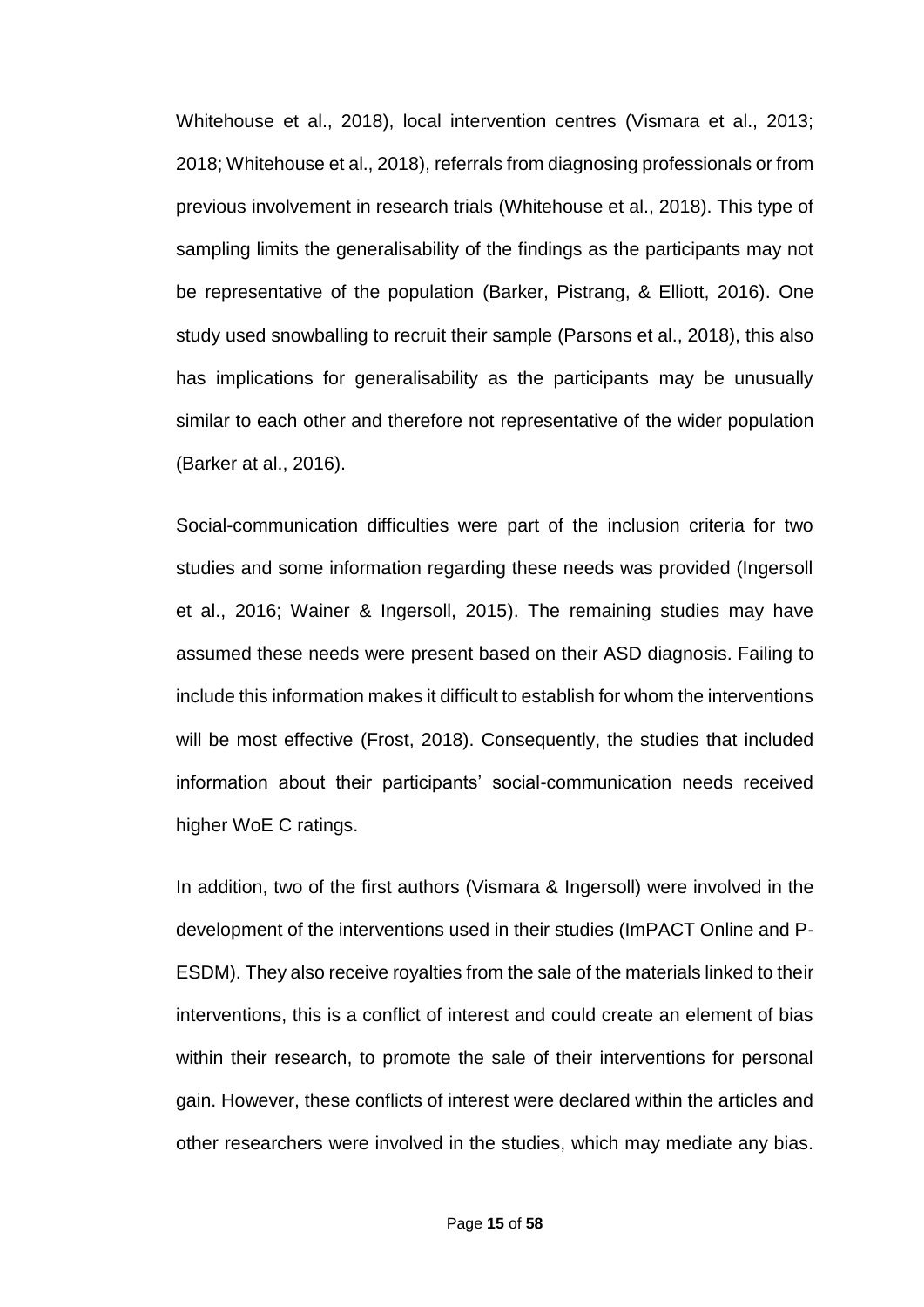Whitehouse et al., 2018), local intervention centres (Vismara et al., 2013; 2018; Whitehouse et al., 2018), referrals from diagnosing professionals or from previous involvement in research trials (Whitehouse et al., 2018). This type of sampling limits the generalisability of the findings as the participants may not be representative of the population (Barker, Pistrang, & Elliott, 2016). One study used snowballing to recruit their sample (Parsons et al., 2018), this also has implications for generalisability as the participants may be unusually similar to each other and therefore not representative of the wider population (Barker at al., 2016).

Social-communication difficulties were part of the inclusion criteria for two studies and some information regarding these needs was provided (Ingersoll et al., 2016; Wainer & Ingersoll, 2015). The remaining studies may have assumed these needs were present based on their ASD diagnosis. Failing to include this information makes it difficult to establish for whom the interventions will be most effective (Frost, 2018). Consequently, the studies that included information about their participants' social-communication needs received higher WoE C ratings.

In addition, two of the first authors (Vismara & Ingersoll) were involved in the development of the interventions used in their studies (ImPACT Online and P-ESDM). They also receive royalties from the sale of the materials linked to their interventions, this is a conflict of interest and could create an element of bias within their research, to promote the sale of their interventions for personal gain. However, these conflicts of interest were declared within the articles and other researchers were involved in the studies, which may mediate any bias.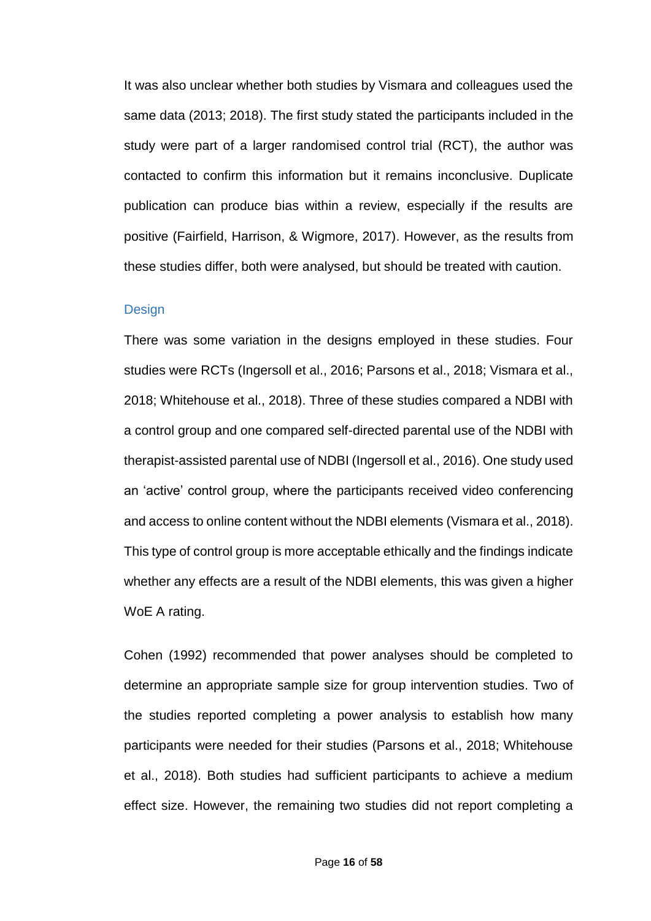It was also unclear whether both studies by Vismara and colleagues used the same data (2013; 2018). The first study stated the participants included in the study were part of a larger randomised control trial (RCT), the author was contacted to confirm this information but it remains inconclusive. Duplicate publication can produce bias within a review, especially if the results are positive (Fairfield, Harrison, & Wigmore, 2017). However, as the results from these studies differ, both were analysed, but should be treated with caution.

### Design

There was some variation in the designs employed in these studies. Four studies were RCTs (Ingersoll et al., 2016; Parsons et al., 2018; Vismara et al., 2018; Whitehouse et al., 2018). Three of these studies compared a NDBI with a control group and one compared self-directed parental use of the NDBI with therapist-assisted parental use of NDBI (Ingersoll et al., 2016). One study used an 'active' control group, where the participants received video conferencing and access to online content without the NDBI elements (Vismara et al., 2018). This type of control group is more acceptable ethically and the findings indicate whether any effects are a result of the NDBI elements, this was given a higher WoE A rating.

Cohen (1992) recommended that power analyses should be completed to determine an appropriate sample size for group intervention studies. Two of the studies reported completing a power analysis to establish how many participants were needed for their studies (Parsons et al., 2018; Whitehouse et al., 2018). Both studies had sufficient participants to achieve a medium effect size. However, the remaining two studies did not report completing a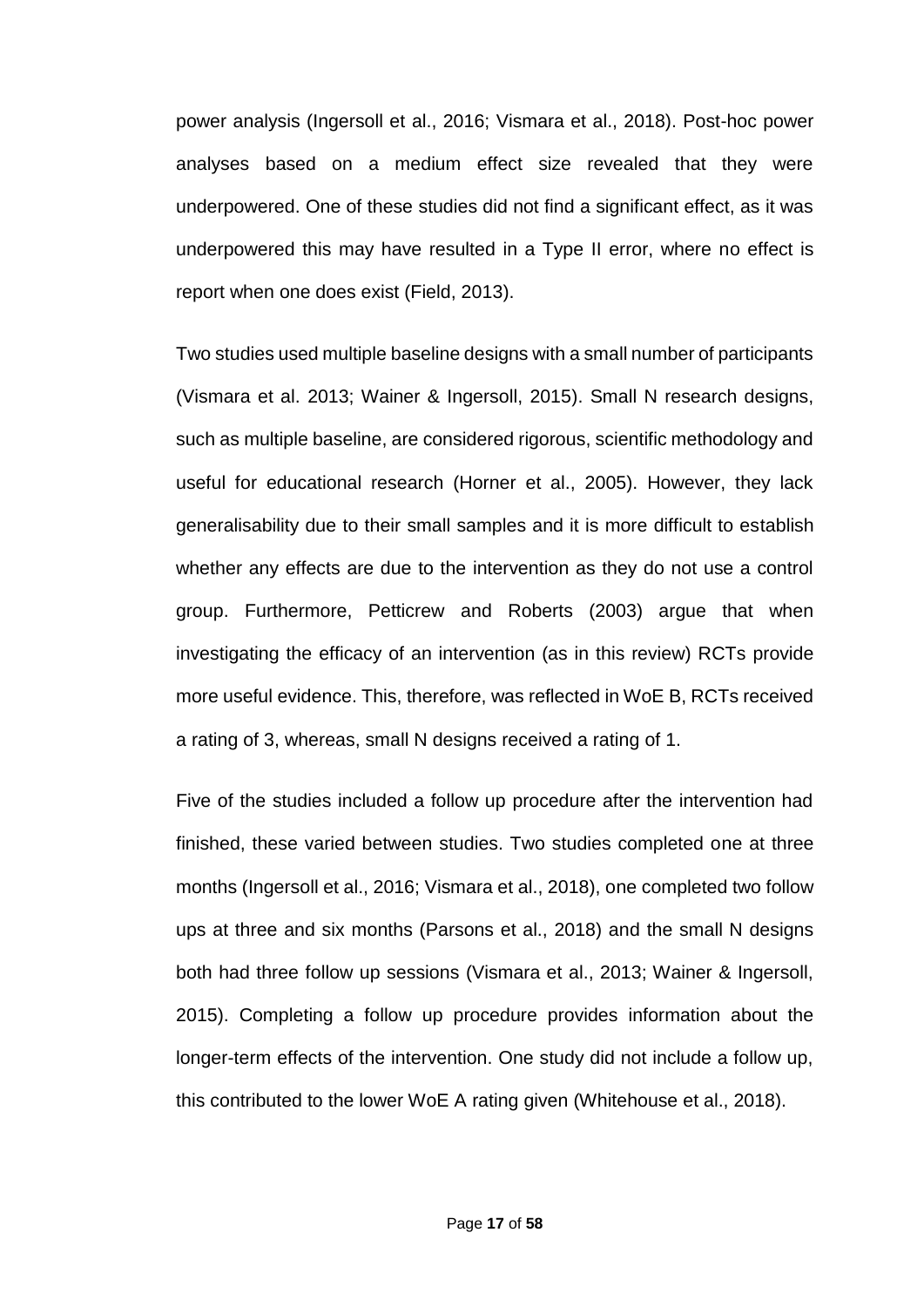power analysis (Ingersoll et al., 2016; Vismara et al., 2018). Post-hoc power analyses based on a medium effect size revealed that they were underpowered. One of these studies did not find a significant effect, as it was underpowered this may have resulted in a Type II error, where no effect is report when one does exist (Field, 2013).

Two studies used multiple baseline designs with a small number of participants (Vismara et al. 2013; Wainer & Ingersoll, 2015). Small N research designs, such as multiple baseline, are considered rigorous, scientific methodology and useful for educational research (Horner et al., 2005). However, they lack generalisability due to their small samples and it is more difficult to establish whether any effects are due to the intervention as they do not use a control group. Furthermore, Petticrew and Roberts (2003) argue that when investigating the efficacy of an intervention (as in this review) RCTs provide more useful evidence. This, therefore, was reflected in WoE B, RCTs received a rating of 3, whereas, small N designs received a rating of 1.

Five of the studies included a follow up procedure after the intervention had finished, these varied between studies. Two studies completed one at three months (Ingersoll et al., 2016; Vismara et al., 2018), one completed two follow ups at three and six months (Parsons et al., 2018) and the small N designs both had three follow up sessions (Vismara et al., 2013; Wainer & Ingersoll, 2015). Completing a follow up procedure provides information about the longer-term effects of the intervention. One study did not include a follow up, this contributed to the lower WoE A rating given (Whitehouse et al., 2018).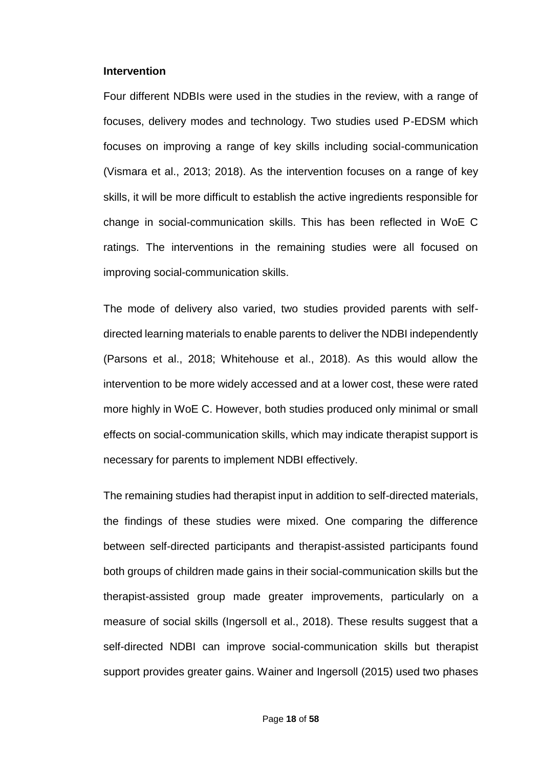**Intervention**

Four different NDBIs were used in the studies in the review, with a range of focuses, delivery modes and technology. Two studies used P-EDSM which focuses on improving a range of key skills including social-communication (Vismara et al., 2013; 2018). As the intervention focuses on a range of key skills, it will be more difficult to establish the active ingredients responsible for change in social-communication skills. This has been reflected in WoE C ratings. The interventions in the remaining studies were all focused on improving social-communication skills.

The mode of delivery also varied, two studies provided parents with self-directed learning materials to enable parents to deliver the NDBI independently (Parsons et al., 2018; Whitehouse et al., 2018). As this would allow the intervention to be more widely accessed and at a lower cost, these were rated more highly in WoE C. However, both studies produced only minimal or small effects on social-communication skills, which may indicate therapist support is necessary for parents to implement NDBI effectively.

The remaining studies had therapist input in addition to self-directed materials, the findings of these studies were mixed. One comparing the difference between self-directed participants and therapist-assisted participants found both groups of children made gains in their social-communication skills but the therapist-assisted group made greater improvements, particularly on a measure of social skills (Ingersoll et al., 2018). These results suggest that a self-directed NDBI can improve social-communication skills but therapist support provides greater gains. Wainer and Ingersoll (2015) used two phases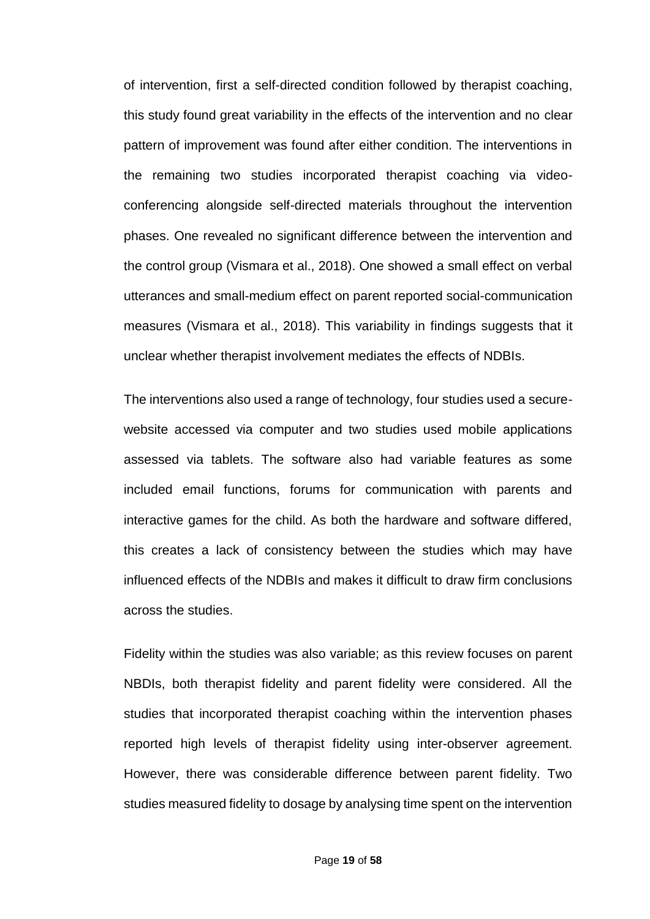of intervention, first a self-directed condition followed by therapist coaching, this study found great variability in the effects of the intervention and no clear pattern of improvement was found after either condition. The interventions in the remaining two studies incorporated therapist coaching via video-conferencing alongside self-directed materials throughout the intervention phases. One revealed no significant difference between the intervention and the control group (Vismara et al., 2018). One showed a small effect on verbal utterances and small-medium effect on parent reported social-communication measures (Vismara et al., 2018). This variability in findings suggests that it unclear whether therapist involvement mediates the effects of NDBIs.

The interventions also used a range of technology, four studies used a secure-website accessed via computer and two studies used mobile applications assessed via tablets. The software also had variable features as some included email functions, forums for communication with parents and interactive games for the child. As both the hardware and software differed, this creates a lack of consistency between the studies which may have influenced effects of the NDBIs and makes it difficult to draw firm conclusions across the studies.

Fidelity within the studies was also variable; as this review focuses on parent NBDIs, both therapist fidelity and parent fidelity were considered. All the studies that incorporated therapist coaching within the intervention phases reported high levels of therapist fidelity using inter-observer agreement. However, there was considerable difference between parent fidelity. Two studies measured fidelity to dosage by analysing time spent on the intervention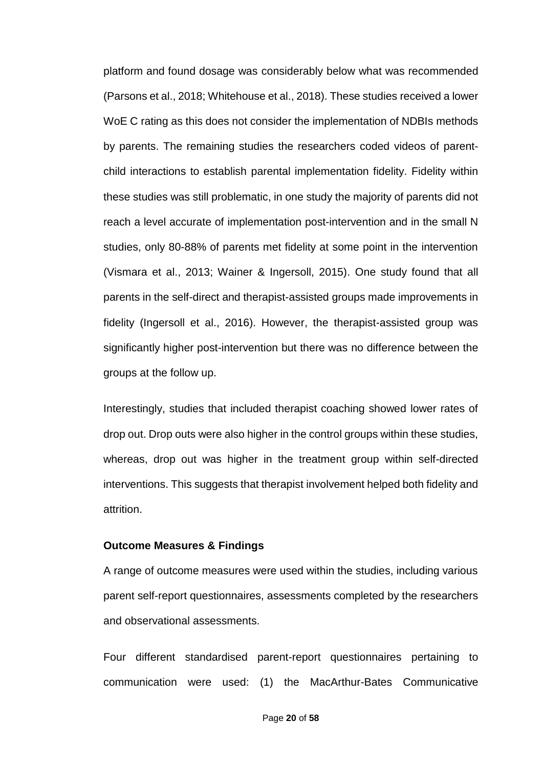platform and found dosage was considerably below what was recommended (Parsons et al., 2018; Whitehouse et al., 2018). These studies received a lower WoE C rating as this does not consider the implementation of NDBIs methods by parents. The remaining studies the researchers coded videos of parent-child interactions to establish parental implementation fidelity. Fidelity within these studies was still problematic, in one study the majority of parents did not reach a level accurate of implementation post-intervention and in the small N studies, only 80-88% of parents met fidelity at some point in the intervention (Vismara et al., 2013; Wainer & Ingersoll, 2015). One study found that all parents in the self-direct and therapist-assisted groups made improvements in fidelity (Ingersoll et al., 2016). However, the therapist-assisted group was significantly higher post-intervention but there was no difference between the groups at the follow up.

Interestingly, studies that included therapist coaching showed lower rates of drop out. Drop outs were also higher in the control groups within these studies, whereas, drop out was higher in the treatment group within self-directed interventions. This suggests that therapist involvement helped both fidelity and attrition.

**Outcome Measures & Findings**

A range of outcome measures were used within the studies, including various parent self-report questionnaires, assessments completed by the researchers and observational assessments.

Four different standardised parent-report questionnaires pertaining to communication were used: (1) the MacArthur-Bates Communicative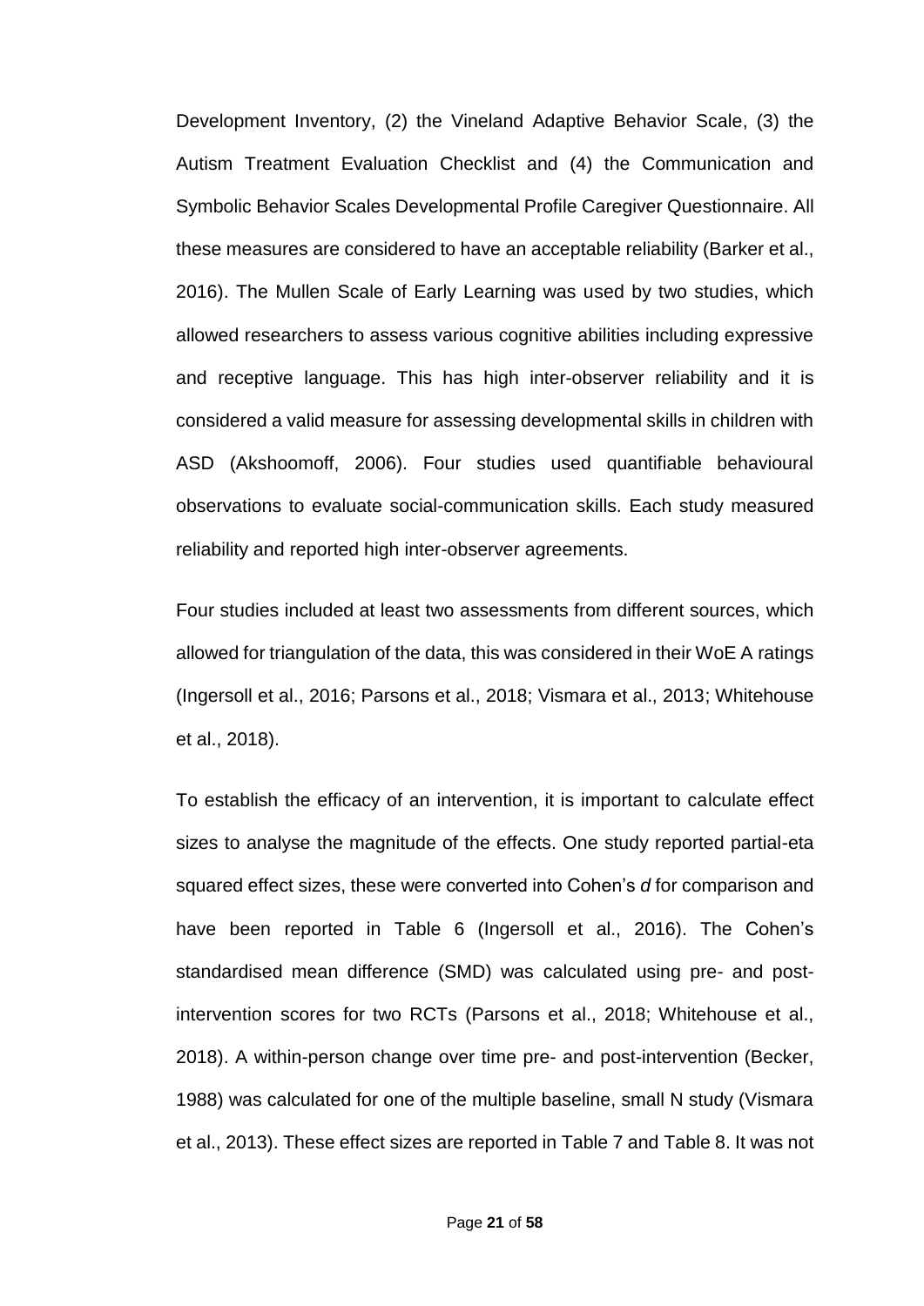Development Inventory, (2) the Vineland Adaptive Behavior Scale, (3) the Autism Treatment Evaluation Checklist and (4) the Communication and Symbolic Behavior Scales Developmental Profile Caregiver Questionnaire. All these measures are considered to have an acceptable reliability (Barker et al., 2016). The Mullen Scale of Early Learning was used by two studies, which allowed researchers to assess various cognitive abilities including expressive and receptive language. This has high inter-observer reliability and it is considered a valid measure for assessing developmental skills in children with ASD (Akshoomoff, 2006). Four studies used quantifiable behavioural observations to evaluate social-communication skills. Each study measured reliability and reported high inter-observer agreements.

Four studies included at least two assessments from different sources, which allowed for triangulation of the data, this was considered in their WoE A ratings (Ingersoll et al., 2016; Parsons et al., 2018; Vismara et al., 2013; Whitehouse et al., 2018).

To establish the efficacy of an intervention, it is important to calculate effect sizes to analyse the magnitude of the effects. One study reported partial-eta squared effect sizes, these were converted into Cohen's *d* for comparison and have been reported in Table 6 (Ingersoll et al., 2016). The Cohen's standardised mean difference (SMD) was calculated using pre- and post-intervention scores for two RCTs (Parsons et al., 2018; Whitehouse et al., 2018). A within-person change over time pre- and post-intervention (Becker, 1988) was calculated for one of the multiple baseline, small N study (Vismara et al., 2013). These effect sizes are reported in Table 7 and Table 8. It was not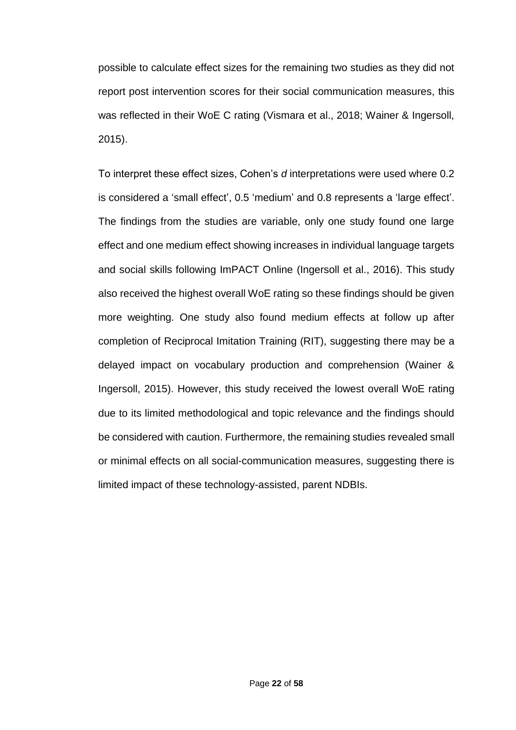possible to calculate effect sizes for the remaining two studies as they did not report post intervention scores for their social communication measures, this was reflected in their WoE C rating (Vismara et al., 2018; Wainer & Ingersoll, 2015).

To interpret these effect sizes, Cohen's *d* interpretations were used where 0.2 is considered a 'small effect', 0.5 'medium' and 0.8 represents a 'large effect'. The findings from the studies are variable, only one study found one large effect and one medium effect showing increases in individual language targets and social skills following ImPACT Online (Ingersoll et al., 2016). This study also received the highest overall WoE rating so these findings should be given more weighting. One study also found medium effects at follow up after completion of Reciprocal Imitation Training (RIT), suggesting there may be a delayed impact on vocabulary production and comprehension (Wainer & Ingersoll, 2015). However, this study received the lowest overall WoE rating due to its limited methodological and topic relevance and the findings should be considered with caution. Furthermore, the remaining studies revealed small or minimal effects on all social-communication measures, suggesting there is limited impact of these technology-assisted, parent NDBIs.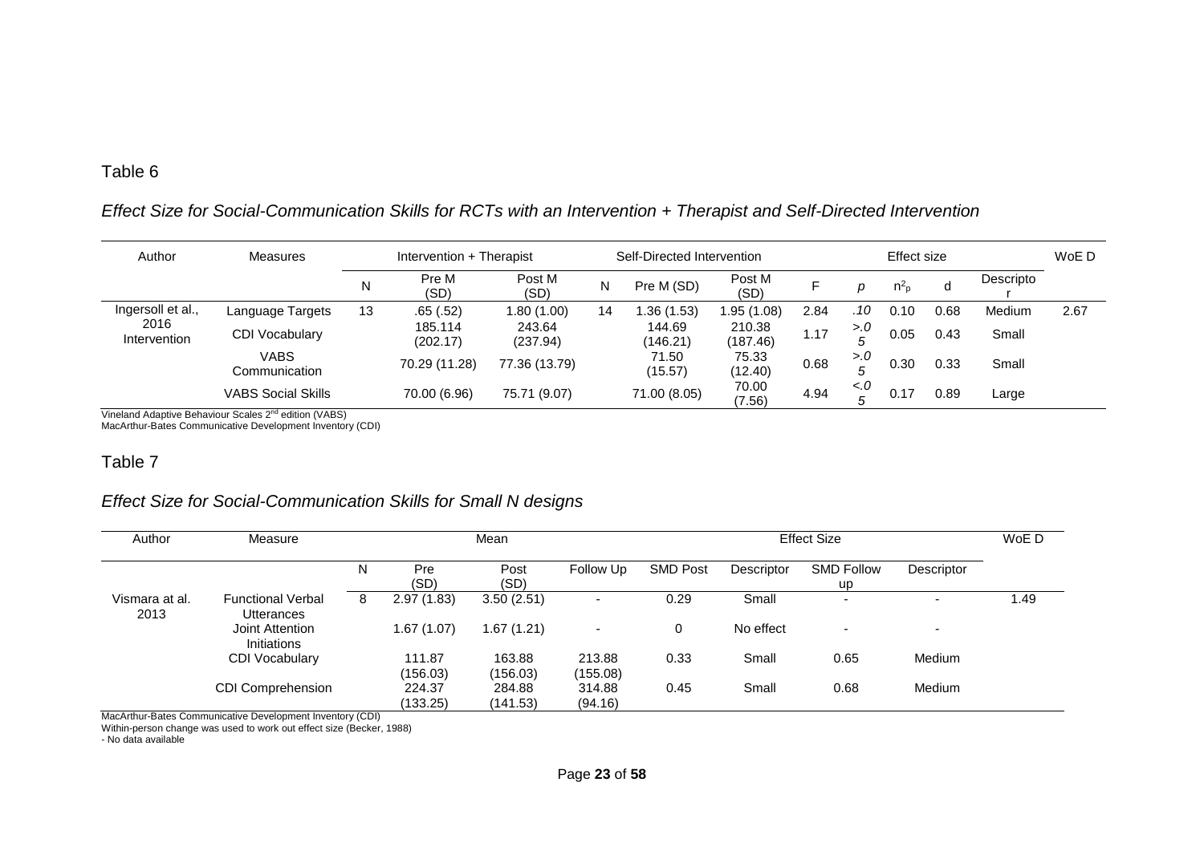Table 6

*Effect Size for Social-Communication Skills for RCTs with an Intervention + Therapist and Self-Directed Intervention*

| Author | Measures | Intervention + Therapist | | | Self-Directed Intervention | | | Effect size | | | | | WoE D |
|---|---|---|---|---|---|---|---|---|---|---|---|---|---|
| | | N | Pre M (SD) | Post M (SD) | N | Pre M (SD) | Post M (SD) | F | *p* | $n^2_p$ | d | Descriptor | |
| Ingersoll et al., 2016 Intervention | Language Targets | 13 | .65 (.52) | 1.80 (1.00) | 14 | 1.36 (1.53) | 1.95 (1.08) | 2.84 | *.10* | 0.10 | 0.68 | Medium | 2.67 |
| | CDI Vocabulary | | 185.114 (202.17) | 243.64 (237.94) | | 144.69 (146.21) | 210.38 (187.46) | 1.17 | *>.05* | 0.05 | 0.43 | Small | |
| | VABS Communication | | 70.29 (11.28) | 77.36 (13.79) | | 71.50 (15.57) | 75.33 (12.40) | 0.68 | *>.05* | 0.30 | 0.33 | Small | |
| | VABS Social Skills | | 70.00 (6.96) | 75.71 (9.07) | | 71.00 (8.05) | 70.00 (7.56) | 4.94 | *<.05* | 0.17 | 0.89 | Large | |

Vineland Adaptive Behaviour Scales 2nd edition (VABS)
MacArthur-Bates Communicative Development Inventory (CDI)

Table 7

*Effect Size for Social-Communication Skills for Small N designs*

| Author | Measure | Mean | | | | Effect Size | | | | WoE D |
|---|---|---|---|---|---|---|---|---|---|---|
| | | N | Pre (SD) | Post (SD) | Follow Up | SMD Post | Descriptor | SMD Follow up | Descriptor | |
| Vismara at al. 2013 | Functional Verbal Utterances | 8 | 2.97 (1.83) | 3.50 (2.51) | - | 0.29 | Small | - | - | 1.49 |
| | Joint Attention Initiations | | 1.67 (1.07) | 1.67 (1.21) | - | 0 | No effect | - | - | |
| | CDI Vocabulary | | 111.87 (156.03) | 163.88 (156.03) | 213.88 (155.08) | 0.33 | Small | 0.65 | Medium | |
| | CDI Comprehension | | 224.37 (133.25) | 284.88 (141.53) | 314.88 (94.16) | 0.45 | Small | 0.68 | Medium | |

MacArthur-Bates Communicative Development Inventory (CDI)
Within-person change was used to work out effect size (Becker, 1988)
- No data available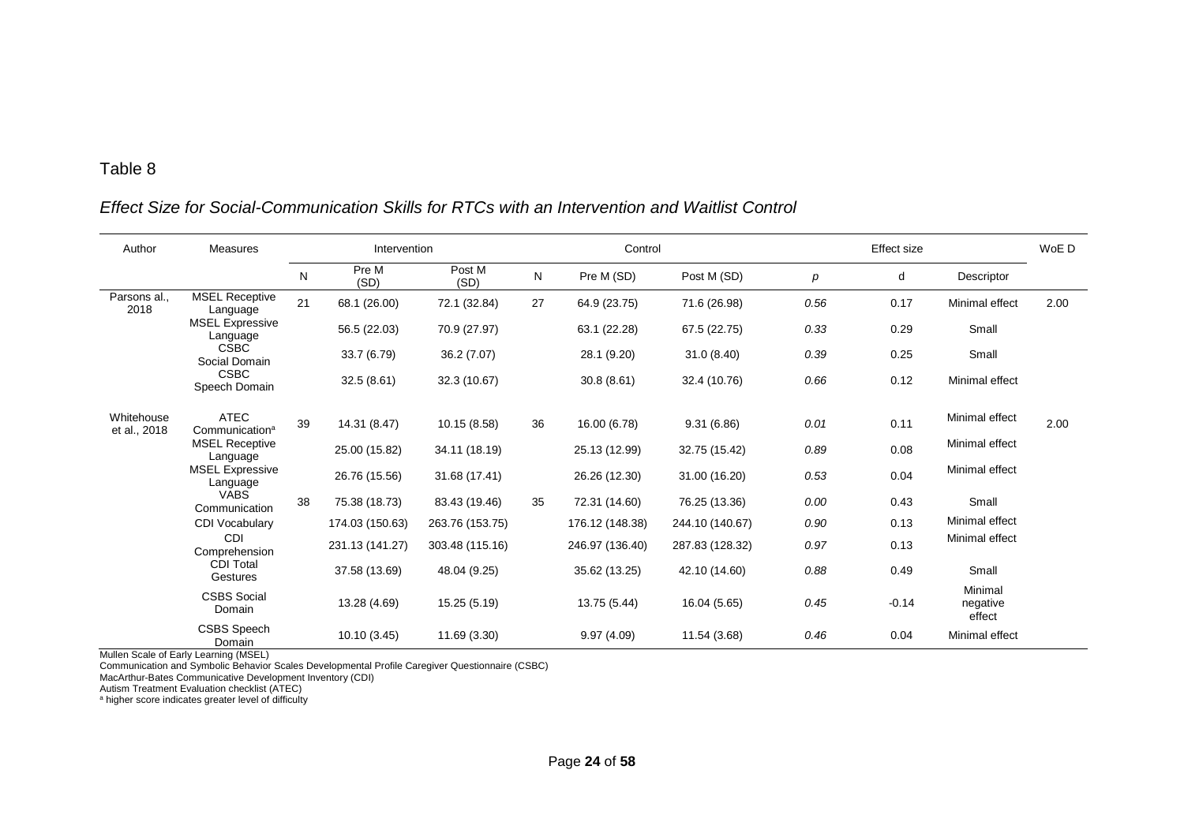Table 8

*Effect Size for Social-Communication Skills for RTCs with an Intervention and Waitlist Control*

| Author | Measures | Intervention | | | Control | | | Effect size | | | WoE D |
|---|---|---|---|---|---|---|---|---|---|---|---|
| | | N | Pre M (SD) | Post M (SD) | N | Pre M (SD) | Post M (SD) | *p* | d | Descriptor | |
| Parsons al., 2018 | MSEL Receptive Language | 21 | 68.1 (26.00) | 72.1 (32.84) | 27 | 64.9 (23.75) | 71.6 (26.98) | *0.56* | 0.17 | Minimal effect | 2.00 |
| | MSEL Expressive Language | | 56.5 (22.03) | 70.9 (27.97) | | 63.1 (22.28) | 67.5 (22.75) | *0.33* | 0.29 | Small | |
| | CSBC Social Domain | | 33.7 (6.79) | 36.2 (7.07) | | 28.1 (9.20) | 31.0 (8.40) | *0.39* | 0.25 | Small | |
| | CSBC Speech Domain | | 32.5 (8.61) | 32.3 (10.67) | | 30.8 (8.61) | 32.4 (10.76) | *0.66* | 0.12 | Minimal effect | |
| Whitehouse et al., 2018 | ATEC Communication[a] | 39 | 14.31 (8.47) | 10.15 (8.58) | 36 | 16.00 (6.78) | 9.31 (6.86) | *0.01* | 0.11 | Minimal effect | 2.00 |
| | MSEL Receptive Language | | 25.00 (15.82) | 34.11 (18.19) | | 25.13 (12.99) | 32.75 (15.42) | *0.89* | 0.08 | Minimal effect | |
| | MSEL Expressive Language | | 26.76 (15.56) | 31.68 (17.41) | | 26.26 (12.30) | 31.00 (16.20) | *0.53* | 0.04 | Minimal effect | |
| | VABS Communication | 38 | 75.38 (18.73) | 83.43 (19.46) | 35 | 72.31 (14.60) | 76.25 (13.36) | *0.00* | 0.43 | Small | |
| | CDI Vocabulary | | 174.03 (150.63) | 263.76 (153.75) | | 176.12 (148.38) | 244.10 (140.67) | *0.90* | 0.13 | Minimal effect | |
| | CDI Comprehension | | 231.13 (141.27) | 303.48 (115.16) | | 246.97 (136.40) | 287.83 (128.32) | *0.97* | 0.13 | Minimal effect | |
| | CDI Total Gestures | | 37.58 (13.69) | 48.04 (9.25) | | 35.62 (13.25) | 42.10 (14.60) | *0.88* | 0.49 | Small | |
| | CSBS Social Domain | | 13.28 (4.69) | 15.25 (5.19) | | 13.75 (5.44) | 16.04 (5.65) | *0.45* | -0.14 | Minimal negative effect | |
| | CSBS Speech Domain | | 10.10 (3.45) | 11.69 (3.30) | | 9.97 (4.09) | 11.54 (3.68) | *0.46* | 0.04 | Minimal effect | |

Mullen Scale of Early Learning (MSEL)
Communication and Symbolic Behavior Scales Developmental Profile Caregiver Questionnaire (CSBC)
MacArthur-Bates Communicative Development Inventory (CDI)
Autism Treatment Evaluation checklist (ATEC)
[a] higher score indicates greater level of difficulty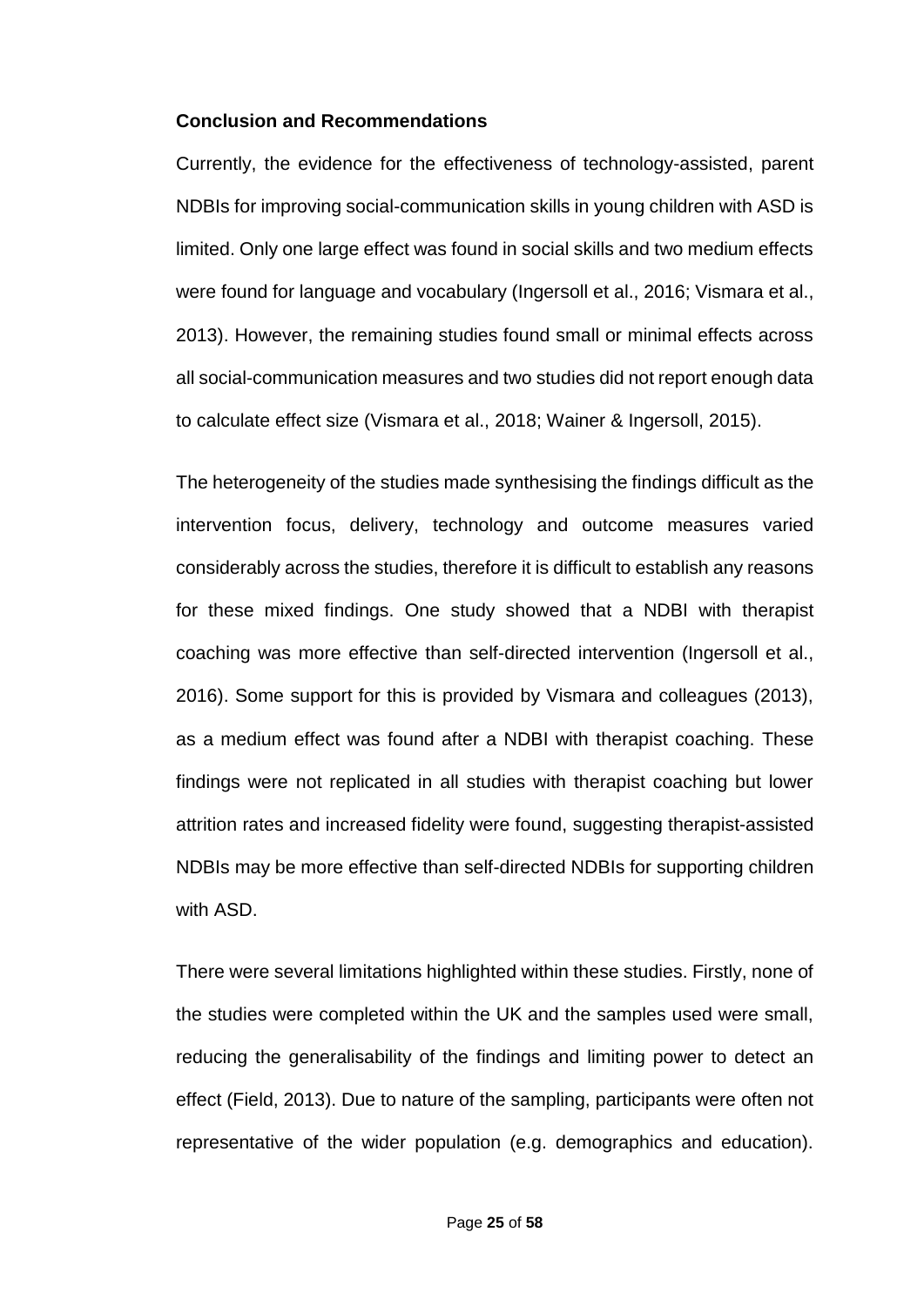**Conclusion and Recommendations**

Currently, the evidence for the effectiveness of technology-assisted, parent NDBIs for improving social-communication skills in young children with ASD is limited. Only one large effect was found in social skills and two medium effects were found for language and vocabulary (Ingersoll et al., 2016; Vismara et al., 2013). However, the remaining studies found small or minimal effects across all social-communication measures and two studies did not report enough data to calculate effect size (Vismara et al., 2018; Wainer & Ingersoll, 2015).

The heterogeneity of the studies made synthesising the findings difficult as the intervention focus, delivery, technology and outcome measures varied considerably across the studies, therefore it is difficult to establish any reasons for these mixed findings. One study showed that a NDBI with therapist coaching was more effective than self-directed intervention (Ingersoll et al., 2016). Some support for this is provided by Vismara and colleagues (2013), as a medium effect was found after a NDBI with therapist coaching. These findings were not replicated in all studies with therapist coaching but lower attrition rates and increased fidelity were found, suggesting therapist-assisted NDBIs may be more effective than self-directed NDBIs for supporting children with ASD.

There were several limitations highlighted within these studies. Firstly, none of the studies were completed within the UK and the samples used were small, reducing the generalisability of the findings and limiting power to detect an effect (Field, 2013). Due to nature of the sampling, participants were often not representative of the wider population (e.g. demographics and education).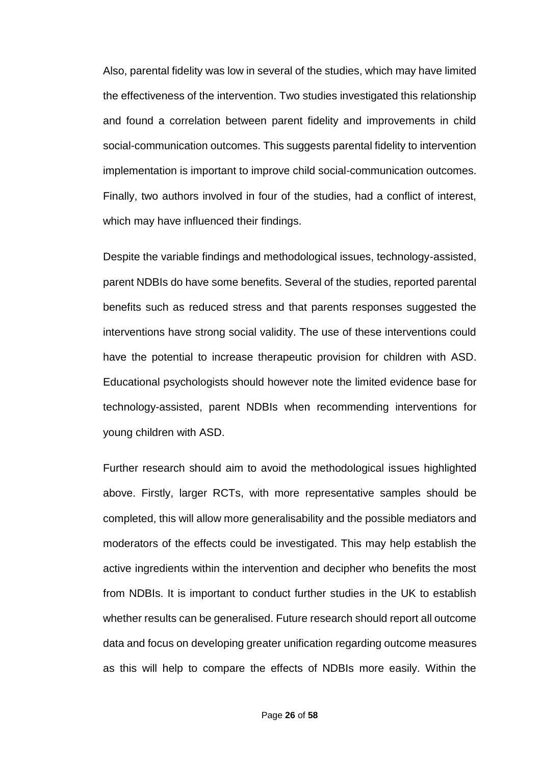Also, parental fidelity was low in several of the studies, which may have limited the effectiveness of the intervention. Two studies investigated this relationship and found a correlation between parent fidelity and improvements in child social-communication outcomes. This suggests parental fidelity to intervention implementation is important to improve child social-communication outcomes. Finally, two authors involved in four of the studies, had a conflict of interest, which may have influenced their findings.

Despite the variable findings and methodological issues, technology-assisted, parent NDBIs do have some benefits. Several of the studies, reported parental benefits such as reduced stress and that parents responses suggested the interventions have strong social validity. The use of these interventions could have the potential to increase therapeutic provision for children with ASD. Educational psychologists should however note the limited evidence base for technology-assisted, parent NDBIs when recommending interventions for young children with ASD.

Further research should aim to avoid the methodological issues highlighted above. Firstly, larger RCTs, with more representative samples should be completed, this will allow more generalisability and the possible mediators and moderators of the effects could be investigated. This may help establish the active ingredients within the intervention and decipher who benefits the most from NDBIs. It is important to conduct further studies in the UK to establish whether results can be generalised. Future research should report all outcome data and focus on developing greater unification regarding outcome measures as this will help to compare the effects of NDBIs more easily. Within the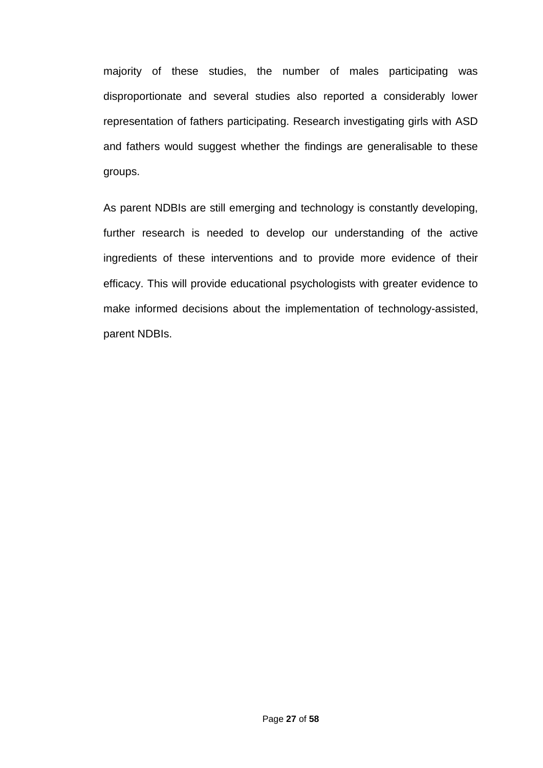majority of these studies, the number of males participating was disproportionate and several studies also reported a considerably lower representation of fathers participating. Research investigating girls with ASD and fathers would suggest whether the findings are generalisable to these groups.

As parent NDBIs are still emerging and technology is constantly developing, further research is needed to develop our understanding of the active ingredients of these interventions and to provide more evidence of their efficacy. This will provide educational psychologists with greater evidence to make informed decisions about the implementation of technology-assisted, parent NDBIs.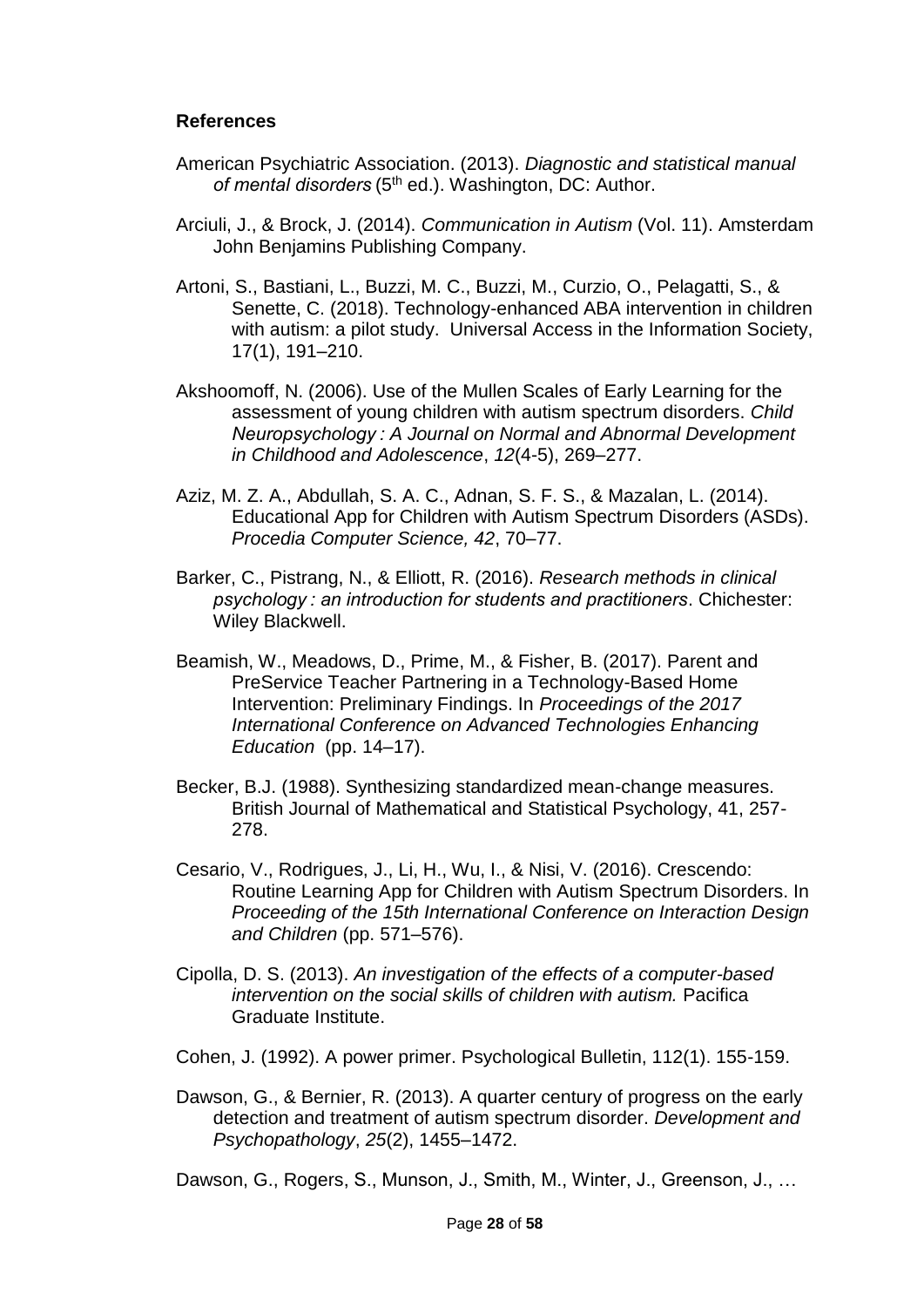**References**

American Psychiatric Association. (2013). *Diagnostic and statistical manual of mental disorders* (5th ed.). Washington, DC: Author.

Arciuli, J., & Brock, J. (2014). *Communication in Autism* (Vol. 11). Amsterdam John Benjamins Publishing Company.

Artoni, S., Bastiani, L., Buzzi, M. C., Buzzi, M., Curzio, O., Pelagatti, S., & Senette, C. (2018). Technology-enhanced ABA intervention in children with autism: a pilot study. Universal Access in the Information Society, 17(1), 191–210.

Akshoomoff, N. (2006). Use of the Mullen Scales of Early Learning for the assessment of young children with autism spectrum disorders. *Child Neuropsychology : A Journal on Normal and Abnormal Development in Childhood and Adolescence*, *12*(4-5), 269–277.

Aziz, M. Z. A., Abdullah, S. A. C., Adnan, S. F. S., & Mazalan, L. (2014). Educational App for Children with Autism Spectrum Disorders (ASDs). *Procedia Computer Science, 42*, 70–77.

Barker, C., Pistrang, N., & Elliott, R. (2016). *Research methods in clinical psychology : an introduction for students and practitioners*. Chichester: Wiley Blackwell.

Beamish, W., Meadows, D., Prime, M., & Fisher, B. (2017). Parent and PreService Teacher Partnering in a Technology-Based Home Intervention: Preliminary Findings. In *Proceedings of the 2017 International Conference on Advanced Technologies Enhancing Education* (pp. 14–17).

Becker, B.J. (1988). Synthesizing standardized mean-change measures. British Journal of Mathematical and Statistical Psychology, 41, 257-278.

Cesario, V., Rodrigues, J., Li, H., Wu, I., & Nisi, V. (2016). Crescendo: Routine Learning App for Children with Autism Spectrum Disorders. In *Proceeding of the 15th International Conference on Interaction Design and Children* (pp. 571–576).

Cipolla, D. S. (2013). *An investigation of the effects of a computer-based intervention on the social skills of children with autism.* Pacifica Graduate Institute.

Cohen, J. (1992). A power primer. Psychological Bulletin, 112(1). 155-159.

Dawson, G., & Bernier, R. (2013). A quarter century of progress on the early detection and treatment of autism spectrum disorder. *Development and Psychopathology*, *25*(2), 1455–1472.

Dawson, G., Rogers, S., Munson, J., Smith, M., Winter, J., Greenson, J., …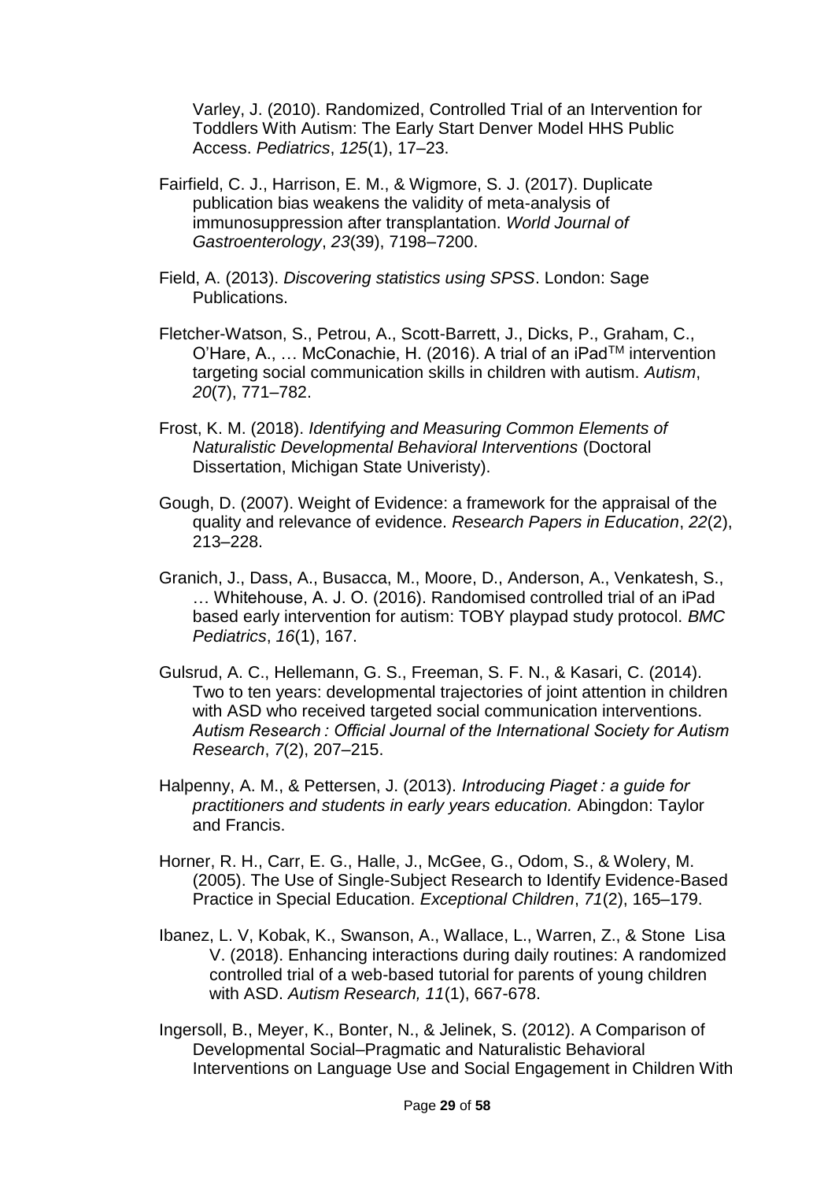Varley, J. (2010). Randomized, Controlled Trial of an Intervention for Toddlers With Autism: The Early Start Denver Model HHS Public Access. *Pediatrics*, *125*(1), 17–23.

Fairfield, C. J., Harrison, E. M., & Wigmore, S. J. (2017). Duplicate publication bias weakens the validity of meta-analysis of immunosuppression after transplantation. *World Journal of Gastroenterology*, *23*(39), 7198–7200.

Field, A. (2013). *Discovering statistics using SPSS*. London: Sage Publications.

Fletcher-Watson, S., Petrou, A., Scott-Barrett, J., Dicks, P., Graham, C., O'Hare, A., … McConachie, H. (2016). A trial of an iPad™ intervention targeting social communication skills in children with autism. *Autism*, *20*(7), 771–782.

Frost, K. M. (2018). *Identifying and Measuring Common Elements of Naturalistic Developmental Behavioral Interventions* (Doctoral Dissertation, Michigan State Univeristy).

Gough, D. (2007). Weight of Evidence: a framework for the appraisal of the quality and relevance of evidence. *Research Papers in Education*, *22*(2), 213–228.

Granich, J., Dass, A., Busacca, M., Moore, D., Anderson, A., Venkatesh, S., … Whitehouse, A. J. O. (2016). Randomised controlled trial of an iPad based early intervention for autism: TOBY playpad study protocol. *BMC Pediatrics*, *16*(1), 167.

Gulsrud, A. C., Hellemann, G. S., Freeman, S. F. N., & Kasari, C. (2014). Two to ten years: developmental trajectories of joint attention in children with ASD who received targeted social communication interventions. *Autism Research : Official Journal of the International Society for Autism Research*, *7*(2), 207–215.

Halpenny, A. M., & Pettersen, J. (2013). *Introducing Piaget : a guide for practitioners and students in early years education.* Abingdon: Taylor and Francis.

Horner, R. H., Carr, E. G., Halle, J., McGee, G., Odom, S., & Wolery, M. (2005). The Use of Single-Subject Research to Identify Evidence-Based Practice in Special Education. *Exceptional Children*, *71*(2), 165–179.

Ibanez, L. V, Kobak, K., Swanson, A., Wallace, L., Warren, Z., & Stone Lisa V. (2018). Enhancing interactions during daily routines: A randomized controlled trial of a web-based tutorial for parents of young children with ASD. *Autism Research, 11*(1), 667-678.

Ingersoll, B., Meyer, K., Bonter, N., & Jelinek, S. (2012). A Comparison of Developmental Social–Pragmatic and Naturalistic Behavioral Interventions on Language Use and Social Engagement in Children With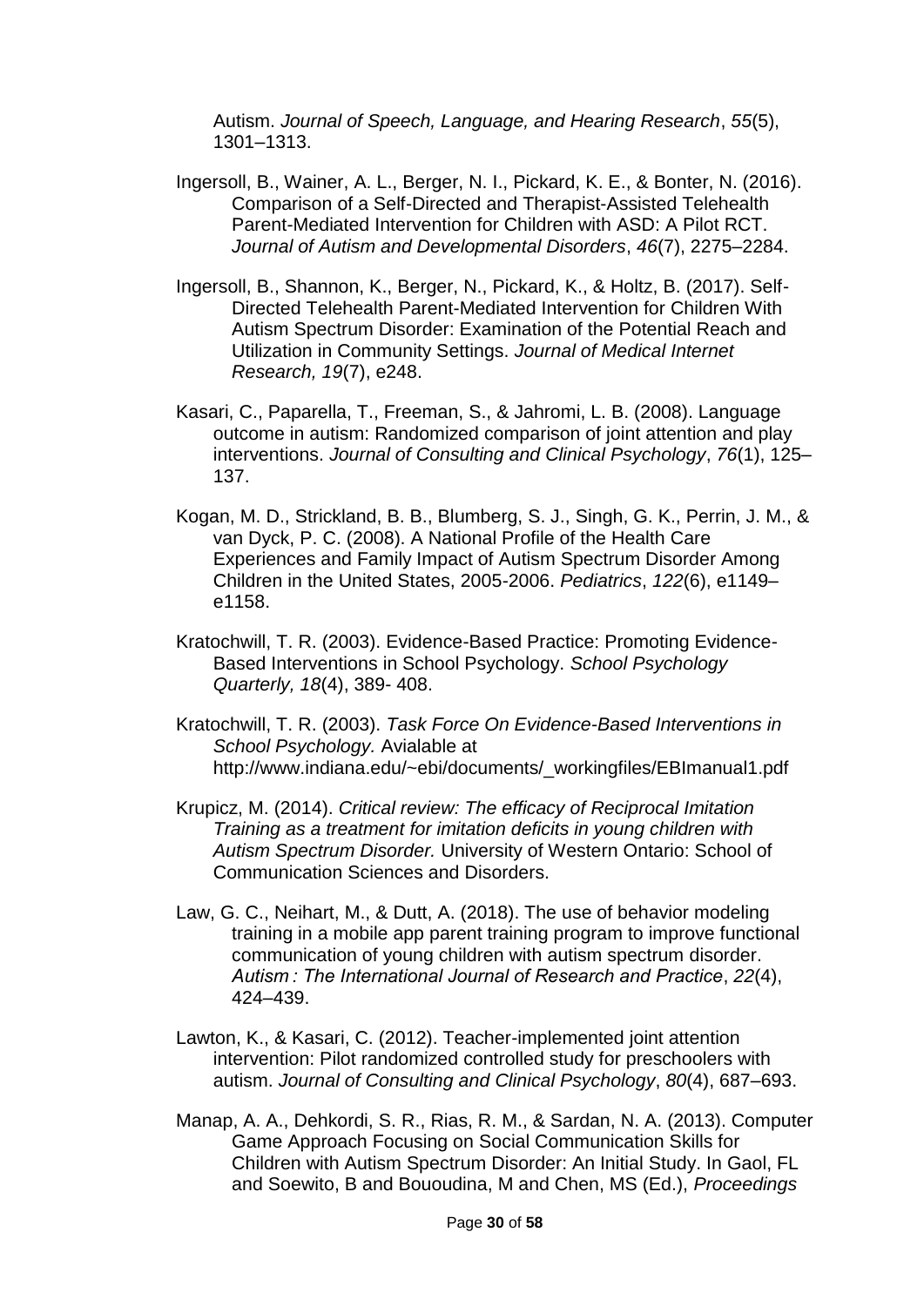Autism. *Journal of Speech, Language, and Hearing Research*, *55*(5), 1301–1313.

Ingersoll, B., Wainer, A. L., Berger, N. I., Pickard, K. E., & Bonter, N. (2016). Comparison of a Self-Directed and Therapist-Assisted Telehealth Parent-Mediated Intervention for Children with ASD: A Pilot RCT. *Journal of Autism and Developmental Disorders*, *46*(7), 2275–2284.

Ingersoll, B., Shannon, K., Berger, N., Pickard, K., & Holtz, B. (2017). Self-Directed Telehealth Parent-Mediated Intervention for Children With Autism Spectrum Disorder: Examination of the Potential Reach and Utilization in Community Settings. *Journal of Medical Internet Research, 19*(7), e248.

Kasari, C., Paparella, T., Freeman, S., & Jahromi, L. B. (2008). Language outcome in autism: Randomized comparison of joint attention and play interventions. *Journal of Consulting and Clinical Psychology*, *76*(1), 125–137.

Kogan, M. D., Strickland, B. B., Blumberg, S. J., Singh, G. K., Perrin, J. M., & van Dyck, P. C. (2008). A National Profile of the Health Care Experiences and Family Impact of Autism Spectrum Disorder Among Children in the United States, 2005-2006. *Pediatrics*, *122*(6), e1149–e1158.

Kratochwill, T. R. (2003). Evidence-Based Practice: Promoting Evidence-Based Interventions in School Psychology. *School Psychology Quarterly, 18*(4), 389- 408.

Kratochwill, T. R. (2003). *Task Force On Evidence-Based Interventions in School Psychology.* Avialable at http://www.indiana.edu/~ebi/documents/_workingfiles/EBImanual1.pdf

Krupicz, M. (2014). *Critical review: The efficacy of Reciprocal Imitation Training as a treatment for imitation deficits in young children with Autism Spectrum Disorder.* University of Western Ontario: School of Communication Sciences and Disorders.

Law, G. C., Neihart, M., & Dutt, A. (2018). The use of behavior modeling training in a mobile app parent training program to improve functional communication of young children with autism spectrum disorder. *Autism : The International Journal of Research and Practice*, *22*(4), 424–439.

Lawton, K., & Kasari, C. (2012). Teacher-implemented joint attention intervention: Pilot randomized controlled study for preschoolers with autism. *Journal of Consulting and Clinical Psychology*, *80*(4), 687–693.

Manap, A. A., Dehkordi, S. R., Rias, R. M., & Sardan, N. A. (2013). Computer Game Approach Focusing on Social Communication Skills for Children with Autism Spectrum Disorder: An Initial Study. In Gaol, FL and Soewito, B and Bououdina, M and Chen, MS (Ed.), *Proceedings*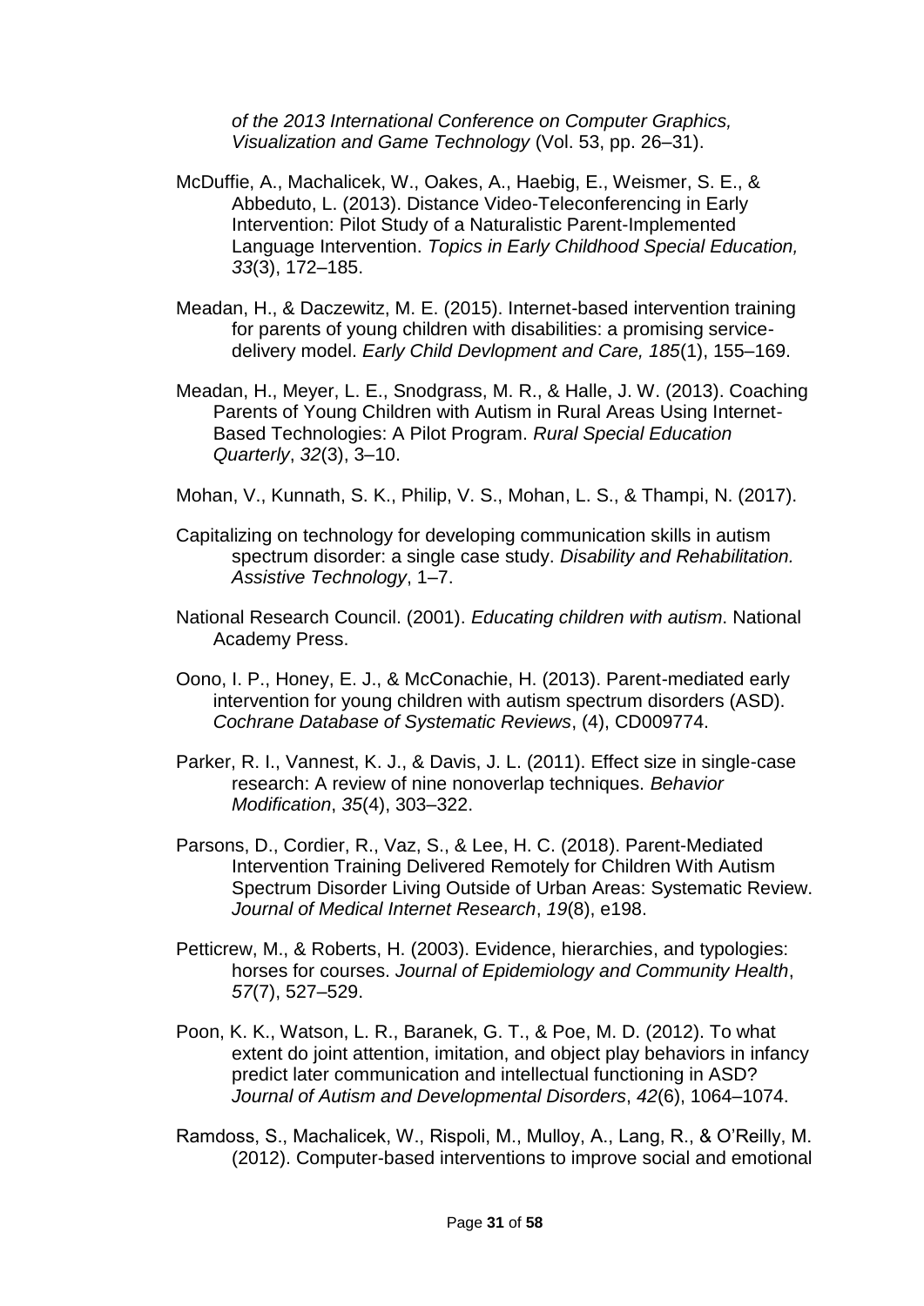*of the 2013 International Conference on Computer Graphics, Visualization and Game Technology* (Vol. 53, pp. 26–31).

McDuffie, A., Machalicek, W., Oakes, A., Haebig, E., Weismer, S. E., & Abbeduto, L. (2013). Distance Video-Teleconferencing in Early Intervention: Pilot Study of a Naturalistic Parent-Implemented Language Intervention. *Topics in Early Childhood Special Education, 33*(3), 172–185.

Meadan, H., & Daczewitz, M. E. (2015). Internet-based intervention training for parents of young children with disabilities: a promising service-delivery model. *Early Child Devlopment and Care, 185*(1), 155–169.

Meadan, H., Meyer, L. E., Snodgrass, M. R., & Halle, J. W. (2013). Coaching Parents of Young Children with Autism in Rural Areas Using Internet-Based Technologies: A Pilot Program. *Rural Special Education Quarterly*, *32*(3), 3–10.

Mohan, V., Kunnath, S. K., Philip, V. S., Mohan, L. S., & Thampi, N. (2017).

Capitalizing on technology for developing communication skills in autism spectrum disorder: a single case study. *Disability and Rehabilitation. Assistive Technology*, 1–7.

National Research Council. (2001). *Educating children with autism*. National Academy Press.

Oono, I. P., Honey, E. J., & McConachie, H. (2013). Parent-mediated early intervention for young children with autism spectrum disorders (ASD). *Cochrane Database of Systematic Reviews*, (4), CD009774.

Parker, R. I., Vannest, K. J., & Davis, J. L. (2011). Effect size in single-case research: A review of nine nonoverlap techniques. *Behavior Modification*, *35*(4), 303–322.

Parsons, D., Cordier, R., Vaz, S., & Lee, H. C. (2018). Parent-Mediated Intervention Training Delivered Remotely for Children With Autism Spectrum Disorder Living Outside of Urban Areas: Systematic Review. *Journal of Medical Internet Research*, *19*(8), e198.

Petticrew, M., & Roberts, H. (2003). Evidence, hierarchies, and typologies: horses for courses. *Journal of Epidemiology and Community Health*, *57*(7), 527–529.

Poon, K. K., Watson, L. R., Baranek, G. T., & Poe, M. D. (2012). To what extent do joint attention, imitation, and object play behaviors in infancy predict later communication and intellectual functioning in ASD? *Journal of Autism and Developmental Disorders*, *42*(6), 1064–1074.

Ramdoss, S., Machalicek, W., Rispoli, M., Mulloy, A., Lang, R., & O'Reilly, M. (2012). Computer-based interventions to improve social and emotional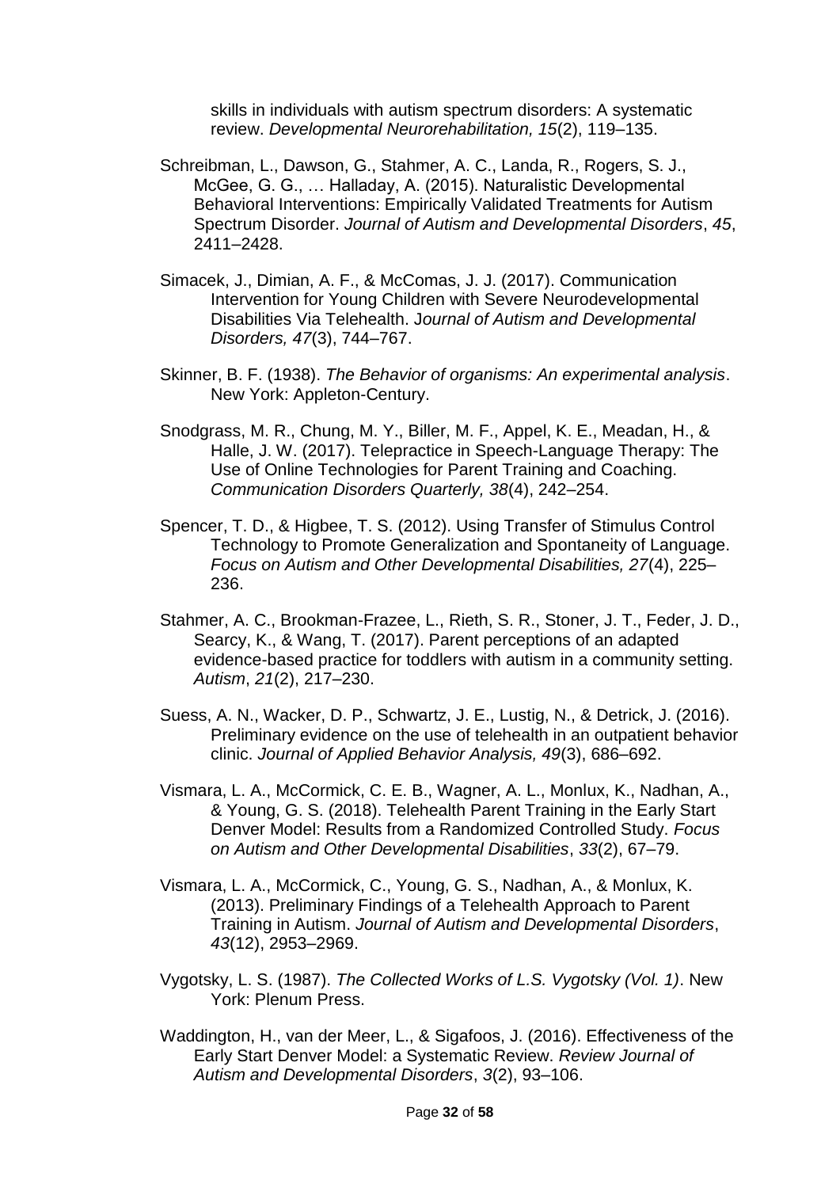skills in individuals with autism spectrum disorders: A systematic review. *Developmental Neurorehabilitation, 15*(2), 119–135.

Schreibman, L., Dawson, G., Stahmer, A. C., Landa, R., Rogers, S. J., McGee, G. G., … Halladay, A. (2015). Naturalistic Developmental Behavioral Interventions: Empirically Validated Treatments for Autism Spectrum Disorder. *Journal of Autism and Developmental Disorders*, *45*, 2411–2428.

Simacek, J., Dimian, A. F., & McComas, J. J. (2017). Communication Intervention for Young Children with Severe Neurodevelopmental Disabilities Via Telehealth. J*ournal of Autism and Developmental Disorders, 47*(3), 744–767.

Skinner, B. F. (1938). *The Behavior of organisms: An experimental analysis*. New York: Appleton-Century.

Snodgrass, M. R., Chung, M. Y., Biller, M. F., Appel, K. E., Meadan, H., & Halle, J. W. (2017). Telepractice in Speech-Language Therapy: The Use of Online Technologies for Parent Training and Coaching. *Communication Disorders Quarterly, 38*(4), 242–254.

Spencer, T. D., & Higbee, T. S. (2012). Using Transfer of Stimulus Control Technology to Promote Generalization and Spontaneity of Language. *Focus on Autism and Other Developmental Disabilities, 27*(4), 225–236.

Stahmer, A. C., Brookman-Frazee, L., Rieth, S. R., Stoner, J. T., Feder, J. D., Searcy, K., & Wang, T. (2017). Parent perceptions of an adapted evidence-based practice for toddlers with autism in a community setting. *Autism*, *21*(2), 217–230.

Suess, A. N., Wacker, D. P., Schwartz, J. E., Lustig, N., & Detrick, J. (2016). Preliminary evidence on the use of telehealth in an outpatient behavior clinic. *Journal of Applied Behavior Analysis, 49*(3), 686–692.

Vismara, L. A., McCormick, C. E. B., Wagner, A. L., Monlux, K., Nadhan, A., & Young, G. S. (2018). Telehealth Parent Training in the Early Start Denver Model: Results from a Randomized Controlled Study. *Focus on Autism and Other Developmental Disabilities*, *33*(2), 67–79.

Vismara, L. A., McCormick, C., Young, G. S., Nadhan, A., & Monlux, K. (2013). Preliminary Findings of a Telehealth Approach to Parent Training in Autism. *Journal of Autism and Developmental Disorders*, *43*(12), 2953–2969.

Vygotsky, L. S. (1987). *The Collected Works of L.S. Vygotsky (Vol. 1)*. New York: Plenum Press.

Waddington, H., van der Meer, L., & Sigafoos, J. (2016). Effectiveness of the Early Start Denver Model: a Systematic Review. *Review Journal of Autism and Developmental Disorders*, *3*(2), 93–106.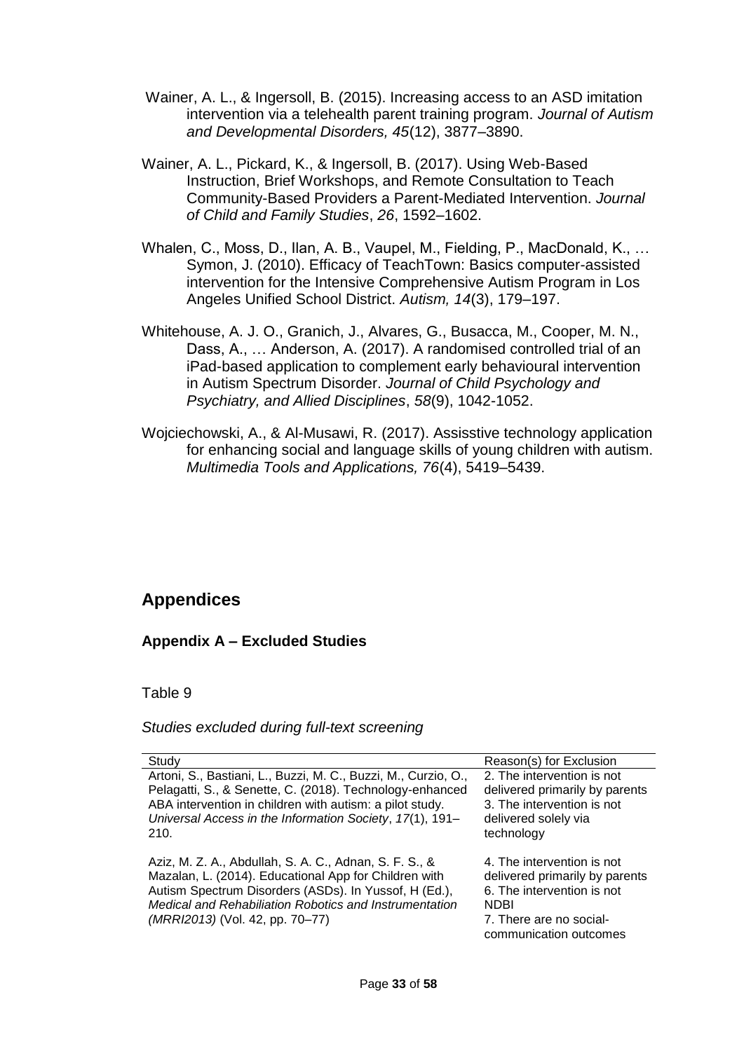Wainer, A. L., & Ingersoll, B. (2015). Increasing access to an ASD imitation intervention via a telehealth parent training program. *Journal of Autism and Developmental Disorders, 45*(12), 3877–3890.

Wainer, A. L., Pickard, K., & Ingersoll, B. (2017). Using Web-Based Instruction, Brief Workshops, and Remote Consultation to Teach Community-Based Providers a Parent-Mediated Intervention. *Journal of Child and Family Studies*, *26*, 1592–1602.

Whalen, C., Moss, D., Ilan, A. B., Vaupel, M., Fielding, P., MacDonald, K., … Symon, J. (2010). Efficacy of TeachTown: Basics computer-assisted intervention for the Intensive Comprehensive Autism Program in Los Angeles Unified School District. *Autism, 14*(3), 179–197.

Whitehouse, A. J. O., Granich, J., Alvares, G., Busacca, M., Cooper, M. N., Dass, A., … Anderson, A. (2017). A randomised controlled trial of an iPad-based application to complement early behavioural intervention in Autism Spectrum Disorder. *Journal of Child Psychology and Psychiatry, and Allied Disciplines*, *58*(9), 1042-1052.

Wojciechowski, A., & Al-Musawi, R. (2017). Assisstive technology application for enhancing social and language skills of young children with autism. *Multimedia Tools and Applications, 76*(4), 5419–5439.

## Appendices

### Appendix A – Excluded Studies

Table 9

*Studies excluded during full-text screening*

| Study | Reason(s) for Exclusion |
|---|---|
| Artoni, S., Bastiani, L., Buzzi, M. C., Buzzi, M., Curzio, O., Pelagatti, S., & Senette, C. (2018). Technology-enhanced ABA intervention in children with autism: a pilot study. *Universal Access in the Information Society*, *17*(1), 191–210. | 2. The intervention is not delivered primarily by parents<br>3. The intervention is not delivered solely via technology |
| Aziz, M. Z. A., Abdullah, S. A. C., Adnan, S. F. S., & Mazalan, L. (2014). Educational App for Children with Autism Spectrum Disorders (ASDs). In Yussof, H (Ed.), *Medical and Rehabiliation Robotics and Instrumentation (MRRI2013)* (Vol. 42, pp. 70–77) | 4. The intervention is not delivered primarily by parents<br>6. The intervention is not NDBI<br>7. There are no social-communication outcomes |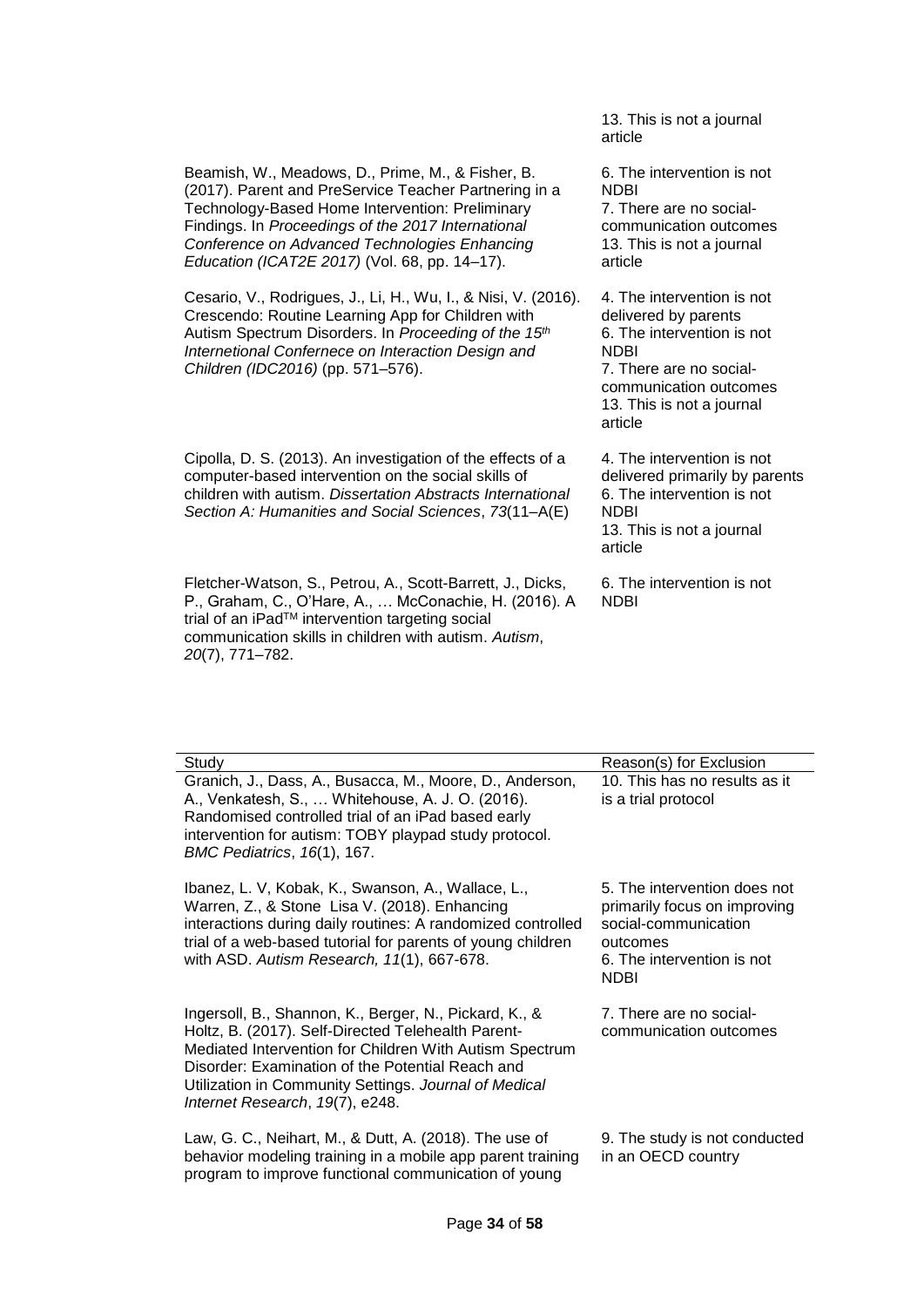| Study | Reason(s) for Exclusion |
|---|---|
| | 13. This is not a journal article |
| Beamish, W., Meadows, D., Prime, M., & Fisher, B. (2017). Parent and PreService Teacher Partnering in a Technology-Based Home Intervention: Preliminary Findings. In *Proceedings of the 2017 International Conference on Advanced Technologies Enhancing Education (ICAT2E 2017)* (Vol. 68, pp. 14–17). | 6. The intervention is not NDBI<br>7. There are no social-communication outcomes<br>13. This is not a journal article |
| Cesario, V., Rodrigues, J., Li, H., Wu, I., & Nisi, V. (2016). Crescendo: Routine Learning App for Children with Autism Spectrum Disorders. In *Proceeding of the 15th Internetional Confernece on Interaction Design and Children (IDC2016)* (pp. 571–576). | 4. The intervention is not delivered by parents<br>6. The intervention is not NDBI<br>7. There are no social-communication outcomes<br>13. This is not a journal article |
| Cipolla, D. S. (2013). An investigation of the effects of a computer-based intervention on the social skills of children with autism. *Dissertation Abstracts International Section A: Humanities and Social Sciences*, *73*(11–A(E) | 4. The intervention is not delivered primarily by parents<br>6. The intervention is not NDBI<br>13. This is not a journal article |
| Fletcher-Watson, S., Petrou, A., Scott-Barrett, J., Dicks, P., Graham, C., O'Hare, A., … McConachie, H. (2016). A trial of an iPad™ intervention targeting social communication skills in children with autism. *Autism*, *20*(7), 771–782. | 6. The intervention is not NDBI |
| Granich, J., Dass, A., Busacca, M., Moore, D., Anderson, A., Venkatesh, S., … Whitehouse, A. J. O. (2016). Randomised controlled trial of an iPad based early intervention for autism: TOBY playpad study protocol. *BMC Pediatrics*, *16*(1), 167. | 10. This has no results as it is a trial protocol |
| Ibanez, L. V, Kobak, K., Swanson, A., Wallace, L., Warren, Z., & Stone Lisa V. (2018). Enhancing interactions during daily routines: A randomized controlled trial of a web-based tutorial for parents of young children with ASD. *Autism Research, 11*(1), 667-678. | 5. The intervention does not primarily focus on improving social-communication outcomes<br>6. The intervention is not NDBI |
| Ingersoll, B., Shannon, K., Berger, N., Pickard, K., & Holtz, B. (2017). Self-Directed Telehealth Parent-Mediated Intervention for Children With Autism Spectrum Disorder: Examination of the Potential Reach and Utilization in Community Settings. *Journal of Medical Internet Research*, *19*(7), e248. | 7. There are no social-communication outcomes |
| Law, G. C., Neihart, M., & Dutt, A. (2018). The use of behavior modeling training in a mobile app parent training program to improve functional communication of young | 9. The study is not conducted in an OECD country |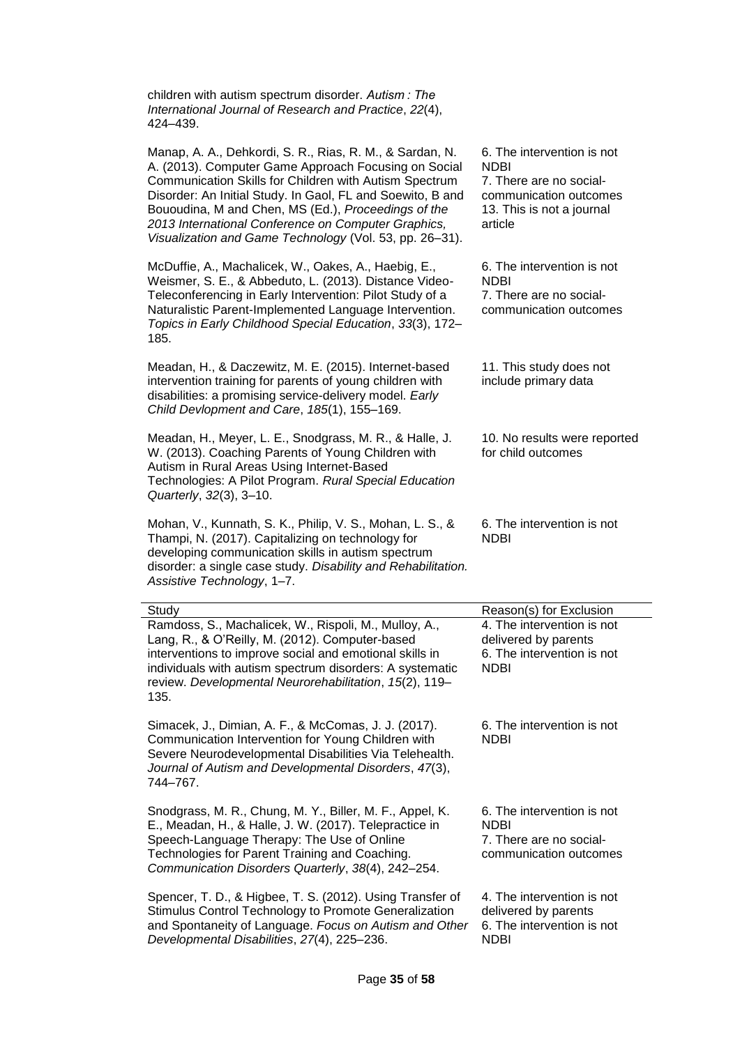| Study | Reason(s) for Exclusion |
| --- | --- |
| children with autism spectrum disorder. *Autism : The International Journal of Research and Practice*, *22*(4), 424–439. | |
| Manap, A. A., Dehkordi, S. R., Rias, R. M., & Sardan, N. A. (2013). Computer Game Approach Focusing on Social Communication Skills for Children with Autism Spectrum Disorder: An Initial Study. In Gaol, FL and Soewito, B and Bououdina, M and Chen, MS (Ed.), *Proceedings of the 2013 International Conference on Computer Graphics, Visualization and Game Technology* (Vol. 53, pp. 26–31). | 6. The intervention is not NDBI<br>7. There are no social-communication outcomes<br>13. This is not a journal article |
| McDuffie, A., Machalicek, W., Oakes, A., Haebig, E., Weismer, S. E., & Abbeduto, L. (2013). Distance Video-Teleconferencing in Early Intervention: Pilot Study of a Naturalistic Parent-Implemented Language Intervention. *Topics in Early Childhood Special Education*, *33*(3), 172–185. | 6. The intervention is not NDBI<br>7. There are no social-communication outcomes |
| Meadan, H., & Daczewitz, M. E. (2015). Internet-based intervention training for parents of young children with disabilities: a promising service-delivery model. *Early Child Devlopment and Care*, *185*(1), 155–169. | 11. This study does not include primary data |
| Meadan, H., Meyer, L. E., Snodgrass, M. R., & Halle, J. W. (2013). Coaching Parents of Young Children with Autism in Rural Areas Using Internet-Based Technologies: A Pilot Program. *Rural Special Education Quarterly*, *32*(3), 3–10. | 10. No results were reported for child outcomes |
| Mohan, V., Kunnath, S. K., Philip, V. S., Mohan, L. S., & Thampi, N. (2017). Capitalizing on technology for developing communication skills in autism spectrum disorder: a single case study. *Disability and Rehabilitation. Assistive Technology*, 1–7. | 6. The intervention is not NDBI |
| Ramdoss, S., Machalicek, W., Rispoli, M., Mulloy, A., Lang, R., & O'Reilly, M. (2012). Computer-based interventions to improve social and emotional skills in individuals with autism spectrum disorders: A systematic review. *Developmental Neurorehabilitation*, *15*(2), 119–135. | 4. The intervention is not delivered by parents<br>6. The intervention is not NDBI |
| Simacek, J., Dimian, A. F., & McComas, J. J. (2017). Communication Intervention for Young Children with Severe Neurodevelopmental Disabilities Via Telehealth. *Journal of Autism and Developmental Disorders*, *47*(3), 744–767. | 6. The intervention is not NDBI |
| Snodgrass, M. R., Chung, M. Y., Biller, M. F., Appel, K. E., Meadan, H., & Halle, J. W. (2017). Telepractice in Speech-Language Therapy: The Use of Online Technologies for Parent Training and Coaching. *Communication Disorders Quarterly*, *38*(4), 242–254. | 6. The intervention is not NDBI<br>7. There are no social-communication outcomes |
| Spencer, T. D., & Higbee, T. S. (2012). Using Transfer of Stimulus Control Technology to Promote Generalization and Spontaneity of Language. *Focus on Autism and Other Developmental Disabilities*, *27*(4), 225–236. | 4. The intervention is not delivered by parents<br>6. The intervention is not NDBI |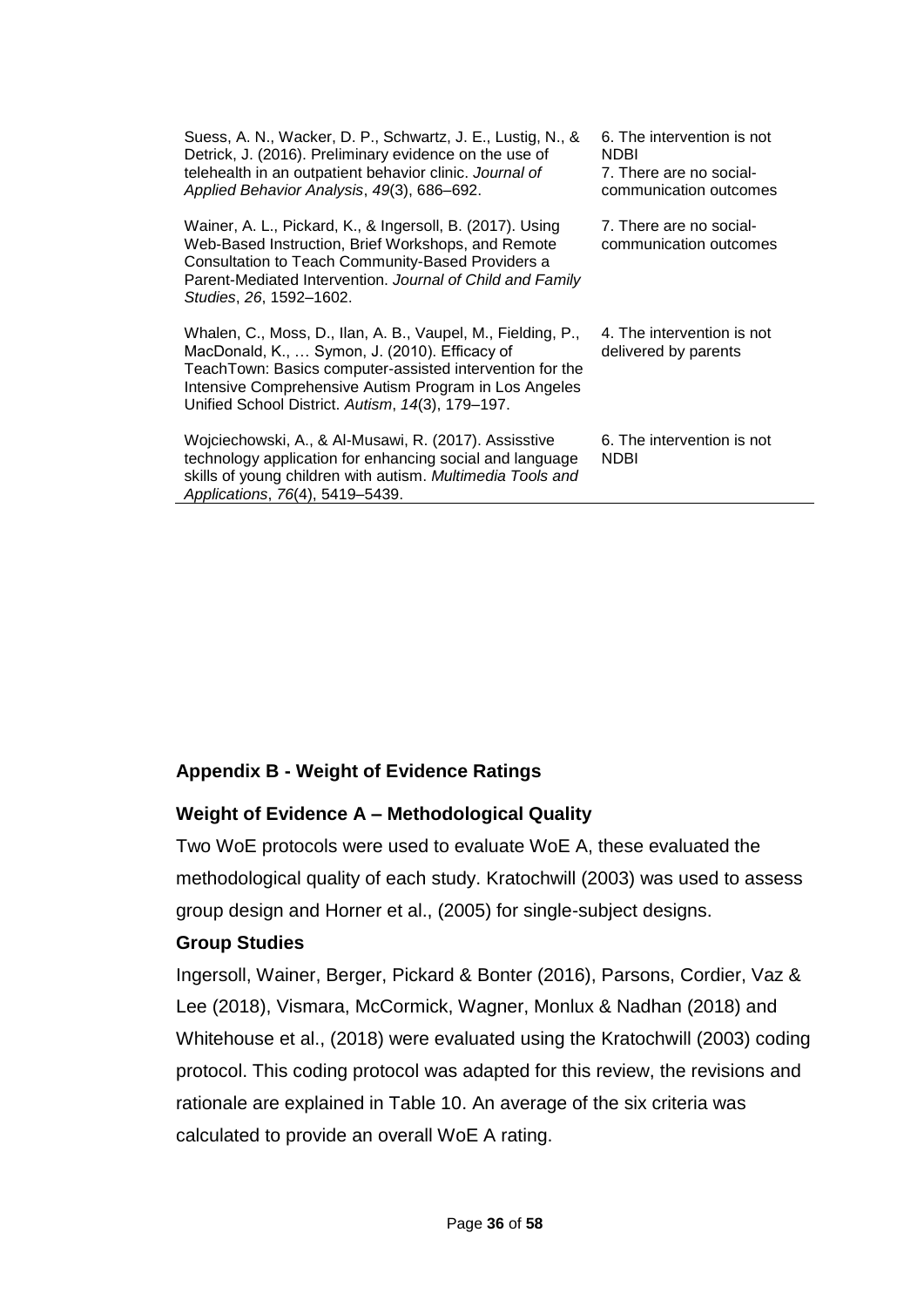| | |
|---|---|
| Suess, A. N., Wacker, D. P., Schwartz, J. E., Lustig, N., & Detrick, J. (2016). Preliminary evidence on the use of telehealth in an outpatient behavior clinic. *Journal of Applied Behavior Analysis*, *49*(3), 686–692. | 6. The intervention is not NDBI<br>7. There are no social-communication outcomes |
| Wainer, A. L., Pickard, K., & Ingersoll, B. (2017). Using Web-Based Instruction, Brief Workshops, and Remote Consultation to Teach Community-Based Providers a Parent-Mediated Intervention. *Journal of Child and Family Studies*, *26*, 1592–1602. | 7. There are no social-communication outcomes |
| Whalen, C., Moss, D., Ilan, A. B., Vaupel, M., Fielding, P., MacDonald, K., … Symon, J. (2010). Efficacy of TeachTown: Basics computer-assisted intervention for the Intensive Comprehensive Autism Program in Los Angeles Unified School District. *Autism*, *14*(3), 179–197. | 4. The intervention is not delivered by parents |
| Wojciechowski, A., & Al-Musawi, R. (2017). Assisstive technology application for enhancing social and language skills of young children with autism. *Multimedia Tools and Applications*, *76*(4), 5419–5439. | 6. The intervention is not NDBI |

## Appendix B - Weight of Evidence Ratings

### Weight of Evidence A – Methodological Quality

Two WoE protocols were used to evaluate WoE A, these evaluated the methodological quality of each study. Kratochwill (2003) was used to assess group design and Horner et al., (2005) for single-subject designs.

**Group Studies**

Ingersoll, Wainer, Berger, Pickard & Bonter (2016), Parsons, Cordier, Vaz & Lee (2018), Vismara, McCormick, Wagner, Monlux & Nadhan (2018) and Whitehouse et al., (2018) were evaluated using the Kratochwill (2003) coding protocol. This coding protocol was adapted for this review, the revisions and rationale are explained in Table 10. An average of the six criteria was calculated to provide an overall WoE A rating.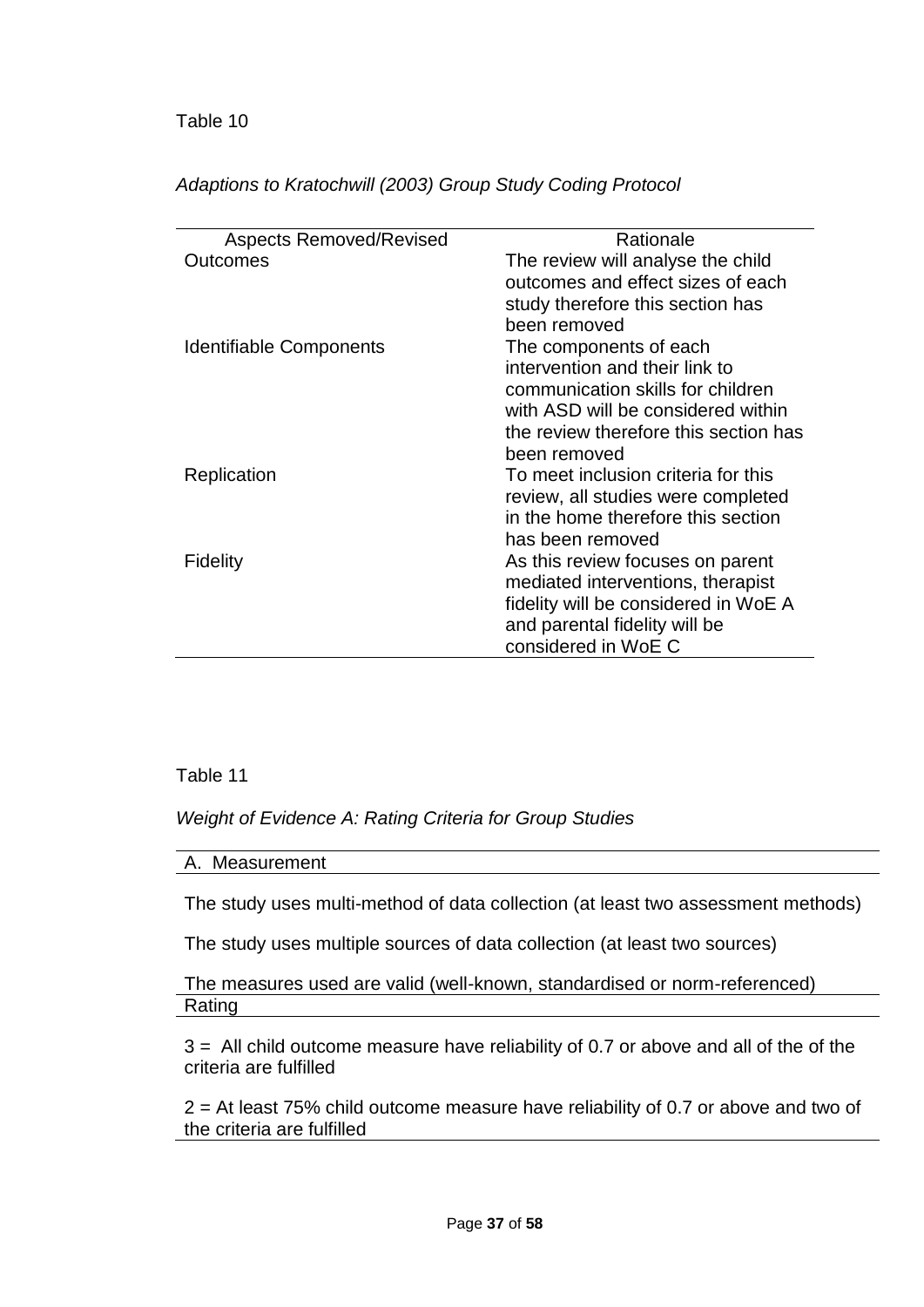Table 10

*Adaptions to Kratochwill (2003) Group Study Coding Protocol*

| Aspects Removed/Revised | Rationale |
|---|---|
| Outcomes | The review will analyse the child outcomes and effect sizes of each study therefore this section has been removed |
| Identifiable Components | The components of each intervention and their link to communication skills for children with ASD will be considered within the review therefore this section has been removed |
| Replication | To meet inclusion criteria for this review, all studies were completed in the home therefore this section has been removed |
| Fidelity | As this review focuses on parent mediated interventions, therapist fidelity will be considered in WoE A and parental fidelity will be considered in WoE C |

Table 11

*Weight of Evidence A: Rating Criteria for Group Studies*

| A. Measurement |
|---|
| The study uses multi-method of data collection (at least two assessment methods)<br><br>The study uses multiple sources of data collection (at least two sources)<br><br>The measures used are valid (well-known, standardised or norm-referenced) |
| **Rating** |
| 3 = All child outcome measure have reliability of 0.7 or above and all of the of the criteria are fulfilled<br><br>2 = At least 75% child outcome measure have reliability of 0.7 or above and two of the criteria are fulfilled |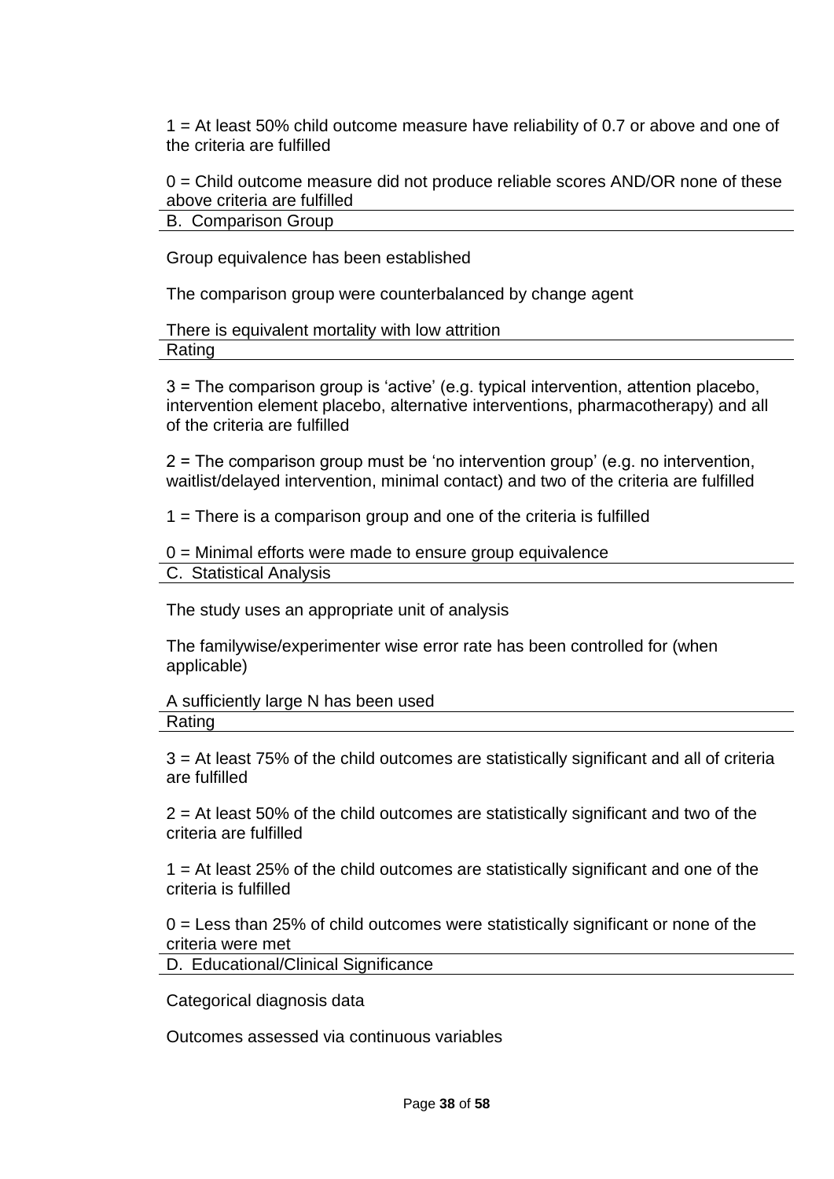1 = At least 50% child outcome measure have reliability of 0.7 or above and one of the criteria are fulfilled

0 = Child outcome measure did not produce reliable scores AND/OR none of these above criteria are fulfilled

**B. Comparison Group**

Group equivalence has been established

The comparison group were counterbalanced by change agent

There is equivalent mortality with low attrition

**Rating**

3 = The comparison group is 'active' (e.g. typical intervention, attention placebo, intervention element placebo, alternative interventions, pharmacotherapy) and all of the criteria are fulfilled

2 = The comparison group must be 'no intervention group' (e.g. no intervention, waitlist/delayed intervention, minimal contact) and two of the criteria are fulfilled

1 = There is a comparison group and one of the criteria is fulfilled

0 = Minimal efforts were made to ensure group equivalence

**C. Statistical Analysis**

The study uses an appropriate unit of analysis

The familywise/experimenter wise error rate has been controlled for (when applicable)

A sufficiently large N has been used

**Rating**

3 = At least 75% of the child outcomes are statistically significant and all of criteria are fulfilled

2 = At least 50% of the child outcomes are statistically significant and two of the criteria are fulfilled

1 = At least 25% of the child outcomes are statistically significant and one of the criteria is fulfilled

0 = Less than 25% of child outcomes were statistically significant or none of the criteria were met

**D. Educational/Clinical Significance**

Categorical diagnosis data

Outcomes assessed via continuous variables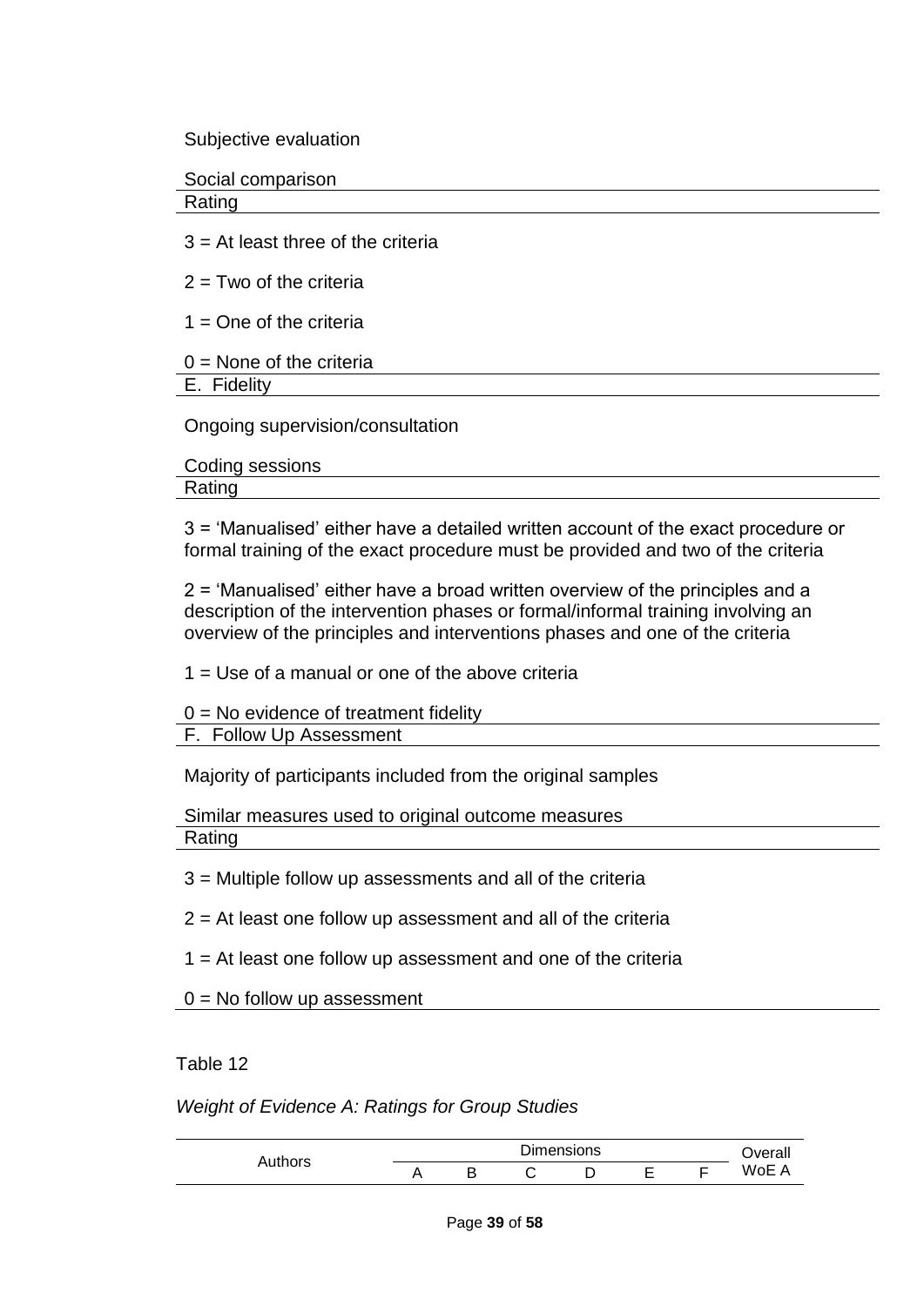Subjective evaluation

Social comparison

Rating

3 = At least three of the criteria

2 = Two of the criteria

1 = One of the criteria

0 = None of the criteria

E. Fidelity

Ongoing supervision/consultation

Coding sessions

Rating

3 = 'Manualised' either have a detailed written account of the exact procedure or formal training of the exact procedure must be provided and two of the criteria

2 = 'Manualised' either have a broad written overview of the principles and a description of the intervention phases or formal/informal training involving an overview of the principles and interventions phases and one of the criteria

1 = Use of a manual or one of the above criteria

0 = No evidence of treatment fidelity

F. Follow Up Assessment

Majority of participants included from the original samples

Similar measures used to original outcome measures

Rating

3 = Multiple follow up assessments and all of the criteria

2 = At least one follow up assessment and all of the criteria

1 = At least one follow up assessment and one of the criteria

0 = No follow up assessment

Table 12

*Weight of Evidence A: Ratings for Group Studies*

| Authors | Dimensions | | | | | | Overall WoE A |
|---|---|---|---|---|---|---|---|
| | A | B | C | D | E | F | |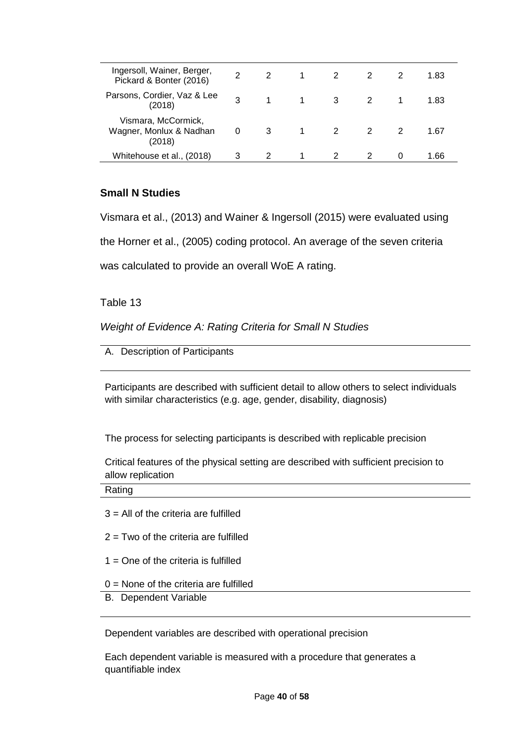| | | | | | | | |
|---|---|---|---|---|---|---|---|
| Ingersoll, Wainer, Berger, Pickard & Bonter (2016) | 2 | 2 | 1 | 2 | 2 | 2 | 1.83 |
| Parsons, Cordier, Vaz & Lee (2018) | 3 | 1 | 1 | 3 | 2 | 1 | 1.83 |
| Vismara, McCormick, Wagner, Monlux & Nadhan (2018) | 0 | 3 | 1 | 2 | 2 | 2 | 1.67 |
| Whitehouse et al., (2018) | 3 | 2 | 1 | 2 | 2 | 0 | 1.66 |

**Small N Studies**

Vismara et al., (2013) and Wainer & Ingersoll (2015) were evaluated using the Horner et al., (2005) coding protocol. An average of the seven criteria was calculated to provide an overall WoE A rating.

Table 13

*Weight of Evidence A: Rating Criteria for Small N Studies*

| A. Description of Participants |
|---|
| Participants are described with sufficient detail to allow others to select individuals with similar characteristics (e.g. age, gender, disability, diagnosis)<br><br>The process for selecting participants is described with replicable precision<br><br>Critical features of the physical setting are described with sufficient precision to allow replication |
| Rating |
| 3 = All of the criteria are fulfilled<br><br>2 = Two of the criteria are fulfilled<br><br>1 = One of the criteria is fulfilled<br><br>0 = None of the criteria are fulfilled |
| B. Dependent Variable |
| Dependent variables are described with operational precision<br><br>Each dependent variable is measured with a procedure that generates a quantifiable index |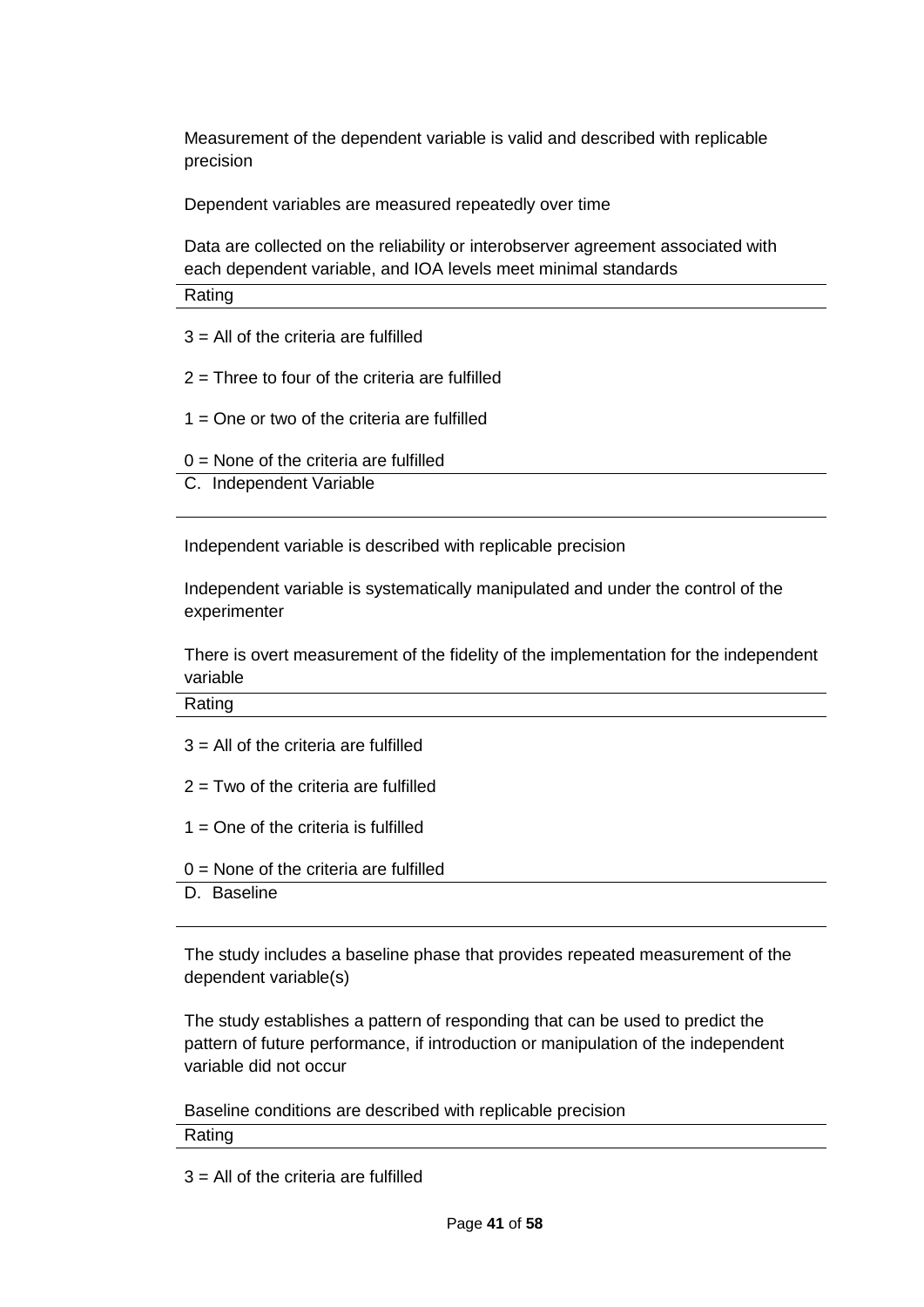Measurement of the dependent variable is valid and described with replicable precision

Dependent variables are measured repeatedly over time

Data are collected on the reliability or interobserver agreement associated with each dependent variable, and IOA levels meet minimal standards

**Rating**

3 = All of the criteria are fulfilled

2 = Three to four of the criteria are fulfilled

1 = One or two of the criteria are fulfilled

0 = None of the criteria are fulfilled

**C. Independent Variable**

Independent variable is described with replicable precision

Independent variable is systematically manipulated and under the control of the experimenter

There is overt measurement of the fidelity of the implementation for the independent variable

**Rating**

3 = All of the criteria are fulfilled

2 = Two of the criteria are fulfilled

1 = One of the criteria is fulfilled

0 = None of the criteria are fulfilled

**D. Baseline**

The study includes a baseline phase that provides repeated measurement of the dependent variable(s)

The study establishes a pattern of responding that can be used to predict the pattern of future performance, if introduction or manipulation of the independent variable did not occur

Baseline conditions are described with replicable precision

**Rating**

3 = All of the criteria are fulfilled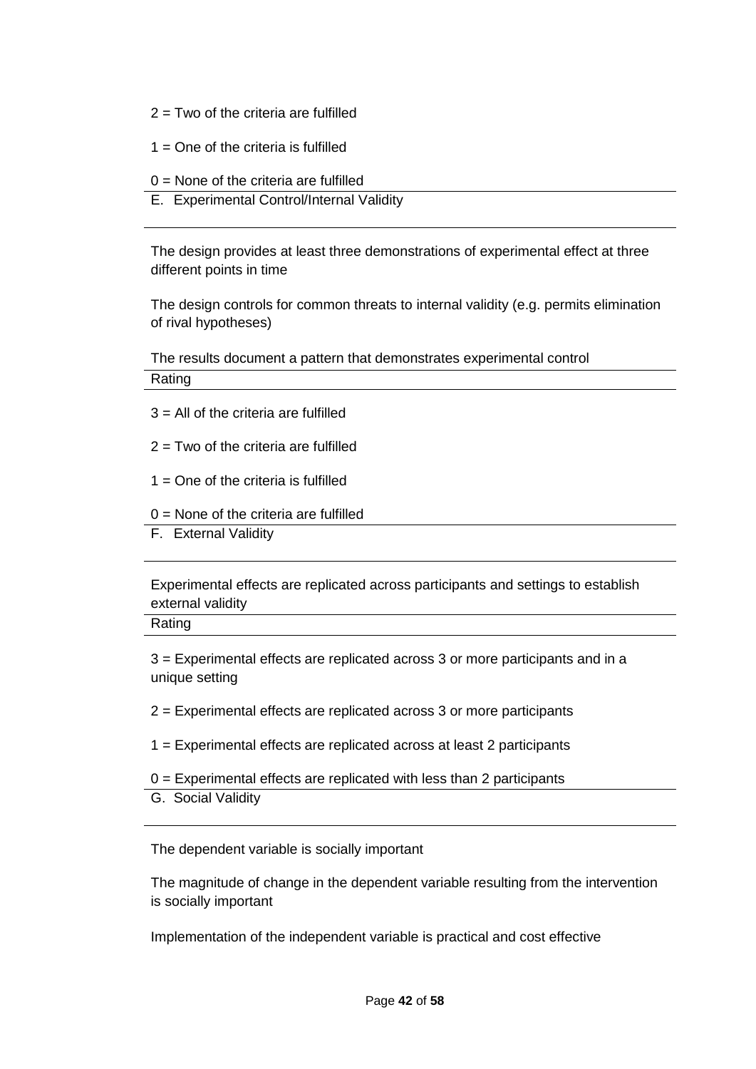2 = Two of the criteria are fulfilled

1 = One of the criteria is fulfilled

0 = None of the criteria are fulfilled

| E. Experimental Control/Internal Validity |
|---|
| The design provides at least three demonstrations of experimental effect at three different points in time<br><br>The design controls for common threats to internal validity (e.g. permits elimination of rival hypotheses)<br><br>The results document a pattern that demonstrates experimental control |
| Rating |
| 3 = All of the criteria are fulfilled<br><br>2 = Two of the criteria are fulfilled<br><br>1 = One of the criteria is fulfilled<br><br>0 = None of the criteria are fulfilled |

| F. External Validity |
|---|
| Experimental effects are replicated across participants and settings to establish external validity |
| Rating |
| 3 = Experimental effects are replicated across 3 or more participants and in a unique setting<br><br>2 = Experimental effects are replicated across 3 or more participants<br><br>1 = Experimental effects are replicated across at least 2 participants<br><br>0 = Experimental effects are replicated with less than 2 participants |

| G. Social Validity |
|---|
| The dependent variable is socially important<br><br>The magnitude of change in the dependent variable resulting from the intervention is socially important<br><br>Implementation of the independent variable is practical and cost effective |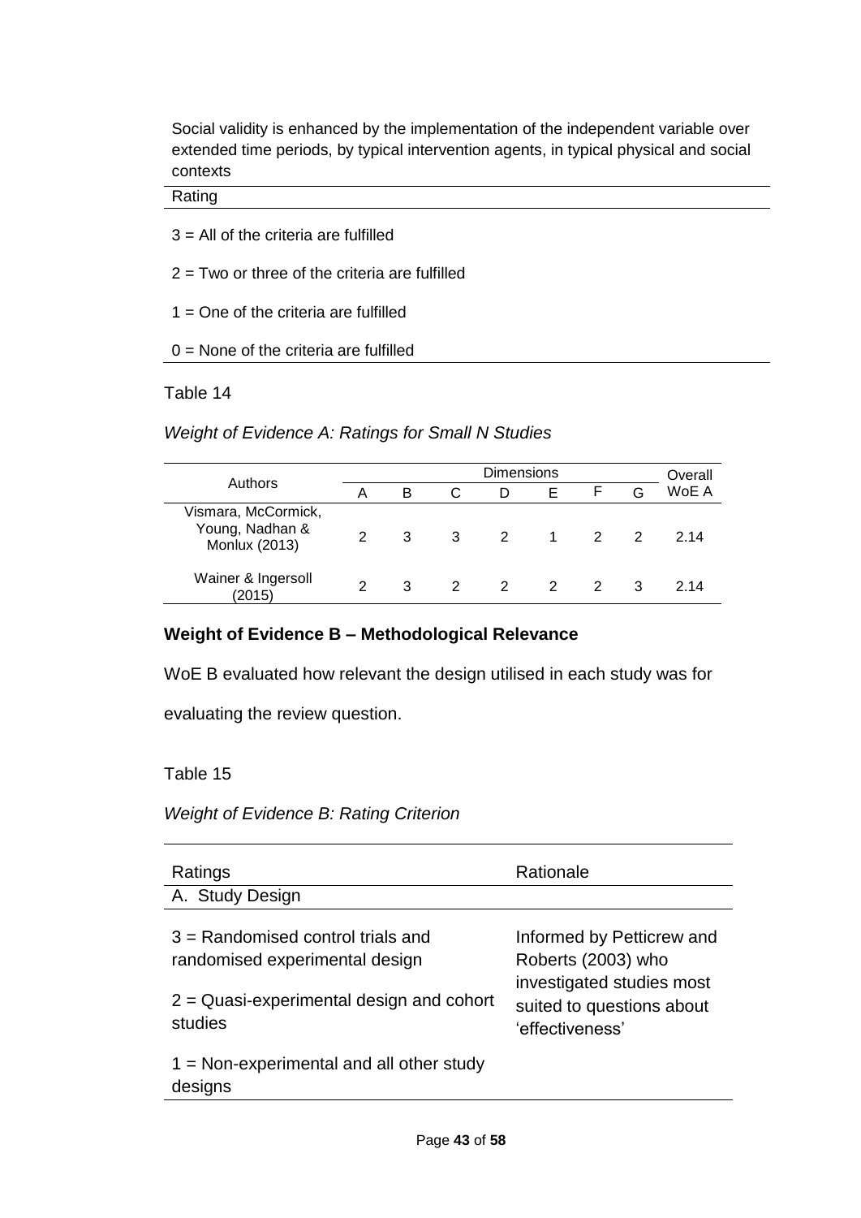Social validity is enhanced by the implementation of the independent variable over extended time periods, by typical intervention agents, in typical physical and social contexts

| Rating |
|---|
| 3 = All of the criteria are fulfilled |
| 2 = Two or three of the criteria are fulfilled |
| 1 = One of the criteria are fulfilled |
| 0 = None of the criteria are fulfilled |

Table 14

*Weight of Evidence A: Ratings for Small N Studies*

| Authors | Dimensions | | | | | | | Overall WoE A |
|---|---|---|---|---|---|---|---|---|
| | A | B | C | D | E | F | G | |
| Vismara, McCormick, Young, Nadhan & Monlux (2013) | 2 | 3 | 3 | 2 | 1 | 2 | 2 | 2.14 |
| Wainer & Ingersoll (2015) | 2 | 3 | 2 | 2 | 2 | 2 | 3 | 2.14 |

**Weight of Evidence B – Methodological Relevance**

WoE B evaluated how relevant the design utilised in each study was for evaluating the review question.

Table 15

*Weight of Evidence B: Rating Criterion*

| Ratings | Rationale |
|---|---|
| A. Study Design | |
| 3 = Randomised control trials and randomised experimental design<br><br>2 = Quasi-experimental design and cohort studies<br><br>1 = Non-experimental and all other study designs | Informed by Petticrew and Roberts (2003) who investigated studies most suited to questions about 'effectiveness' |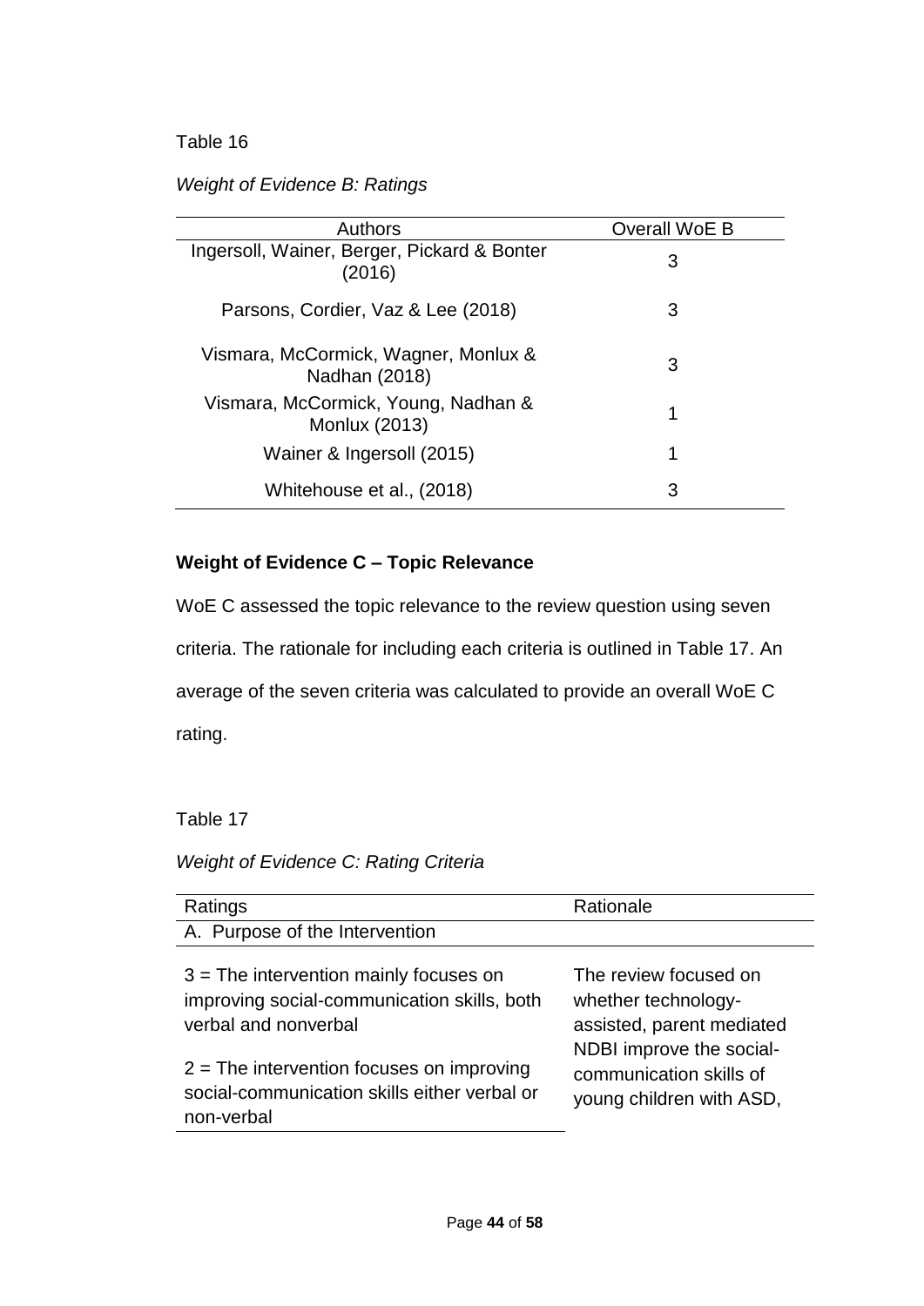Table 16

*Weight of Evidence B: Ratings*

| Authors | Overall WoE B |
|---|---|
| Ingersoll, Wainer, Berger, Pickard & Bonter (2016) | 3 |
| Parsons, Cordier, Vaz & Lee (2018) | 3 |
| Vismara, McCormick, Wagner, Monlux & Nadhan (2018) | 3 |
| Vismara, McCormick, Young, Nadhan & Monlux (2013) | 1 |
| Wainer & Ingersoll (2015) | 1 |
| Whitehouse et al., (2018) | 3 |

**Weight of Evidence C – Topic Relevance**

WoE C assessed the topic relevance to the review question using seven criteria. The rationale for including each criteria is outlined in Table 17. An average of the seven criteria was calculated to provide an overall WoE C rating.

Table 17

*Weight of Evidence C: Rating Criteria*

| Ratings | Rationale |
|---|---|
| A. Purpose of the Intervention | |
| 3 = The intervention mainly focuses on improving social-communication skills, both verbal and nonverbal<br><br>2 = The intervention focuses on improving social-communication skills either verbal or non-verbal | The review focused on whether technology-assisted, parent mediated NDBI improve the social-communication skills of young children with ASD, |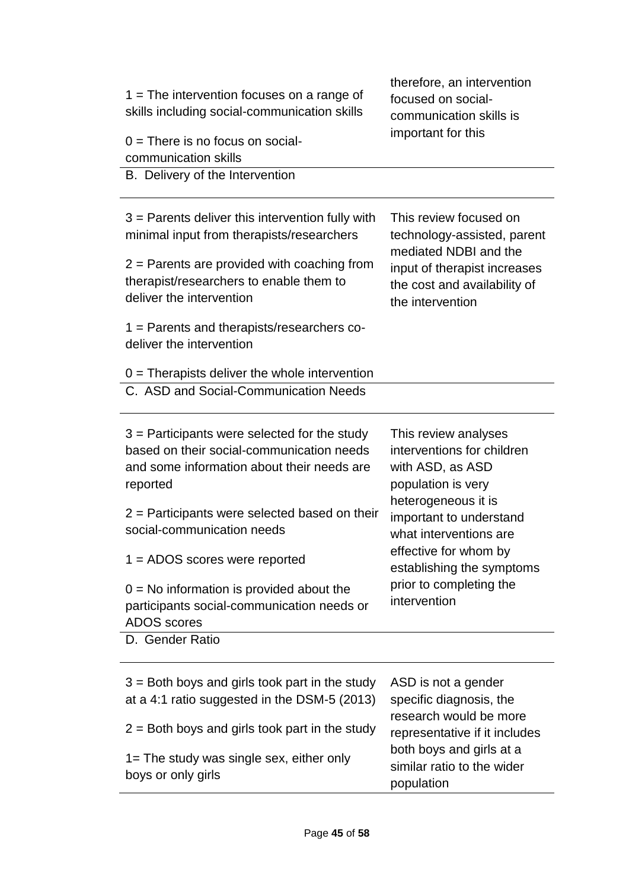| | |
|---|---|
| 1 = The intervention focuses on a range of skills including social-communication skills<br><br>0 = There is no focus on social-communication skills | therefore, an intervention focused on social-communication skills is important for this |
| B. Delivery of the Intervention | |
| 3 = Parents deliver this intervention fully with minimal input from therapists/researchers<br><br>2 = Parents are provided with coaching from therapist/researchers to enable them to deliver the intervention<br><br>1 = Parents and therapists/researchers co-deliver the intervention<br><br>0 = Therapists deliver the whole intervention | This review focused on technology-assisted, parent mediated NDBI and the input of therapist increases the cost and availability of the intervention |
| C. ASD and Social-Communication Needs | |
| 3 = Participants were selected for the study based on their social-communication needs and some information about their needs are reported<br><br>2 = Participants were selected based on their social-communication needs<br><br>1 = ADOS scores were reported<br><br>0 = No information is provided about the participants social-communication needs or ADOS scores | This review analyses interventions for children with ASD, as ASD population is very heterogeneous it is important to understand what interventions are effective for whom by establishing the symptoms prior to completing the intervention |
| D. Gender Ratio | |
| 3 = Both boys and girls took part in the study at a 4:1 ratio suggested in the DSM-5 (2013)<br><br>2 = Both boys and girls took part in the study<br><br>1= The study was single sex, either only boys or only girls | ASD is not a gender specific diagnosis, the research would be more representative if it includes both boys and girls at a similar ratio to the wider population |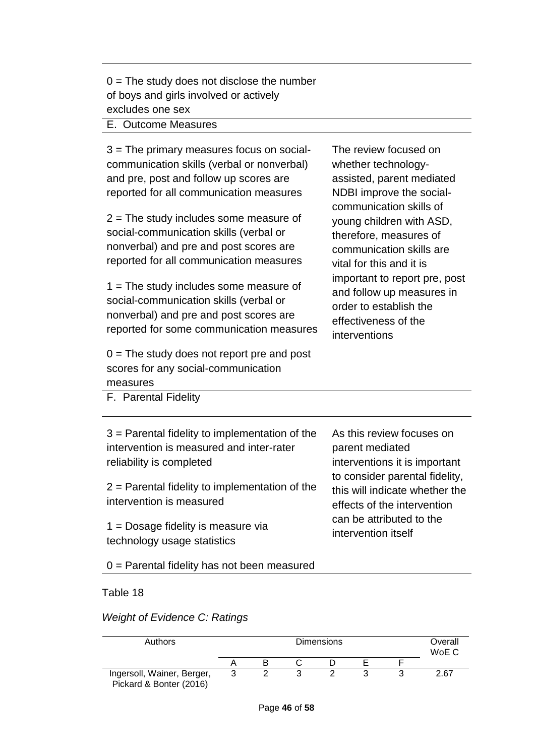| | |
|---|---|
| 0 = The study does not disclose the number of boys and girls involved or actively excludes one sex | |
| E. Outcome Measures | |
| 3 = The primary measures focus on social-communication skills (verbal or nonverbal) and pre, post and follow up scores are reported for all communication measures<br><br>2 = The study includes some measure of social-communication skills (verbal or nonverbal) and pre and post scores are reported for all communication measures<br><br>1 = The study includes some measure of social-communication skills (verbal or nonverbal) and pre and post scores are reported for some communication measures<br><br>0 = The study does not report pre and post scores for any social-communication measures | The review focused on whether technology-assisted, parent mediated NDBI improve the social-communication skills of young children with ASD, therefore, measures of communication skills are vital for this and it is important to report pre, post and follow up measures in order to establish the effectiveness of the interventions |
| F. Parental Fidelity | |
| 3 = Parental fidelity to implementation of the intervention is measured and inter-rater reliability is completed<br><br>2 = Parental fidelity to implementation of the intervention is measured<br><br>1 = Dosage fidelity is measure via technology usage statistics<br><br>0 = Parental fidelity has not been measured | As this review focuses on parent mediated interventions it is important to consider parental fidelity, this will indicate whether the effects of the intervention can be attributed to the intervention itself |

Table 18

*Weight of Evidence C: Ratings*

| Authors | Dimensions | | | | | | Overall WoE C |
|---|---|---|---|---|---|---|---|
| | A | B | C | D | E | F | |
| Ingersoll, Wainer, Berger, Pickard & Bonter (2016) | 3 | 2 | 3 | 2 | 3 | 3 | 2.67 |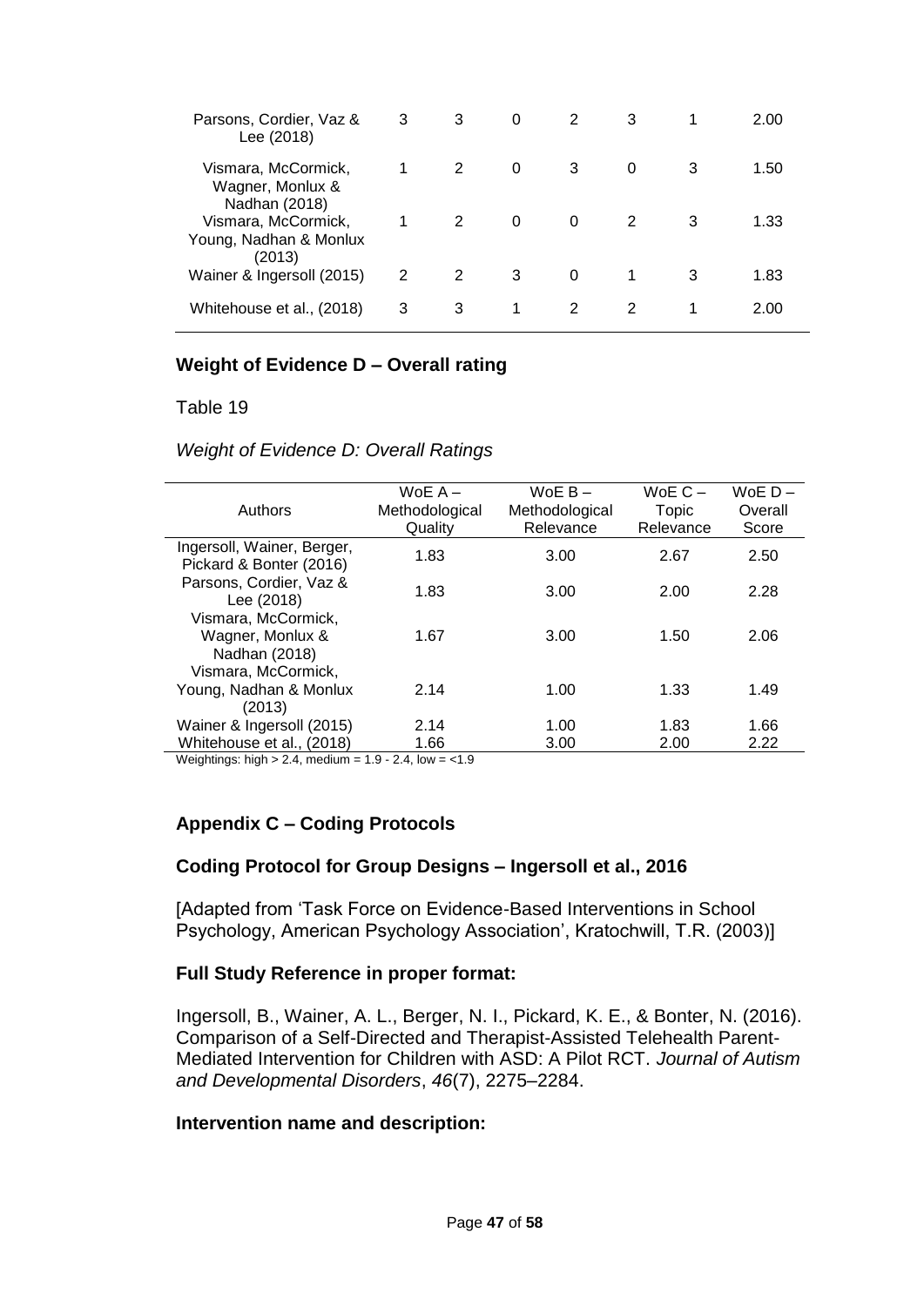| | | | | | | | |
|---|---|---|---|---|---|---|---|
| Parsons, Cordier, Vaz & Lee (2018) | 3 | 3 | 0 | 2 | 3 | 1 | 2.00 |
| Vismara, McCormick, Wagner, Monlux & Nadhan (2018) | 1 | 2 | 0 | 3 | 0 | 3 | 1.50 |
| Vismara, McCormick, Young, Nadhan & Monlux (2013) | 1 | 2 | 0 | 0 | 2 | 3 | 1.33 |
| Wainer & Ingersoll (2015) | 2 | 2 | 3 | 0 | 1 | 3 | 1.83 |
| Whitehouse et al., (2018) | 3 | 3 | 1 | 2 | 2 | 1 | 2.00 |

### Weight of Evidence D – Overall rating

Table 19

*Weight of Evidence D: Overall Ratings*

| Authors | WoE A – Methodological Quality | WoE B – Methodological Relevance | WoE C – Topic Relevance | WoE D – Overall Score |
|---|---|---|---|---|
| Ingersoll, Wainer, Berger, Pickard & Bonter (2016) | 1.83 | 3.00 | 2.67 | 2.50 |
| Parsons, Cordier, Vaz & Lee (2018) | 1.83 | 3.00 | 2.00 | 2.28 |
| Vismara, McCormick, Wagner, Monlux & Nadhan (2018) | 1.67 | 3.00 | 1.50 | 2.06 |
| Vismara, McCormick, Young, Nadhan & Monlux (2013) | 2.14 | 1.00 | 1.33 | 1.49 |
| Wainer & Ingersoll (2015) | 2.14 | 1.00 | 1.83 | 1.66 |
| Whitehouse et al., (2018) | 1.66 | 3.00 | 2.00 | 2.22 |

Weightings: high > 2.4, medium = 1.9 - 2.4, low = <1.9

## Appendix C – Coding Protocols

### Coding Protocol for Group Designs – Ingersoll et al., 2016

[Adapted from 'Task Force on Evidence-Based Interventions in School Psychology, American Psychology Association', Kratochwill, T.R. (2003)]

### Full Study Reference in proper format:

Ingersoll, B., Wainer, A. L., Berger, N. I., Pickard, K. E., & Bonter, N. (2016). Comparison of a Self-Directed and Therapist-Assisted Telehealth Parent-Mediated Intervention for Children with ASD: A Pilot RCT. *Journal of Autism and Developmental Disorders*, *46*(7), 2275–2284.

### Intervention name and description: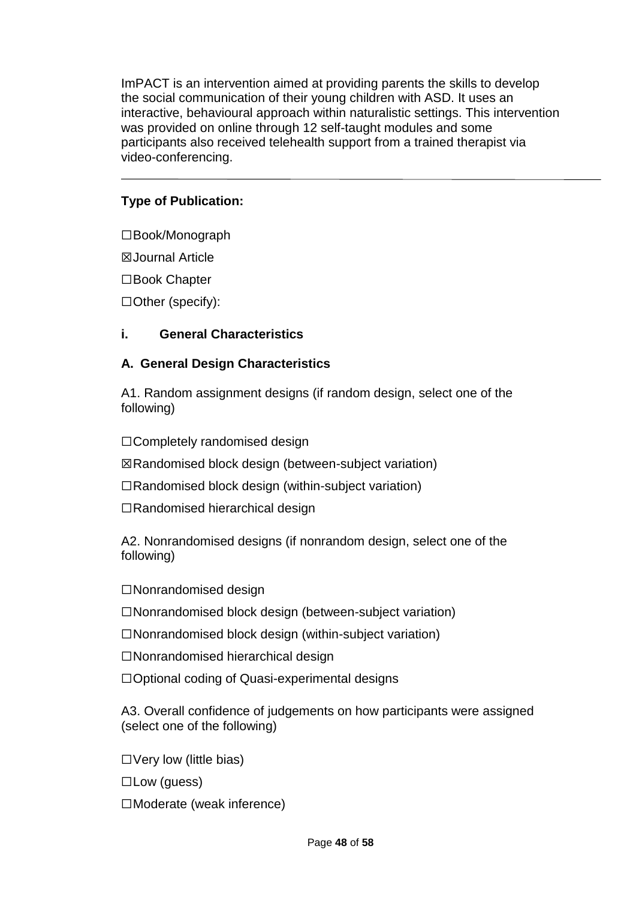ImPACT is an intervention aimed at providing parents the skills to develop the social communication of their young children with ASD. It uses an interactive, behavioural approach within naturalistic settings. This intervention was provided on online through 12 self-taught modules and some participants also received telehealth support from a trained therapist via video-conferencing.

---

**Type of Publication:**

☐Book/Monograph

☒Journal Article

☐Book Chapter

☐Other (specify):

**i. General Characteristics**

**A. General Design Characteristics**

A1. Random assignment designs (if random design, select one of the following)

☐Completely randomised design

☒Randomised block design (between-subject variation)

☐Randomised block design (within-subject variation)

☐Randomised hierarchical design

A2. Nonrandomised designs (if nonrandom design, select one of the following)

☐Nonrandomised design

☐Nonrandomised block design (between-subject variation)

☐Nonrandomised block design (within-subject variation)

☐Nonrandomised hierarchical design

☐Optional coding of Quasi-experimental designs

A3. Overall confidence of judgements on how participants were assigned (select one of the following)

☐Very low (little bias)

☐Low (guess)

☐Moderate (weak inference)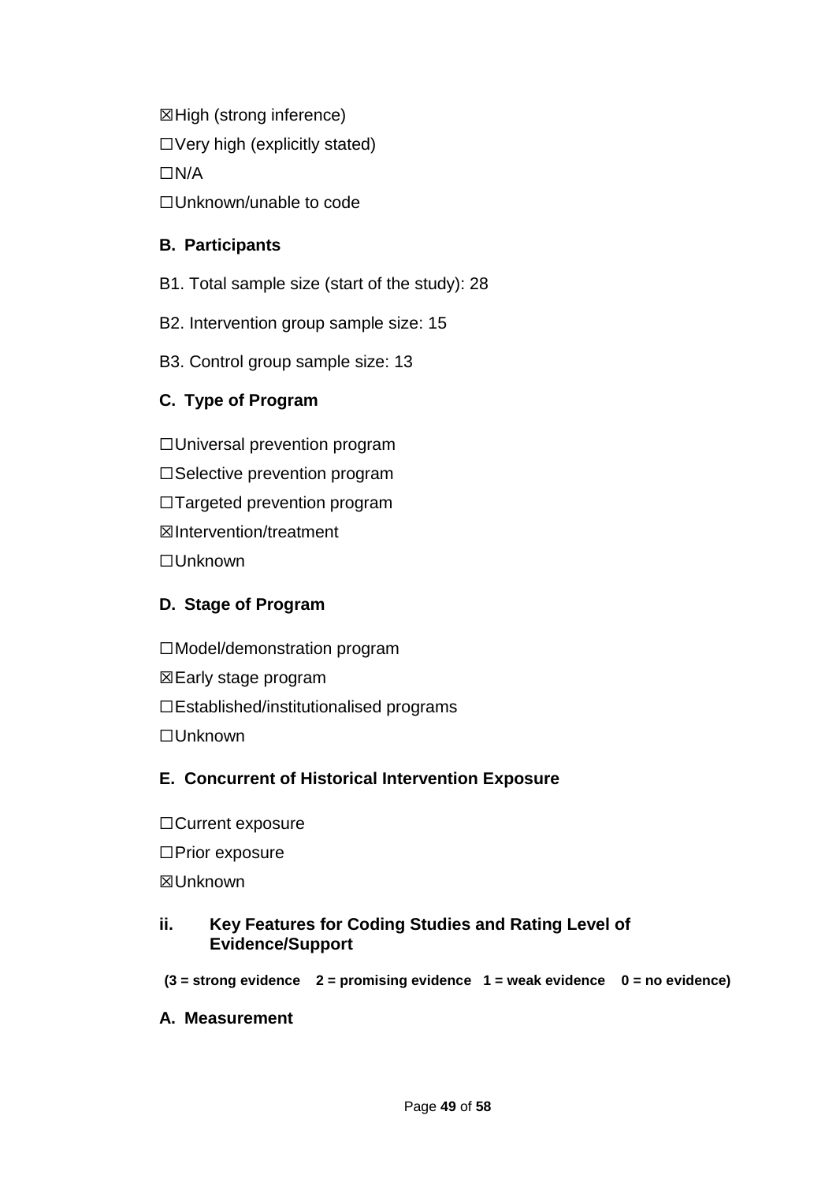☒High (strong inference)

☐Very high (explicitly stated)

☐N/A

☐Unknown/unable to code

### B. Participants

B1. Total sample size (start of the study): 28

B2. Intervention group sample size: 15

B3. Control group sample size: 13

### C. Type of Program

☐Universal prevention program

☐Selective prevention program

☐Targeted prevention program

☒Intervention/treatment

☐Unknown

### D. Stage of Program

☐Model/demonstration program

☒Early stage program

☐Established/institutionalised programs

☐Unknown

### E. Concurrent of Historical Intervention Exposure

☐Current exposure

☐Prior exposure

☒Unknown

## ii. Key Features for Coding Studies and Rating Level of Evidence/Support

**(3 = strong evidence 2 = promising evidence 1 = weak evidence 0 = no evidence)**

### A. Measurement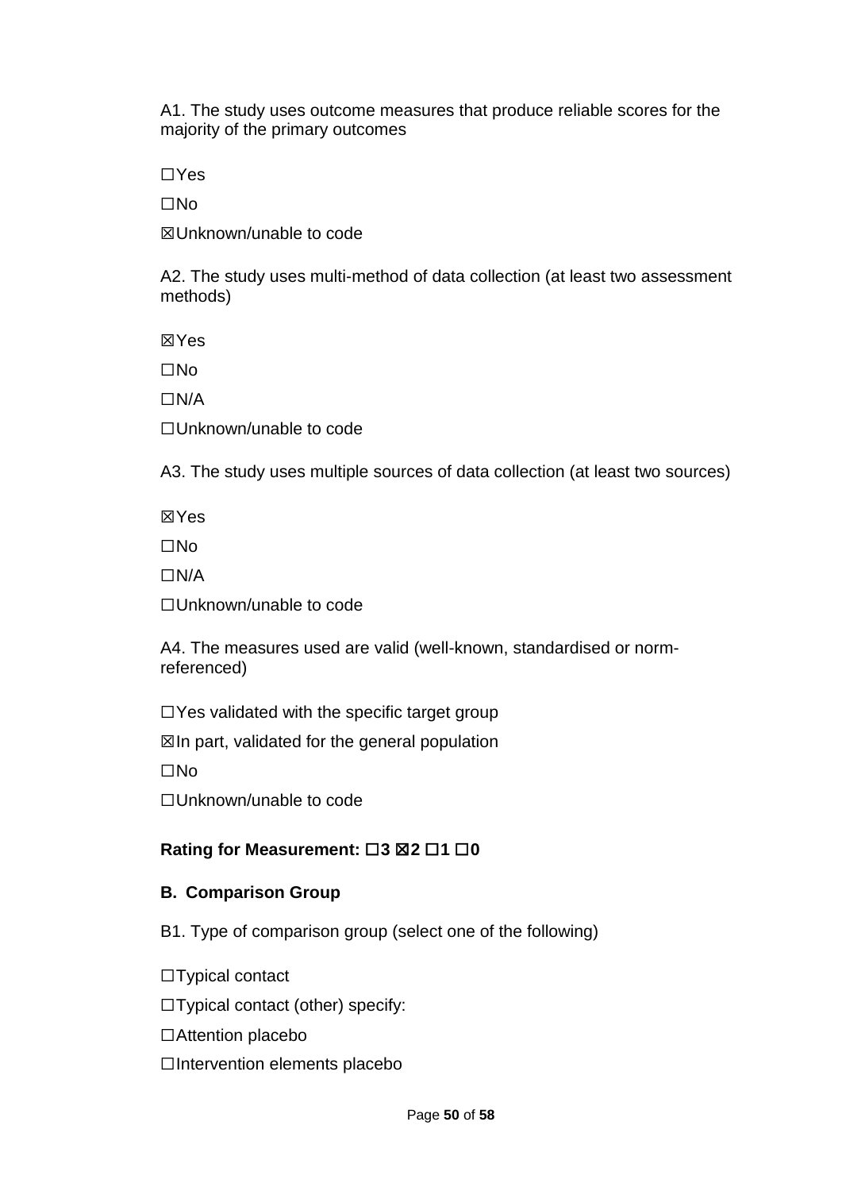A1. The study uses outcome measures that produce reliable scores for the majority of the primary outcomes

☐Yes

☐No

☒Unknown/unable to code

A2. The study uses multi-method of data collection (at least two assessment methods)

☒Yes

☐No

☐N/A

☐Unknown/unable to code

A3. The study uses multiple sources of data collection (at least two sources)

☒Yes

☐No

☐N/A

☐Unknown/unable to code

A4. The measures used are valid (well-known, standardised or norm-referenced)

☐Yes validated with the specific target group

☒In part, validated for the general population

☐No

☐Unknown/unable to code

**Rating for Measurement: ☐3 ☒2 ☐1 ☐0**

**B. Comparison Group**

B1. Type of comparison group (select one of the following)

☐Typical contact

☐Typical contact (other) specify:

☐Attention placebo

☐Intervention elements placebo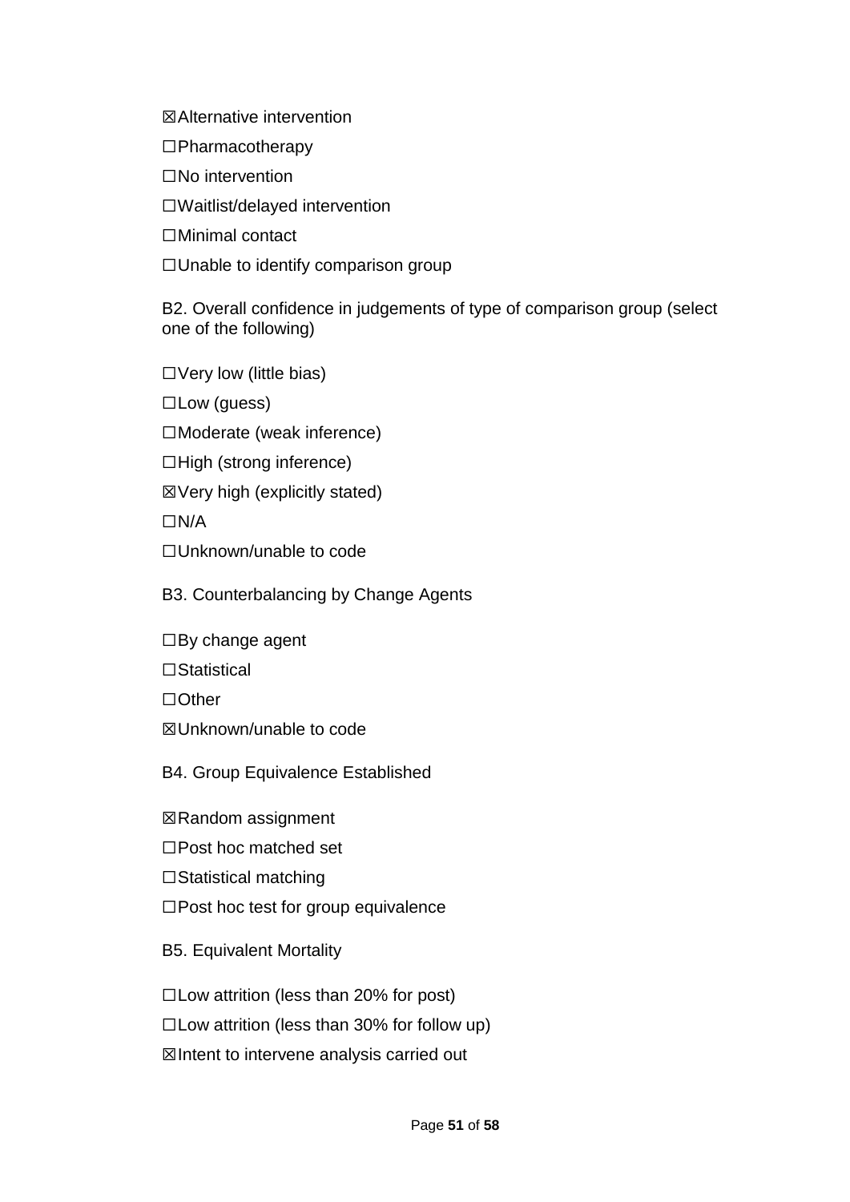☒Alternative intervention

☐Pharmacotherapy

☐No intervention

☐Waitlist/delayed intervention

☐Minimal contact

☐Unable to identify comparison group

B2. Overall confidence in judgements of type of comparison group (select one of the following)

☐Very low (little bias)

☐Low (guess)

☐Moderate (weak inference)

☐High (strong inference)

☒Very high (explicitly stated)

☐N/A

☐Unknown/unable to code

B3. Counterbalancing by Change Agents

☐By change agent

☐Statistical

☐Other

☒Unknown/unable to code

B4. Group Equivalence Established

☒Random assignment

☐Post hoc matched set

☐Statistical matching

☐Post hoc test for group equivalence

B5. Equivalent Mortality

☐Low attrition (less than 20% for post)

☐Low attrition (less than 30% for follow up)

☒Intent to intervene analysis carried out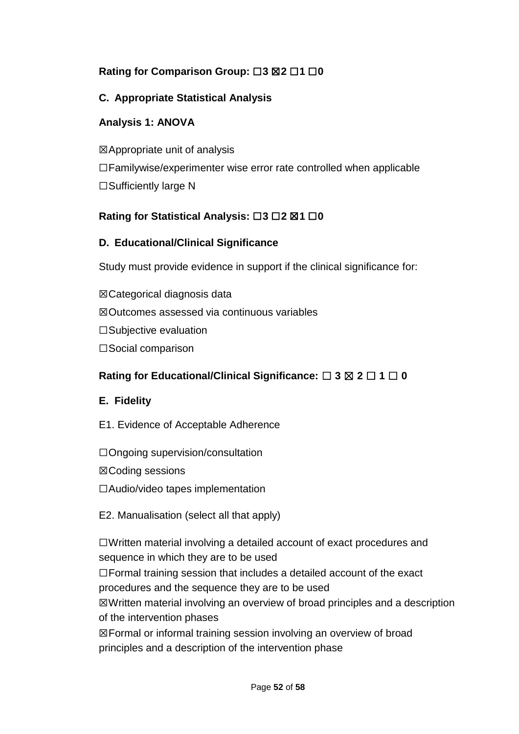**Rating for Comparison Group:** ☐**3** ☒**2** ☐**1** ☐**0**

**C. Appropriate Statistical Analysis**

**Analysis 1: ANOVA**

☒Appropriate unit of analysis

☐Familywise/experimenter wise error rate controlled when applicable

☐Sufficiently large N

**Rating for Statistical Analysis:** ☐**3** ☐**2** ☒**1** ☐**0**

**D. Educational/Clinical Significance**

Study must provide evidence in support if the clinical significance for:

☒Categorical diagnosis data

☒Outcomes assessed via continuous variables

☐Subjective evaluation

☐Social comparison

**Rating for Educational/Clinical Significance:** ☐ **3** ☒ **2** ☐ **1** ☐ **0**

**E. Fidelity**

E1. Evidence of Acceptable Adherence

☐Ongoing supervision/consultation

☒Coding sessions

☐Audio/video tapes implementation

E2. Manualisation (select all that apply)

☐Written material involving a detailed account of exact procedures and sequence in which they are to be used

☐Formal training session that includes a detailed account of the exact procedures and the sequence they are to be used

☒Written material involving an overview of broad principles and a description of the intervention phases

☒Formal or informal training session involving an overview of broad principles and a description of the intervention phase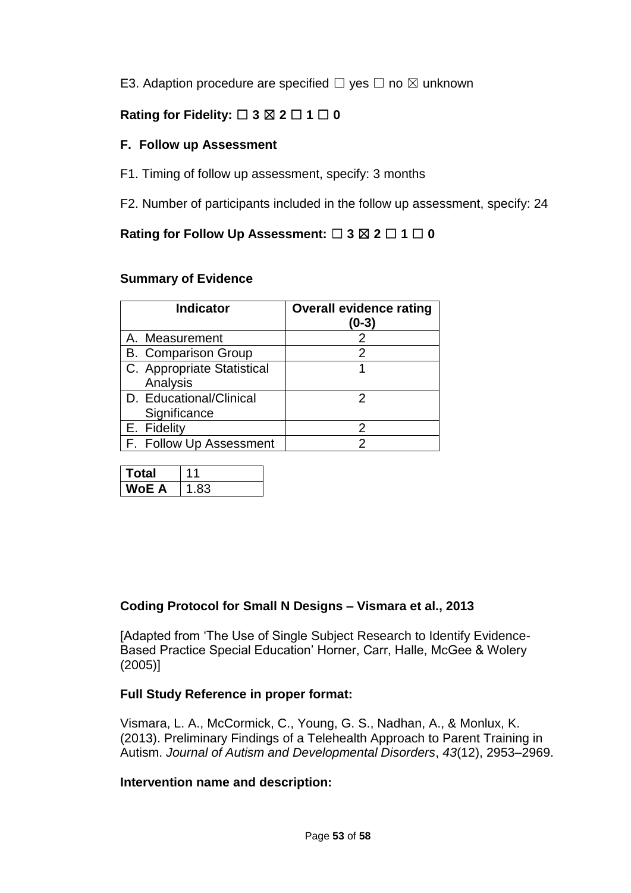E3. Adaption procedure are specified ☐ yes ☐ no ☒ unknown

**Rating for Fidelity: ☐ 3 ☒ 2 ☐ 1 ☐ 0**

### F. Follow up Assessment

F1. Timing of follow up assessment, specify: 3 months

F2. Number of participants included in the follow up assessment, specify: 24

**Rating for Follow Up Assessment: ☐ 3 ☒ 2 ☐ 1 ☐ 0**

### Summary of Evidence

| Indicator | Overall evidence rating (0-3) |
|---|---|
| A. Measurement | 2 |
| B. Comparison Group | 2 |
| C. Appropriate Statistical Analysis | 1 |
| D. Educational/Clinical Significance | 2 |
| E. Fidelity | 2 |
| F. Follow Up Assessment | 2 |

| **Total** | 11 |
|---|---|
| **WoE A** | 1.83 |

### Coding Protocol for Small N Designs – Vismara et al., 2013

[Adapted from 'The Use of Single Subject Research to Identify Evidence-Based Practice Special Education' Horner, Carr, Halle, McGee & Wolery (2005)]

**Full Study Reference in proper format:**

Vismara, L. A., McCormick, C., Young, G. S., Nadhan, A., & Monlux, K. (2013). Preliminary Findings of a Telehealth Approach to Parent Training in Autism. *Journal of Autism and Developmental Disorders*, *43*(12), 2953–2969.

**Intervention name and description:**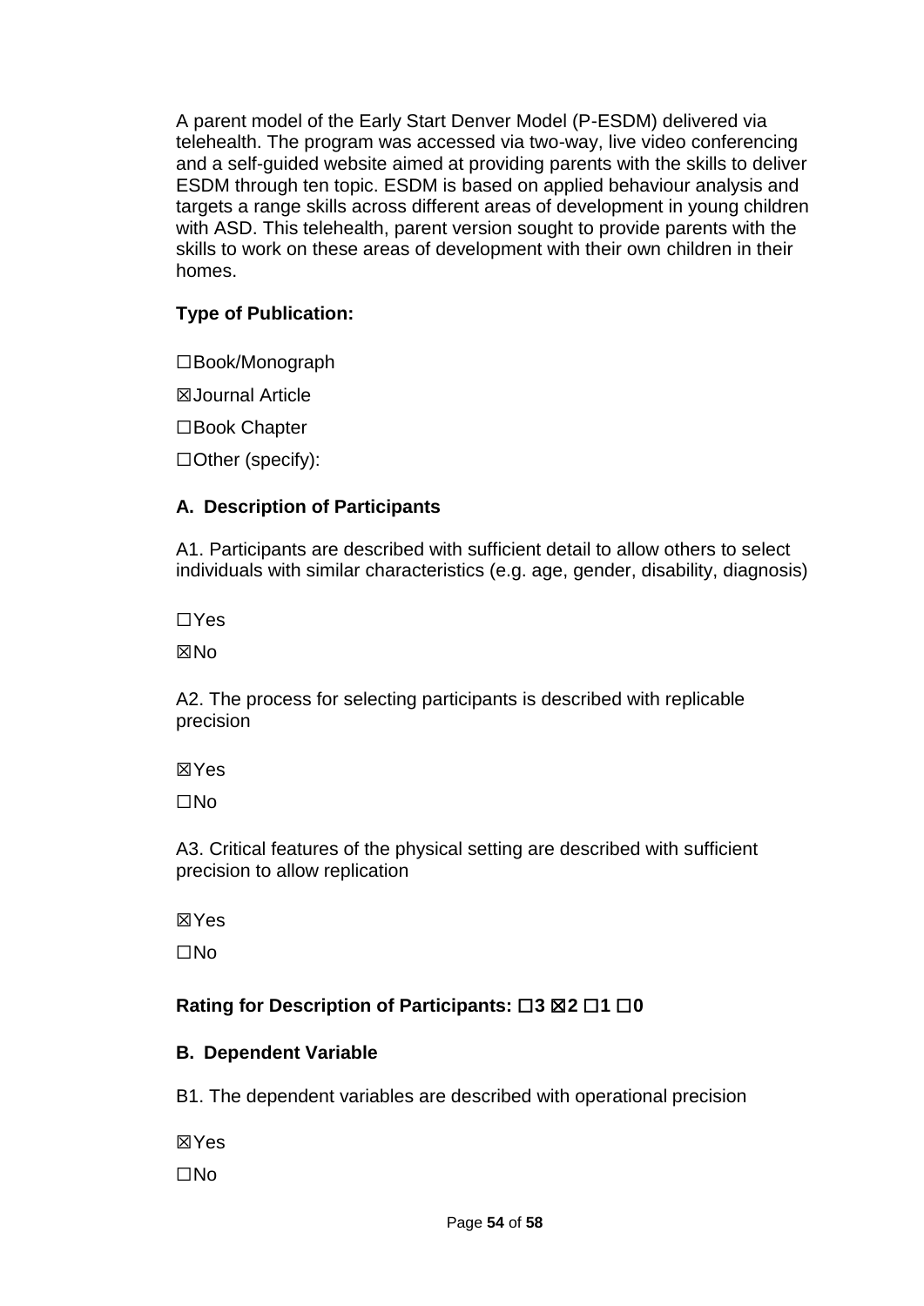A parent model of the Early Start Denver Model (P-ESDM) delivered via telehealth. The program was accessed via two-way, live video conferencing and a self-guided website aimed at providing parents with the skills to deliver ESDM through ten topic. ESDM is based on applied behaviour analysis and targets a range skills across different areas of development in young children with ASD. This telehealth, parent version sought to provide parents with the skills to work on these areas of development with their own children in their homes.

**Type of Publication:**

☐Book/Monograph

☒Journal Article

☐Book Chapter

☐Other (specify):

### A. Description of Participants

A1. Participants are described with sufficient detail to allow others to select individuals with similar characteristics (e.g. age, gender, disability, diagnosis)

☐Yes

☒No

A2. The process for selecting participants is described with replicable precision

☒Yes

☐No

A3. Critical features of the physical setting are described with sufficient precision to allow replication

☒Yes

☐No

**Rating for Description of Participants: ☐3 ☒2 ☐1 ☐0**

### B. Dependent Variable

B1. The dependent variables are described with operational precision

☒Yes

☐No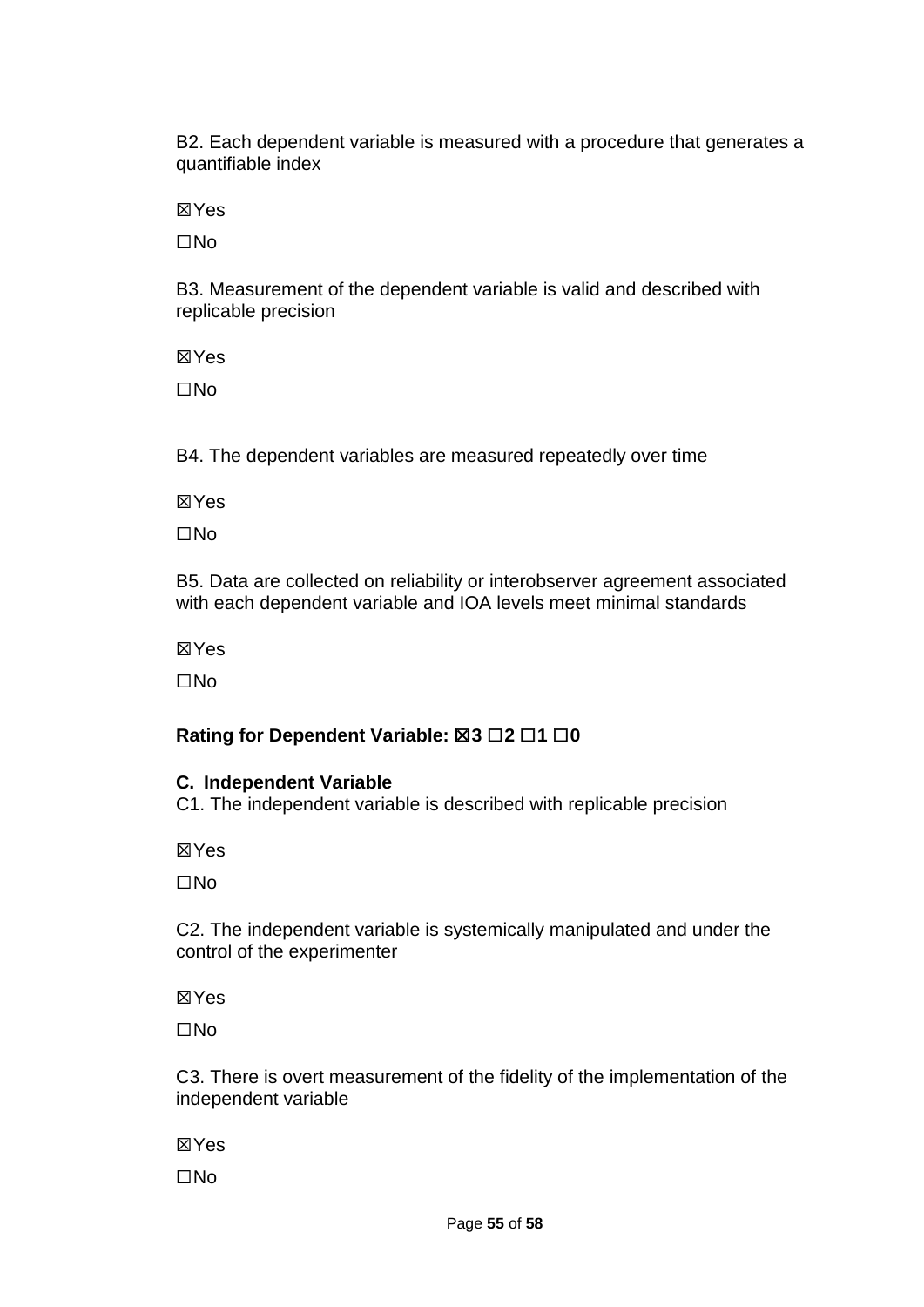B2. Each dependent variable is measured with a procedure that generates a quantifiable index

☒Yes

☐No

B3. Measurement of the dependent variable is valid and described with replicable precision

☒Yes

☐No

B4. The dependent variables are measured repeatedly over time

☒Yes

☐No

B5. Data are collected on reliability or interobserver agreement associated with each dependent variable and IOA levels meet minimal standards

☒Yes

☐No

**Rating for Dependent Variable: ☒3 ☐2 ☐1 ☐0**

**C. Independent Variable**

C1. The independent variable is described with replicable precision

☒Yes

☐No

C2. The independent variable is systemically manipulated and under the control of the experimenter

☒Yes

☐No

C3. There is overt measurement of the fidelity of the implementation of the independent variable

☒Yes

☐No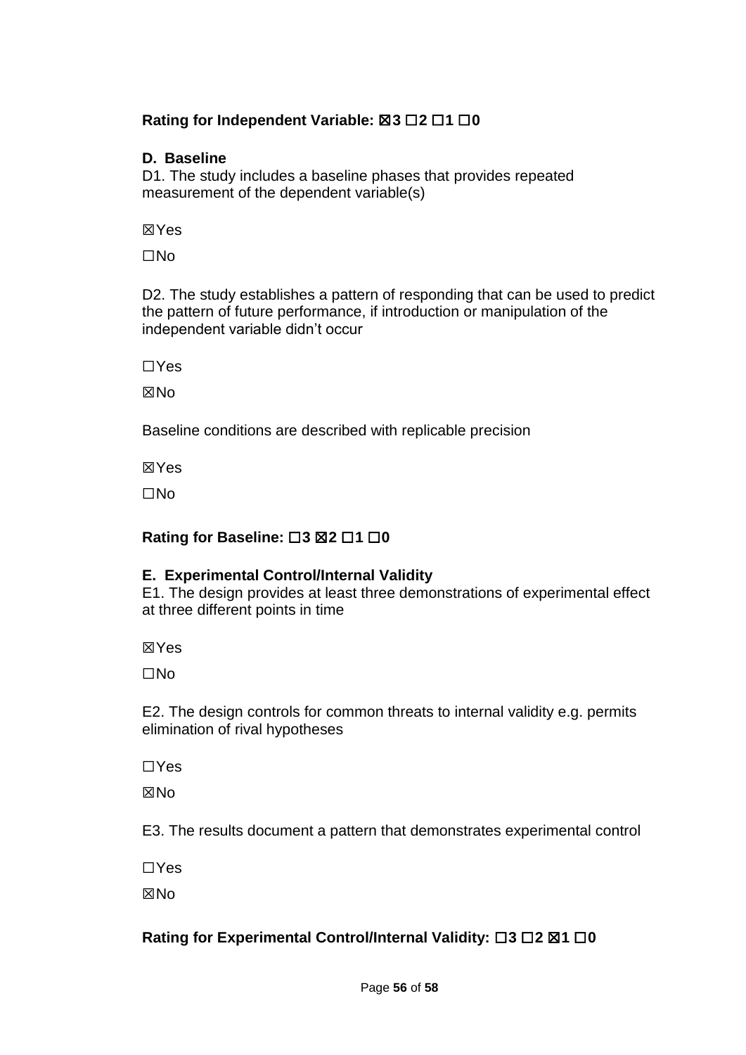**Rating for Independent Variable: ☒3 ☐2 ☐1 ☐0**

### D. Baseline

D1. The study includes a baseline phases that provides repeated measurement of the dependent variable(s)

☒Yes

☐No

D2. The study establishes a pattern of responding that can be used to predict the pattern of future performance, if introduction or manipulation of the independent variable didn't occur

☐Yes

☒No

Baseline conditions are described with replicable precision

☒Yes

☐No

**Rating for Baseline: ☐3 ☒2 ☐1 ☐0**

### E. Experimental Control/Internal Validity

E1. The design provides at least three demonstrations of experimental effect at three different points in time

☒Yes

☐No

E2. The design controls for common threats to internal validity e.g. permits elimination of rival hypotheses

☐Yes

☒No

E3. The results document a pattern that demonstrates experimental control

☐Yes

☒No

**Rating for Experimental Control/Internal Validity: ☐3 ☐2 ☒1 ☐0**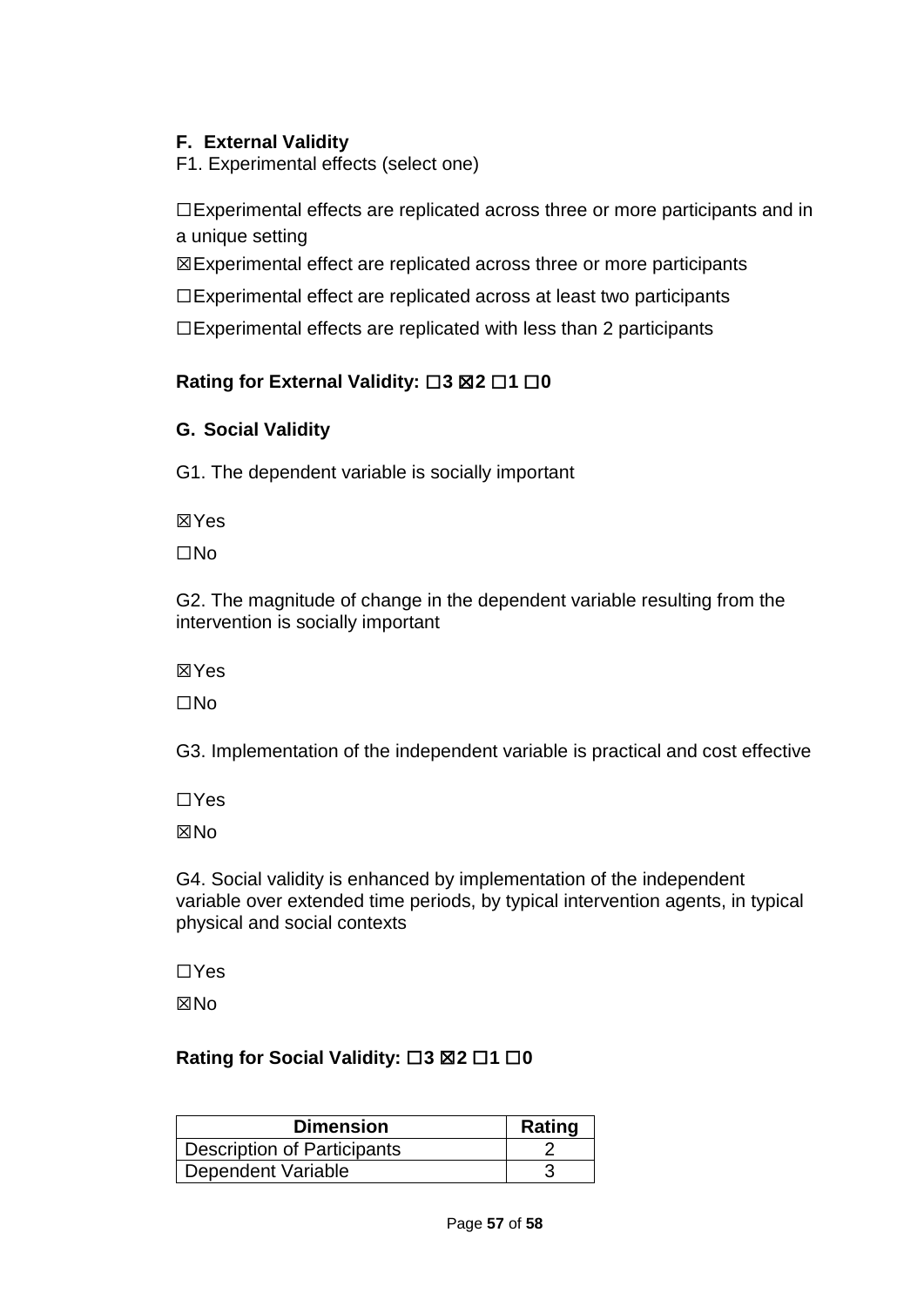### F. External Validity

F1. Experimental effects (select one)

☐Experimental effects are replicated across three or more participants and in a unique setting

☒Experimental effect are replicated across three or more participants

☐Experimental effect are replicated across at least two participants

☐Experimental effects are replicated with less than 2 participants

**Rating for External Validity: ☐3 ☒2 ☐1 ☐0**

### G. Social Validity

G1. The dependent variable is socially important

☒Yes

☐No

G2. The magnitude of change in the dependent variable resulting from the intervention is socially important

☒Yes

☐No

G3. Implementation of the independent variable is practical and cost effective

☐Yes

☒No

G4. Social validity is enhanced by implementation of the independent variable over extended time periods, by typical intervention agents, in typical physical and social contexts

☐Yes

☒No

**Rating for Social Validity: ☐3 ☒2 ☐1 ☐0**

| Dimension | Rating |
| --- | --- |
| Description of Participants | 2 |
| Dependent Variable | 3 |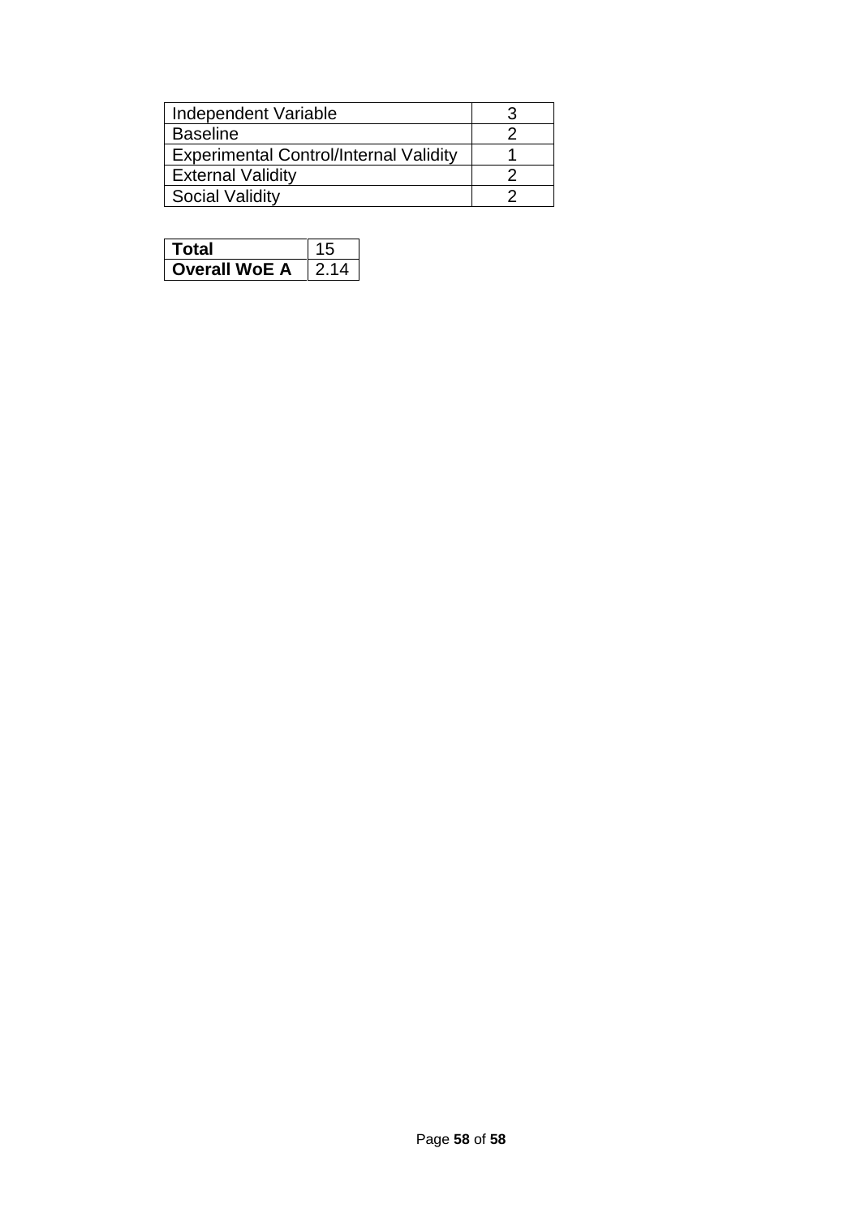| | |
|---|---|
| Independent Variable | 3 |
| Baseline | 2 |
| Experimental Control/Internal Validity | 1 |
| External Validity | 2 |
| Social Validity | 2 |

| | |
|---|---|
| **Total** | 15 |
| **Overall WoE A** | 2.14 |